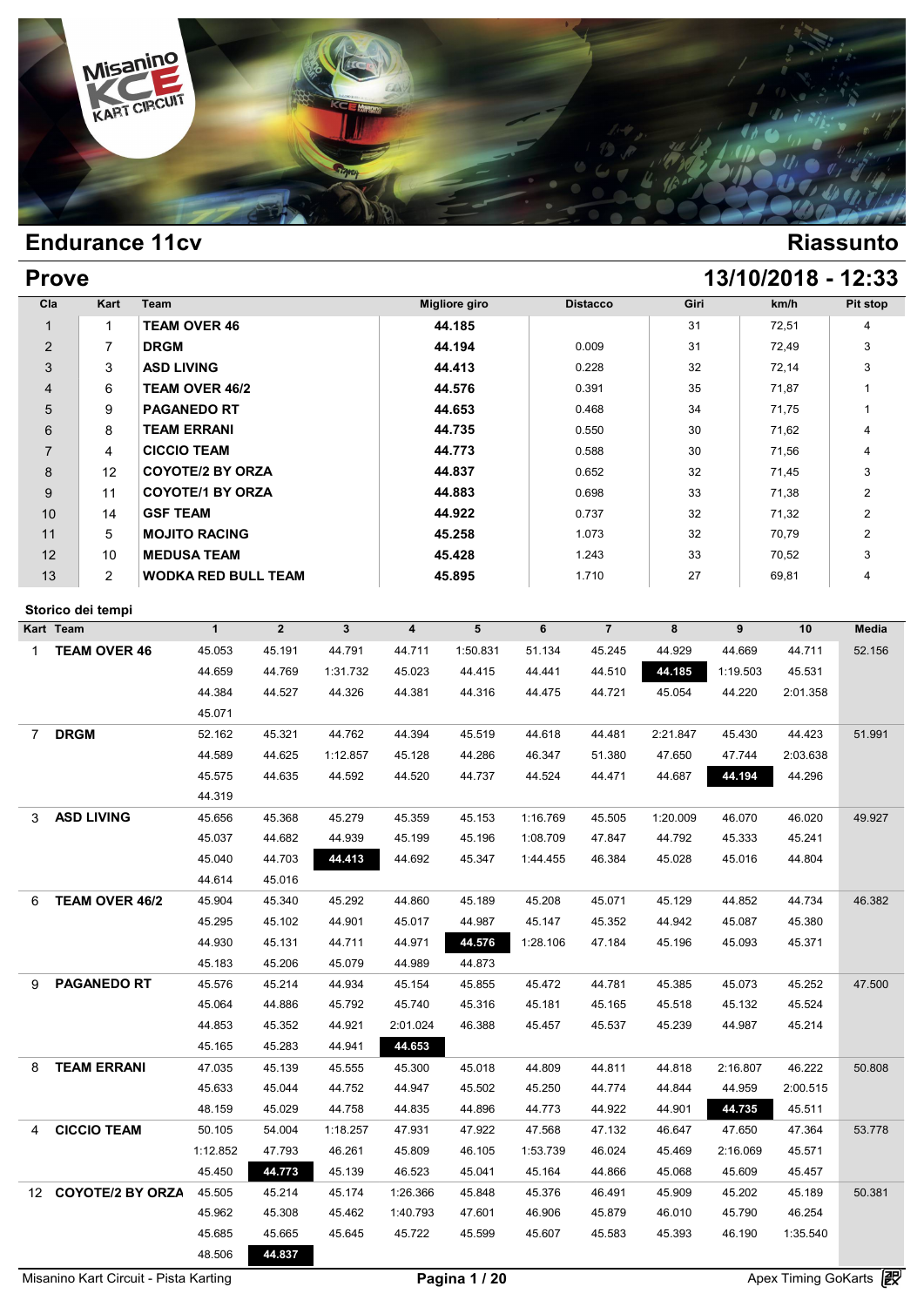# Endurance 11cv

**Riassunto**

## Prove

**13/10/2018 - 12:33**

| Cla | Kart | Team | Migliore giro | Distacco | Giri | km/h | Pit stop |
|---|---|---|---|---|---|---|---|
| 1 | 1 | TEAM OVER 46 | 44.185 | | 31 | 72,51 | 4 |
| 2 | 7 | DRGM | 44.194 | 0.009 | 31 | 72,49 | 3 |
| 3 | 3 | ASD LIVING | 44.413 | 0.228 | 32 | 72,14 | 3 |
| 4 | 6 | TEAM OVER 46/2 | 44.576 | 0.391 | 35 | 71,87 | 1 |
| 5 | 9 | PAGANEDO RT | 44.653 | 0.468 | 34 | 71,75 | 1 |
| 6 | 8 | TEAM ERRANI | 44.735 | 0.550 | 30 | 71,62 | 4 |
| 7 | 4 | CICCIO TEAM | 44.773 | 0.588 | 30 | 71,56 | 4 |
| 8 | 12 | COYOTE/2 BY ORZA | 44.837 | 0.652 | 32 | 71,45 | 3 |
| 9 | 11 | COYOTE/1 BY ORZA | 44.883 | 0.698 | 33 | 71,38 | 2 |
| 10 | 14 | GSF TEAM | 44.922 | 0.737 | 32 | 71,32 | 2 |
| 11 | 5 | MOJITO RACING | 45.258 | 1.073 | 32 | 70,79 | 2 |
| 12 | 10 | MEDUSA TEAM | 45.428 | 1.243 | 33 | 70,52 | 3 |
| 13 | 2 | WODKA RED BULL TEAM | 45.895 | 1.710 | 27 | 69,81 | 4 |

### Storico dei tempi

| Kart | Team | 1 | 2 | 3 | 4 | 5 | 6 | 7 | 8 | 9 | 10 | Media |
|---|---|---|---|---|---|---|---|---|---|---|---|---|
| 1 | TEAM OVER 46 | 45.053 | 45.191 | 44.791 | 44.711 | 1:50.831 | 51.134 | 45.245 | 44.929 | 44.669 | 44.711 | 52.156 |
| | | 44.659 | 44.769 | 1:31.732 | 45.023 | 44.415 | 44.441 | 44.510 | **44.185** | 1:19.503 | 45.531 | |
| | | 44.384 | 44.527 | 44.326 | 44.381 | 44.316 | 44.475 | 44.721 | 45.054 | 44.220 | 2:01.358 | |
| | | 45.071 | | | | | | | | | | |
| 7 | DRGM | 52.162 | 45.321 | 44.762 | 44.394 | 45.519 | 44.618 | 44.481 | 2:21.847 | 45.430 | 44.423 | 51.991 |
| | | 44.589 | 44.625 | 1:12.857 | 45.128 | 44.286 | 46.347 | 51.380 | 47.650 | 47.744 | 2:03.638 | |
| | | 45.575 | 44.635 | 44.592 | 44.520 | 44.737 | 44.524 | 44.471 | 44.687 | **44.194** | 44.296 | |
| | | 44.319 | | | | | | | | | | |
| 3 | ASD LIVING | 45.656 | 45.368 | 45.279 | 45.359 | 45.153 | 1:16.769 | 45.505 | 1:20.009 | 46.070 | 46.020 | 49.927 |
| | | 45.037 | 44.682 | 44.939 | 45.199 | 45.196 | 1:08.709 | 47.847 | 44.792 | 45.333 | 45.241 | |
| | | 45.040 | 44.703 | **44.413** | 44.692 | 45.347 | 1:44.455 | 46.384 | 45.028 | 45.016 | 44.804 | |
| | | 44.614 | 45.016 | | | | | | | | | |
| 6 | TEAM OVER 46/2 | 45.904 | 45.340 | 45.292 | 44.860 | 45.189 | 45.208 | 45.071 | 45.129 | 44.852 | 44.734 | 46.382 |
| | | 45.295 | 45.102 | 44.901 | 45.017 | 44.987 | 45.147 | 45.352 | 44.942 | 45.087 | 45.380 | |
| | | 44.930 | 45.131 | 44.711 | 44.971 | **44.576** | 1:28.106 | 47.184 | 45.196 | 45.093 | 45.371 | |
| | | 45.183 | 45.206 | 45.079 | 44.989 | 44.873 | | | | | | |
| 9 | PAGANEDO RT | 45.576 | 45.214 | 44.934 | 45.154 | 45.855 | 45.472 | 44.781 | 45.385 | 45.073 | 45.252 | 47.500 |
| | | 45.064 | 44.886 | 45.792 | 45.740 | 45.316 | 45.181 | 45.165 | 45.518 | 45.132 | 45.524 | |
| | | 44.853 | 45.352 | 44.921 | 2:01.024 | 46.388 | 45.457 | 45.537 | 45.239 | 44.987 | 45.214 | |
| | | 45.165 | 45.283 | 44.941 | **44.653** | | | | | | | |
| 8 | TEAM ERRANI | 47.035 | 45.139 | 45.555 | 45.300 | 45.018 | 44.809 | 44.811 | 44.818 | 2:16.807 | 46.222 | 50.808 |
| | | 45.633 | 45.044 | 44.752 | 44.947 | 45.502 | 45.250 | 44.774 | 44.844 | 44.959 | 2:00.515 | |
| | | 48.159 | 45.029 | 44.758 | 44.835 | 44.896 | 44.773 | 44.922 | 44.901 | **44.735** | 45.511 | |
| 4 | CICCIO TEAM | 50.105 | 54.004 | 1:18.257 | 47.931 | 47.922 | 47.568 | 47.132 | 46.647 | 47.650 | 47.364 | 53.778 |
| | | 1:12.852 | 47.793 | 46.261 | 45.809 | 46.105 | 1:53.739 | 46.024 | 45.469 | 2:16.069 | 45.571 | |
| | | 45.450 | **44.773** | 45.139 | 46.523 | 45.041 | 45.164 | 44.866 | 45.068 | 45.609 | 45.457 | |
| 12 | COYOTE/2 BY ORZA | 45.505 | 45.214 | 45.174 | 1:26.366 | 45.848 | 45.376 | 46.491 | 45.909 | 45.202 | 45.189 | 50.381 |
| | | 45.962 | 45.308 | 45.462 | 1:40.793 | 47.601 | 46.906 | 45.879 | 46.010 | 45.790 | 46.254 | |
| | | 45.685 | 45.665 | 45.645 | 45.722 | 45.599 | 45.607 | 45.583 | 45.393 | 46.190 | 1:35.540 | |
| | | 48.506 | **44.837** | | | | | | | | | |

Misanino Kart Circuit - Pista Karting — Apex Timing GoKarts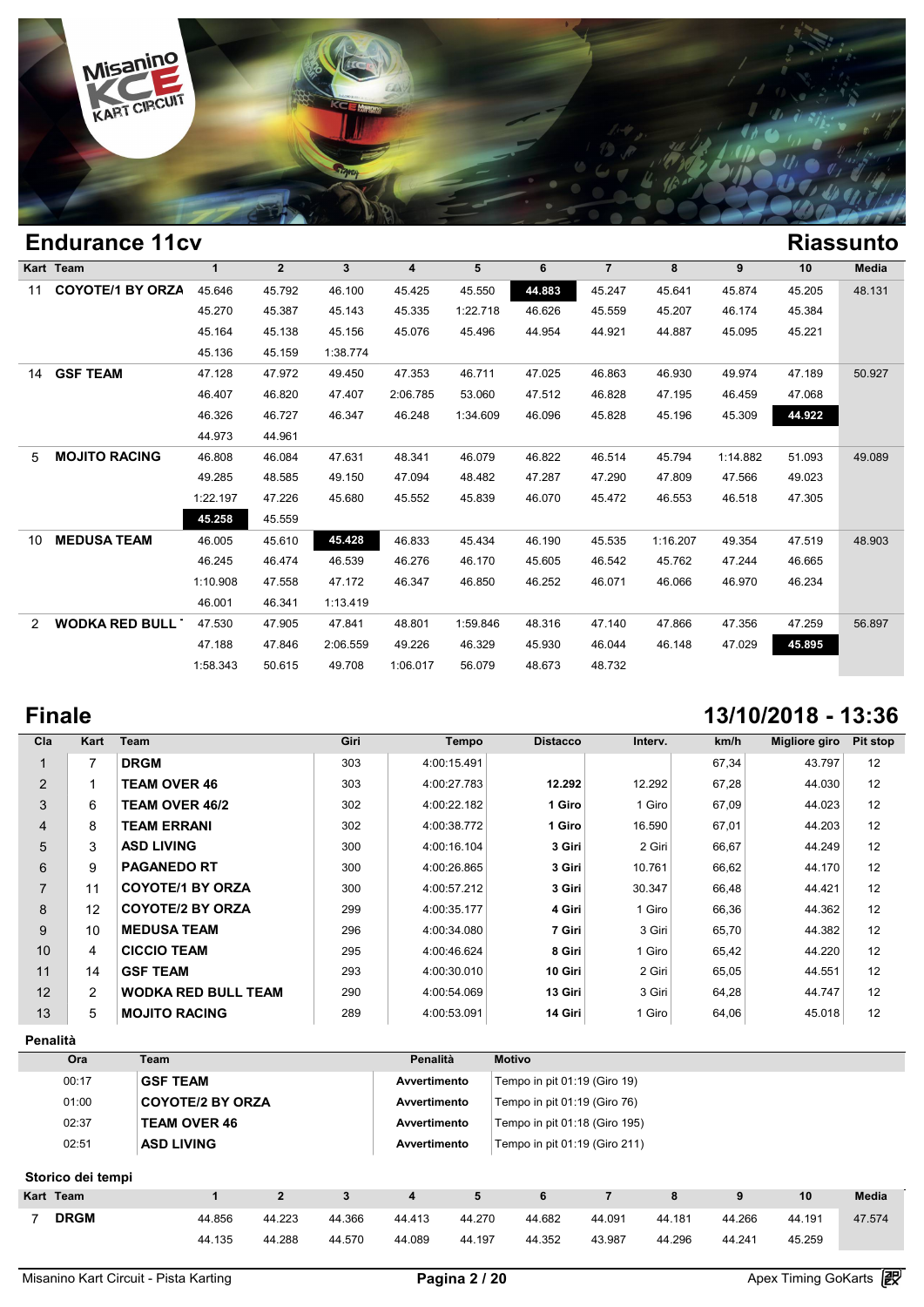## Endurance 11cv

## Riassunto

| Kart | Team | 1 | 2 | 3 | 4 | 5 | 6 | 7 | 8 | 9 | 10 | Media |
|---|---|---|---|---|---|---|---|---|---|---|---|---|
| 11 | **COYOTE/1 BY ORZA** | 45.646 | 45.792 | 46.100 | 45.425 | 45.550 | **44.883** | 45.247 | 45.641 | 45.874 | 45.205 | 48.131 |
| | | 45.270 | 45.387 | 45.143 | 45.335 | 1:22.718 | 46.626 | 45.559 | 45.207 | 46.174 | 45.384 | |
| | | 45.164 | 45.138 | 45.156 | 45.076 | 45.496 | 44.954 | 44.921 | 44.887 | 45.095 | 45.221 | |
| | | 45.136 | 45.159 | 1:38.774 | | | | | | | | |
| 14 | **GSF TEAM** | 47.128 | 47.972 | 49.450 | 47.353 | 46.711 | 47.025 | 46.863 | 46.930 | 49.974 | 47.189 | 50.927 |
| | | 46.407 | 46.820 | 47.407 | 2:06.785 | 53.060 | 47.512 | 46.828 | 47.195 | 46.459 | 47.068 | |
| | | 46.326 | 46.727 | 46.347 | 46.248 | 1:34.609 | 46.096 | 45.828 | 45.196 | 45.309 | **44.922** | |
| | | 44.973 | 44.961 | | | | | | | | | |
| 5 | **MOJITO RACING** | 46.808 | 46.084 | 47.631 | 48.341 | 46.079 | 46.822 | 46.514 | 45.794 | 1:14.882 | 51.093 | 49.089 |
| | | 49.285 | 48.585 | 49.150 | 47.094 | 48.482 | 47.287 | 47.290 | 47.809 | 47.566 | 49.023 | |
| | | 1:22.197 | 47.226 | 45.680 | 45.552 | 45.839 | 46.070 | 45.472 | 46.553 | 46.518 | 47.305 | |
| | | **45.258** | 45.559 | | | | | | | | | |
| 10 | **MEDUSA TEAM** | 46.005 | 45.610 | **45.428** | 46.833 | 45.434 | 46.190 | 45.535 | 1:16.207 | 49.354 | 47.519 | 48.903 |
| | | 46.245 | 46.474 | 46.539 | 46.276 | 46.170 | 45.605 | 46.542 | 45.762 | 47.244 | 46.665 | |
| | | 1:10.908 | 47.558 | 47.172 | 46.347 | 46.850 | 46.252 | 46.071 | 46.066 | 46.970 | 46.234 | |
| | | 46.001 | 46.341 | 1:13.419 | | | | | | | | |
| 2 | **WODKA RED BULL** | 47.530 | 47.905 | 47.841 | 48.801 | 1:59.846 | 48.316 | 47.140 | 47.866 | 47.356 | 47.259 | 56.897 |
| | | 47.188 | 47.846 | 2:06.559 | 49.226 | 46.329 | 45.930 | 46.044 | 46.148 | 47.029 | **45.895** | |
| | | 1:58.343 | 50.615 | 49.708 | 1:06.017 | 56.079 | 48.673 | 48.732 | | | | |

## Finale

## 13/10/2018 - 13:36

| Cla | Kart | Team | Giri | Tempo | Distacco | Interv. | km/h | Migliore giro | Pit stop |
|---|---|---|---|---|---|---|---|---|---|
| 1 | 7 | **DRGM** | 303 | 4:00:15.491 | | | 67,34 | 43.797 | 12 |
| 2 | 1 | **TEAM OVER 46** | 303 | 4:00:27.783 | **12.292** | 12.292 | 67,28 | 44.030 | 12 |
| 3 | 6 | **TEAM OVER 46/2** | 302 | 4:00:22.182 | **1 Giro** | 1 Giro | 67,09 | 44.023 | 12 |
| 4 | 8 | **TEAM ERRANI** | 302 | 4:00:38.772 | **1 Giro** | 16.590 | 67,01 | 44.203 | 12 |
| 5 | 3 | **ASD LIVING** | 300 | 4:00:16.104 | **3 Giri** | 2 Giri | 66,67 | 44.249 | 12 |
| 6 | 9 | **PAGANEDO RT** | 300 | 4:00:26.865 | **3 Giri** | 10.761 | 66,62 | 44.170 | 12 |
| 7 | 11 | **COYOTE/1 BY ORZA** | 300 | 4:00:57.212 | **3 Giri** | 30.347 | 66,48 | 44.421 | 12 |
| 8 | 12 | **COYOTE/2 BY ORZA** | 299 | 4:00:35.177 | **4 Giri** | 1 Giro | 66,36 | 44.362 | 12 |
| 9 | 10 | **MEDUSA TEAM** | 296 | 4:00:34.080 | **7 Giri** | 3 Giri | 65,70 | 44.382 | 12 |
| 10 | 4 | **CICCIO TEAM** | 295 | 4:00:46.624 | **8 Giri** | 1 Giro | 65,42 | 44.220 | 12 |
| 11 | 14 | **GSF TEAM** | 293 | 4:00:30.010 | **10 Giri** | 2 Giri | 65,05 | 44.551 | 12 |
| 12 | 2 | **WODKA RED BULL TEAM** | 290 | 4:00:54.069 | **13 Giri** | 3 Giri | 64,28 | 44.747 | 12 |
| 13 | 5 | **MOJITO RACING** | 289 | 4:00:53.091 | **14 Giri** | 1 Giro | 64,06 | 45.018 | 12 |

### Penalità

| Ora | Team | Penalità | Motivo |
|---|---|---|---|
| 00:17 | **GSF TEAM** | **Avvertimento** | Tempo in pit 01:19 (Giro 19) |
| 01:00 | **COYOTE/2 BY ORZA** | **Avvertimento** | Tempo in pit 01:19 (Giro 76) |
| 02:37 | **TEAM OVER 46** | **Avvertimento** | Tempo in pit 01:18 (Giro 195) |
| 02:51 | **ASD LIVING** | **Avvertimento** | Tempo in pit 01:19 (Giro 211) |

### Storico dei tempi

| Kart | Team | 1 | 2 | 3 | 4 | 5 | 6 | 7 | 8 | 9 | 10 | Media |
|---|---|---|---|---|---|---|---|---|---|---|---|---|
| 7 | **DRGM** | 44.856 | 44.223 | 44.366 | 44.413 | 44.270 | 44.682 | 44.091 | 44.181 | 44.266 | 44.191 | 47.574 |
| | | 44.135 | 44.288 | 44.570 | 44.089 | 44.197 | 44.352 | 43.987 | 44.296 | 44.241 | 45.259 | |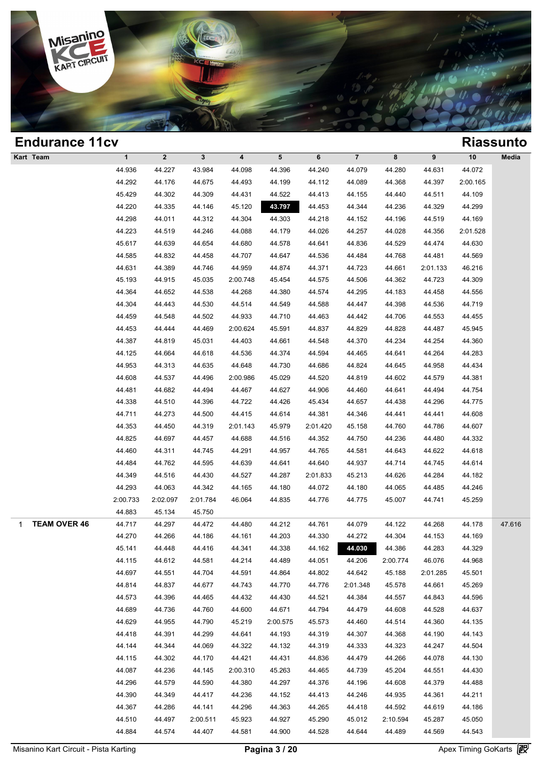## Endurance 11cv

## Riassunto

| Kart | Team | 1 | 2 | 3 | 4 | 5 | 6 | 7 | 8 | 9 | 10 | Media |
|---|---|---|---|---|---|---|---|---|---|---|---|---|
| | | 44.936 | 44.227 | 43.984 | 44.098 | 44.396 | 44.240 | 44.079 | 44.280 | 44.631 | 44.072 | |
| | | 44.292 | 44.176 | 44.675 | 44.493 | 44.199 | 44.112 | 44.089 | 44.368 | 44.397 | 2:00.165 | |
| | | 45.429 | 44.302 | 44.309 | 44.431 | 44.522 | 44.413 | 44.155 | 44.440 | 44.511 | 44.109 | |
| | | 44.220 | 44.335 | 44.146 | 45.120 | **43.797** | 44.453 | 44.344 | 44.236 | 44.329 | 44.299 | |
| | | 44.298 | 44.011 | 44.312 | 44.304 | 44.303 | 44.218 | 44.152 | 44.196 | 44.519 | 44.169 | |
| | | 44.223 | 44.519 | 44.246 | 44.088 | 44.179 | 44.026 | 44.257 | 44.028 | 44.356 | 2:01.528 | |
| | | 45.617 | 44.639 | 44.654 | 44.680 | 44.578 | 44.641 | 44.836 | 44.529 | 44.474 | 44.630 | |
| | | 44.585 | 44.832 | 44.458 | 44.707 | 44.647 | 44.536 | 44.484 | 44.768 | 44.481 | 44.569 | |
| | | 44.631 | 44.389 | 44.746 | 44.959 | 44.874 | 44.371 | 44.723 | 44.661 | 2:01.133 | 46.216 | |
| | | 45.193 | 44.915 | 45.035 | 2:00.748 | 45.454 | 44.575 | 44.506 | 44.362 | 44.723 | 44.309 | |
| | | 44.364 | 44.652 | 44.538 | 44.268 | 44.380 | 44.574 | 44.295 | 44.183 | 44.458 | 44.556 | |
| | | 44.304 | 44.443 | 44.530 | 44.514 | 44.549 | 44.588 | 44.447 | 44.398 | 44.536 | 44.719 | |
| | | 44.459 | 44.548 | 44.502 | 44.933 | 44.710 | 44.463 | 44.442 | 44.706 | 44.553 | 44.455 | |
| | | 44.453 | 44.444 | 44.469 | 2:00.624 | 45.591 | 44.837 | 44.829 | 44.828 | 44.487 | 45.945 | |
| | | 44.387 | 44.819 | 45.031 | 44.403 | 44.661 | 44.548 | 44.370 | 44.234 | 44.254 | 44.360 | |
| | | 44.125 | 44.664 | 44.618 | 44.536 | 44.374 | 44.594 | 44.465 | 44.641 | 44.264 | 44.283 | |
| | | 44.953 | 44.313 | 44.635 | 44.648 | 44.730 | 44.686 | 44.824 | 44.645 | 44.958 | 44.434 | |
| | | 44.608 | 44.537 | 44.496 | 2:00.986 | 45.029 | 44.520 | 44.819 | 44.602 | 44.579 | 44.381 | |
| | | 44.481 | 44.682 | 44.494 | 44.467 | 44.627 | 44.906 | 44.460 | 44.641 | 44.494 | 44.754 | |
| | | 44.338 | 44.510 | 44.396 | 44.722 | 44.426 | 45.434 | 44.657 | 44.438 | 44.296 | 44.775 | |
| | | 44.711 | 44.273 | 44.500 | 44.415 | 44.614 | 44.381 | 44.346 | 44.441 | 44.441 | 44.608 | |
| | | 44.353 | 44.450 | 44.319 | 2:01.143 | 45.979 | 2:01.420 | 45.158 | 44.760 | 44.786 | 44.607 | |
| | | 44.825 | 44.697 | 44.457 | 44.688 | 44.516 | 44.352 | 44.750 | 44.236 | 44.480 | 44.332 | |
| | | 44.460 | 44.311 | 44.745 | 44.291 | 44.957 | 44.765 | 44.581 | 44.643 | 44.622 | 44.618 | |
| | | 44.484 | 44.762 | 44.595 | 44.639 | 44.641 | 44.640 | 44.937 | 44.714 | 44.745 | 44.614 | |
| | | 44.349 | 44.516 | 44.430 | 44.527 | 44.287 | 2:01.833 | 45.213 | 44.626 | 44.284 | 44.182 | |
| | | 44.293 | 44.063 | 44.342 | 44.165 | 44.180 | 44.072 | 44.180 | 44.065 | 44.485 | 44.246 | |
| | | 2:00.733 | 2:02.097 | 2:01.784 | 46.064 | 44.835 | 44.776 | 44.775 | 45.007 | 44.741 | 45.259 | |
| | | 44.883 | 45.134 | 45.750 | | | | | | | | |
| 1 | **TEAM OVER 46** | 44.717 | 44.297 | 44.472 | 44.480 | 44.212 | 44.761 | 44.079 | 44.122 | 44.268 | 44.178 | 47.616 |
| | | 44.270 | 44.266 | 44.186 | 44.161 | 44.203 | 44.330 | 44.272 | 44.304 | 44.153 | 44.169 | |
| | | 45.141 | 44.448 | 44.416 | 44.341 | 44.338 | 44.162 | **44.030** | 44.386 | 44.283 | 44.329 | |
| | | 44.115 | 44.612 | 44.581 | 44.214 | 44.489 | 44.051 | 44.206 | 2:00.774 | 46.076 | 44.968 | |
| | | 44.697 | 44.551 | 44.704 | 44.591 | 44.864 | 44.802 | 44.642 | 45.188 | 2:01.285 | 45.501 | |
| | | 44.814 | 44.837 | 44.677 | 44.743 | 44.770 | 44.776 | 2:01.348 | 45.578 | 44.661 | 45.269 | |
| | | 44.573 | 44.396 | 44.465 | 44.432 | 44.430 | 44.521 | 44.384 | 44.557 | 44.843 | 44.596 | |
| | | 44.689 | 44.736 | 44.760 | 44.600 | 44.671 | 44.794 | 44.479 | 44.608 | 44.528 | 44.637 | |
| | | 44.629 | 44.955 | 44.790 | 45.219 | 2:00.575 | 45.573 | 44.460 | 44.514 | 44.360 | 44.135 | |
| | | 44.418 | 44.391 | 44.299 | 44.641 | 44.193 | 44.319 | 44.307 | 44.368 | 44.190 | 44.143 | |
| | | 44.144 | 44.344 | 44.069 | 44.322 | 44.132 | 44.319 | 44.333 | 44.323 | 44.247 | 44.504 | |
| | | 44.115 | 44.302 | 44.170 | 44.421 | 44.431 | 44.836 | 44.479 | 44.266 | 44.078 | 44.130 | |
| | | 44.087 | 44.236 | 44.145 | 2:00.310 | 45.263 | 44.465 | 44.739 | 45.204 | 44.551 | 44.430 | |
| | | 44.296 | 44.579 | 44.590 | 44.380 | 44.297 | 44.376 | 44.196 | 44.608 | 44.379 | 44.488 | |
| | | 44.390 | 44.349 | 44.417 | 44.236 | 44.152 | 44.413 | 44.246 | 44.935 | 44.361 | 44.211 | |
| | | 44.367 | 44.286 | 44.141 | 44.296 | 44.363 | 44.265 | 44.418 | 44.592 | 44.619 | 44.186 | |
| | | 44.510 | 44.497 | 2:00.511 | 45.923 | 44.927 | 45.290 | 45.012 | 2:10.594 | 45.287 | 45.050 | |
| | | 44.884 | 44.574 | 44.407 | 44.581 | 44.900 | 44.528 | 44.644 | 44.489 | 44.569 | 44.543 | |

Misanino Kart Circuit - Pista Karting

Apex Timing GoKarts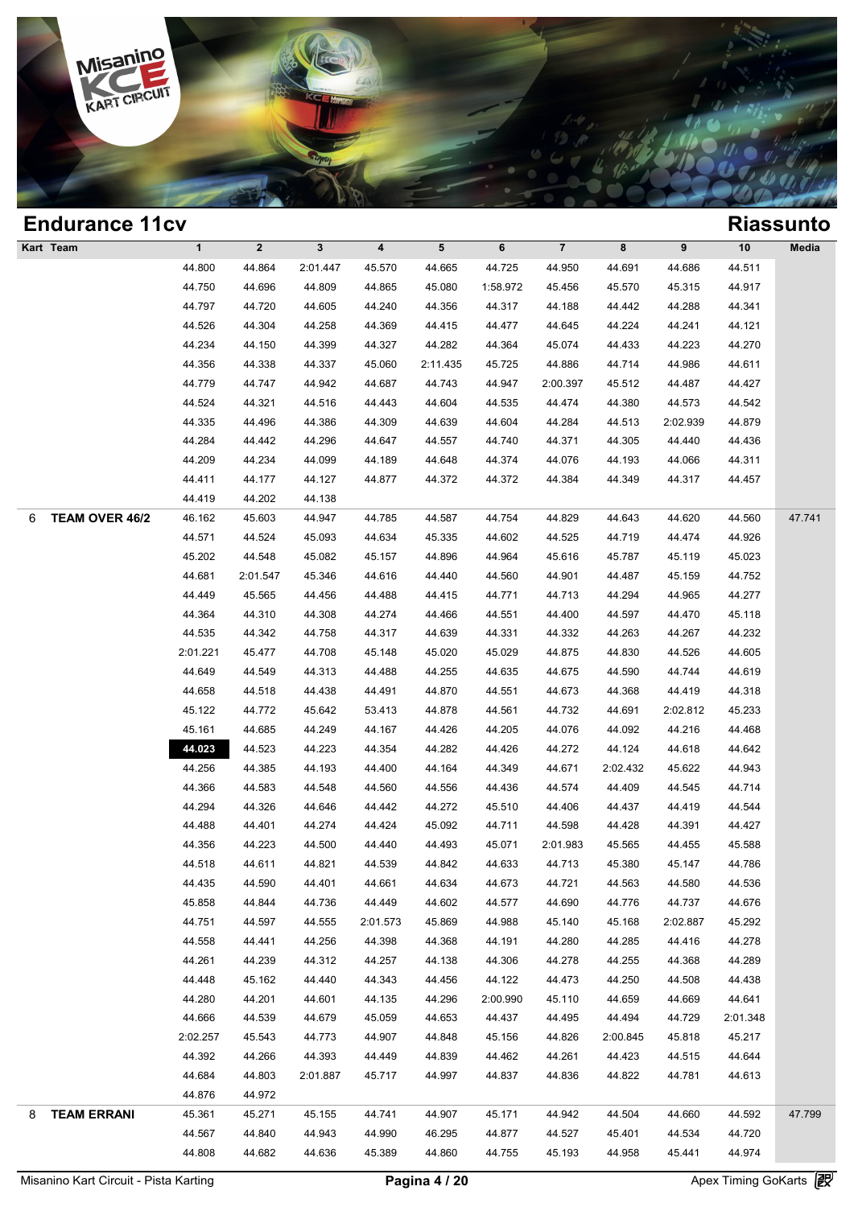## Endurance 11cv

## Riassunto

| Kart | Team | 1 | 2 | 3 | 4 | 5 | 6 | 7 | 8 | 9 | 10 | Media |
|---|---|---|---|---|---|---|---|---|---|---|---|---|
| | | 44.800 | 44.864 | 2:01.447 | 45.570 | 44.665 | 44.725 | 44.950 | 44.691 | 44.686 | 44.511 | |
| | | 44.750 | 44.696 | 44.809 | 44.865 | 45.080 | 1:58.972 | 45.456 | 45.570 | 45.315 | 44.917 | |
| | | 44.797 | 44.720 | 44.605 | 44.240 | 44.356 | 44.317 | 44.188 | 44.442 | 44.288 | 44.341 | |
| | | 44.526 | 44.304 | 44.258 | 44.369 | 44.415 | 44.477 | 44.645 | 44.224 | 44.241 | 44.121 | |
| | | 44.234 | 44.150 | 44.399 | 44.327 | 44.282 | 44.364 | 45.074 | 44.433 | 44.223 | 44.270 | |
| | | 44.356 | 44.338 | 44.337 | 45.060 | 2:11.435 | 45.725 | 44.886 | 44.714 | 44.986 | 44.611 | |
| | | 44.779 | 44.747 | 44.942 | 44.687 | 44.743 | 44.947 | 2:00.397 | 45.512 | 44.487 | 44.427 | |
| | | 44.524 | 44.321 | 44.516 | 44.443 | 44.604 | 44.535 | 44.474 | 44.380 | 44.573 | 44.542 | |
| | | 44.335 | 44.496 | 44.386 | 44.309 | 44.639 | 44.604 | 44.284 | 44.513 | 2:02.939 | 44.879 | |
| | | 44.284 | 44.442 | 44.296 | 44.647 | 44.557 | 44.740 | 44.371 | 44.305 | 44.440 | 44.436 | |
| | | 44.209 | 44.234 | 44.099 | 44.189 | 44.648 | 44.374 | 44.076 | 44.193 | 44.066 | 44.311 | |
| | | 44.411 | 44.177 | 44.127 | 44.877 | 44.372 | 44.372 | 44.384 | 44.349 | 44.317 | 44.457 | |
| | | 44.419 | 44.202 | 44.138 | | | | | | | | |
| 6 | **TEAM OVER 46/2** | 46.162 | 45.603 | 44.947 | 44.785 | 44.587 | 44.754 | 44.829 | 44.643 | 44.620 | 44.560 | 47.741 |
| | | 44.571 | 44.524 | 45.093 | 44.634 | 45.335 | 44.602 | 44.525 | 44.719 | 44.474 | 44.926 | |
| | | 45.202 | 44.548 | 45.082 | 45.157 | 44.896 | 44.964 | 45.616 | 45.787 | 45.119 | 45.023 | |
| | | 44.681 | 2:01.547 | 45.346 | 44.616 | 44.440 | 44.560 | 44.901 | 44.487 | 45.159 | 44.752 | |
| | | 44.449 | 45.565 | 44.456 | 44.488 | 44.415 | 44.771 | 44.713 | 44.294 | 44.965 | 44.277 | |
| | | 44.364 | 44.310 | 44.308 | 44.274 | 44.466 | 44.551 | 44.400 | 44.597 | 44.470 | 45.118 | |
| | | 44.535 | 44.342 | 44.758 | 44.317 | 44.639 | 44.331 | 44.332 | 44.263 | 44.267 | 44.232 | |
| | | 2:01.221 | 45.477 | 44.708 | 45.148 | 45.020 | 45.029 | 44.875 | 44.830 | 44.526 | 44.605 | |
| | | 44.649 | 44.549 | 44.313 | 44.488 | 44.255 | 44.635 | 44.675 | 44.590 | 44.744 | 44.619 | |
| | | 44.658 | 44.518 | 44.438 | 44.491 | 44.870 | 44.551 | 44.673 | 44.368 | 44.419 | 44.318 | |
| | | 45.122 | 44.772 | 45.642 | 53.413 | 44.878 | 44.561 | 44.732 | 44.691 | 2:02.812 | 45.233 | |
| | | 45.161 | 44.685 | 44.249 | 44.167 | 44.426 | 44.205 | 44.076 | 44.092 | 44.216 | 44.468 | |
| | | **44.023** | 44.523 | 44.223 | 44.354 | 44.282 | 44.426 | 44.272 | 44.124 | 44.618 | 44.642 | |
| | | 44.256 | 44.385 | 44.193 | 44.400 | 44.164 | 44.349 | 44.671 | 2:02.432 | 45.622 | 44.943 | |
| | | 44.366 | 44.583 | 44.548 | 44.560 | 44.556 | 44.436 | 44.574 | 44.409 | 44.545 | 44.714 | |
| | | 44.294 | 44.326 | 44.646 | 44.442 | 44.272 | 45.510 | 44.406 | 44.437 | 44.419 | 44.544 | |
| | | 44.488 | 44.401 | 44.274 | 44.424 | 45.092 | 44.711 | 44.598 | 44.428 | 44.391 | 44.427 | |
| | | 44.356 | 44.223 | 44.500 | 44.440 | 44.493 | 45.071 | 2:01.983 | 45.565 | 44.455 | 45.588 | |
| | | 44.518 | 44.611 | 44.821 | 44.539 | 44.842 | 44.633 | 44.713 | 45.380 | 45.147 | 44.786 | |
| | | 44.435 | 44.590 | 44.401 | 44.661 | 44.634 | 44.673 | 44.721 | 44.563 | 44.580 | 44.536 | |
| | | 45.858 | 44.844 | 44.736 | 44.449 | 44.602 | 44.577 | 44.690 | 44.776 | 44.737 | 44.676 | |
| | | 44.751 | 44.597 | 44.555 | 2:01.573 | 45.869 | 44.988 | 45.140 | 45.168 | 2:02.887 | 45.292 | |
| | | 44.558 | 44.441 | 44.256 | 44.398 | 44.368 | 44.191 | 44.280 | 44.285 | 44.416 | 44.278 | |
| | | 44.261 | 44.239 | 44.312 | 44.257 | 44.138 | 44.306 | 44.278 | 44.255 | 44.368 | 44.289 | |
| | | 44.448 | 45.162 | 44.440 | 44.343 | 44.456 | 44.122 | 44.473 | 44.250 | 44.508 | 44.438 | |
| | | 44.280 | 44.201 | 44.601 | 44.135 | 44.296 | 2:00.990 | 45.110 | 44.659 | 44.669 | 44.641 | |
| | | 44.666 | 44.539 | 44.679 | 45.059 | 44.653 | 44.437 | 44.495 | 44.494 | 44.729 | 2:01.348 | |
| | | 2:02.257 | 45.543 | 44.773 | 44.907 | 44.848 | 45.156 | 44.826 | 2:00.845 | 45.818 | 45.217 | |
| | | 44.392 | 44.266 | 44.393 | 44.449 | 44.839 | 44.462 | 44.261 | 44.423 | 44.515 | 44.644 | |
| | | 44.684 | 44.803 | 2:01.887 | 45.717 | 44.997 | 44.837 | 44.836 | 44.822 | 44.781 | 44.613 | |
| | | 44.876 | 44.972 | | | | | | | | | |
| 8 | **TEAM ERRANI** | 45.361 | 45.271 | 45.155 | 44.741 | 44.907 | 45.171 | 44.942 | 44.504 | 44.660 | 44.592 | 47.799 |
| | | 44.567 | 44.840 | 44.943 | 44.990 | 46.295 | 44.877 | 44.527 | 45.401 | 44.534 | 44.720 | |
| | | 44.808 | 44.682 | 44.636 | 45.389 | 44.860 | 44.755 | 45.193 | 44.958 | 45.441 | 44.974 | |

Misanino Kart Circuit - Pista Karting — Apex Timing GoKarts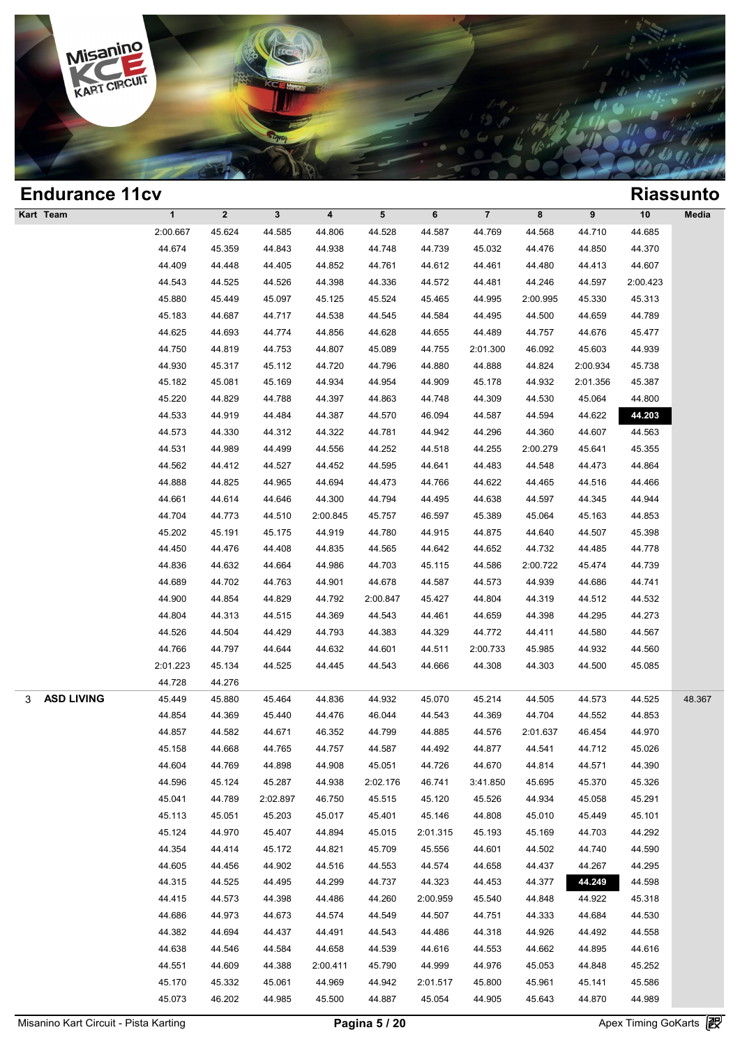## Endurance 11cv

## Riassunto

| Kart | Team | 1 | 2 | 3 | 4 | 5 | 6 | 7 | 8 | 9 | 10 | Media |
|---|---|---|---|---|---|---|---|---|---|---|---|---|
| | | 2:00.667 | 45.624 | 44.585 | 44.806 | 44.528 | 44.587 | 44.769 | 44.568 | 44.710 | 44.685 | |
| | | 44.674 | 45.359 | 44.843 | 44.938 | 44.748 | 44.739 | 45.032 | 44.476 | 44.850 | 44.370 | |
| | | 44.409 | 44.448 | 44.405 | 44.852 | 44.761 | 44.612 | 44.461 | 44.480 | 44.413 | 44.607 | |
| | | 44.543 | 44.525 | 44.526 | 44.398 | 44.336 | 44.572 | 44.481 | 44.246 | 44.597 | 2:00.423 | |
| | | 45.880 | 45.449 | 45.097 | 45.125 | 45.524 | 45.465 | 44.995 | 2:00.995 | 45.330 | 45.313 | |
| | | 45.183 | 44.687 | 44.717 | 44.538 | 44.545 | 44.584 | 44.495 | 44.500 | 44.659 | 44.789 | |
| | | 44.625 | 44.693 | 44.774 | 44.856 | 44.628 | 44.655 | 44.489 | 44.757 | 44.676 | 45.477 | |
| | | 44.750 | 44.819 | 44.753 | 44.807 | 45.089 | 44.755 | 2:01.300 | 46.092 | 45.603 | 44.939 | |
| | | 44.930 | 45.317 | 45.112 | 44.720 | 44.796 | 44.880 | 44.888 | 44.824 | 2:00.934 | 45.738 | |
| | | 45.182 | 45.081 | 45.169 | 44.934 | 44.954 | 44.909 | 45.178 | 44.932 | 2:01.356 | 45.387 | |
| | | 45.220 | 44.829 | 44.788 | 44.397 | 44.863 | 44.748 | 44.309 | 44.530 | 45.064 | 44.800 | |
| | | 44.533 | 44.919 | 44.484 | 44.387 | 44.570 | 46.094 | 44.587 | 44.594 | 44.622 | **44.203** | |
| | | 44.573 | 44.330 | 44.312 | 44.322 | 44.781 | 44.942 | 44.296 | 44.360 | 44.607 | 44.563 | |
| | | 44.531 | 44.989 | 44.499 | 44.556 | 44.252 | 44.518 | 44.255 | 2:00.279 | 45.641 | 45.355 | |
| | | 44.562 | 44.412 | 44.527 | 44.452 | 44.595 | 44.641 | 44.483 | 44.548 | 44.473 | 44.864 | |
| | | 44.888 | 44.825 | 44.965 | 44.694 | 44.473 | 44.766 | 44.622 | 44.465 | 44.516 | 44.466 | |
| | | 44.661 | 44.614 | 44.646 | 44.300 | 44.794 | 44.495 | 44.638 | 44.597 | 44.345 | 44.944 | |
| | | 44.704 | 44.773 | 44.510 | 2:00.845 | 45.757 | 46.597 | 45.389 | 45.064 | 45.163 | 44.853 | |
| | | 45.202 | 45.191 | 45.175 | 44.919 | 44.780 | 44.915 | 44.875 | 44.640 | 44.507 | 45.398 | |
| | | 44.450 | 44.476 | 44.408 | 44.835 | 44.565 | 44.642 | 44.652 | 44.732 | 44.485 | 44.778 | |
| | | 44.836 | 44.632 | 44.664 | 44.986 | 44.703 | 45.115 | 44.586 | 2:00.722 | 45.474 | 44.739 | |
| | | 44.689 | 44.702 | 44.763 | 44.901 | 44.678 | 44.587 | 44.573 | 44.939 | 44.686 | 44.741 | |
| | | 44.900 | 44.854 | 44.829 | 44.792 | 2:00.847 | 45.427 | 44.804 | 44.319 | 44.512 | 44.532 | |
| | | 44.804 | 44.313 | 44.515 | 44.369 | 44.543 | 44.461 | 44.659 | 44.398 | 44.295 | 44.273 | |
| | | 44.526 | 44.504 | 44.429 | 44.793 | 44.383 | 44.329 | 44.772 | 44.411 | 44.580 | 44.567 | |
| | | 44.766 | 44.797 | 44.644 | 44.632 | 44.601 | 44.511 | 2:00.733 | 45.985 | 44.932 | 44.560 | |
| | | 2:01.223 | 45.134 | 44.525 | 44.445 | 44.543 | 44.666 | 44.308 | 44.303 | 44.500 | 45.085 | |
| | | 44.728 | 44.276 | | | | | | | | | |
| 3 | **ASD LIVING** | 45.449 | 45.880 | 45.464 | 44.836 | 44.932 | 45.070 | 45.214 | 44.505 | 44.573 | 44.525 | 48.367 |
| | | 44.854 | 44.369 | 45.440 | 44.476 | 46.044 | 44.543 | 44.369 | 44.704 | 44.552 | 44.853 | |
| | | 44.857 | 44.582 | 44.671 | 46.352 | 44.799 | 44.885 | 44.576 | 2:01.637 | 46.454 | 44.970 | |
| | | 45.158 | 44.668 | 44.765 | 44.757 | 44.587 | 44.492 | 44.877 | 44.541 | 44.712 | 45.026 | |
| | | 44.604 | 44.769 | 44.898 | 44.908 | 45.051 | 44.726 | 44.670 | 44.814 | 44.571 | 44.390 | |
| | | 44.596 | 45.124 | 45.287 | 44.938 | 2:02.176 | 46.741 | 3:41.850 | 45.695 | 45.370 | 45.326 | |
| | | 45.041 | 44.789 | 2:02.897 | 46.750 | 45.515 | 45.120 | 45.526 | 44.934 | 45.058 | 45.291 | |
| | | 45.113 | 45.051 | 45.203 | 45.017 | 45.401 | 45.146 | 44.808 | 45.010 | 45.449 | 45.101 | |
| | | 45.124 | 44.970 | 45.407 | 44.894 | 45.015 | 2:01.315 | 45.193 | 45.169 | 44.703 | 44.292 | |
| | | 44.354 | 44.414 | 45.172 | 44.821 | 45.709 | 45.556 | 44.601 | 44.502 | 44.740 | 44.590 | |
| | | 44.605 | 44.456 | 44.902 | 44.516 | 44.553 | 44.574 | 44.658 | 44.437 | 44.267 | 44.295 | |
| | | 44.315 | 44.525 | 44.495 | 44.299 | 44.737 | 44.323 | 44.453 | 44.377 | **44.249** | 44.598 | |
| | | 44.415 | 44.573 | 44.398 | 44.486 | 44.260 | 2:00.959 | 45.540 | 44.848 | 44.922 | 45.318 | |
| | | 44.686 | 44.973 | 44.673 | 44.574 | 44.549 | 44.507 | 44.751 | 44.333 | 44.684 | 44.530 | |
| | | 44.382 | 44.694 | 44.437 | 44.491 | 44.543 | 44.486 | 44.318 | 44.926 | 44.492 | 44.558 | |
| | | 44.638 | 44.546 | 44.584 | 44.658 | 44.539 | 44.616 | 44.553 | 44.662 | 44.895 | 44.616 | |
| | | 44.551 | 44.609 | 44.388 | 2:00.411 | 45.790 | 44.999 | 44.976 | 45.053 | 44.848 | 45.252 | |
| | | 45.170 | 45.332 | 45.061 | 44.969 | 44.942 | 2:01.517 | 45.800 | 45.961 | 45.141 | 45.586 | |
| | | 45.073 | 46.202 | 44.985 | 45.500 | 44.887 | 45.054 | 44.905 | 45.643 | 44.870 | 44.989 | |

Misanino Kart Circuit - Pista Karting | Apex Timing GoKarts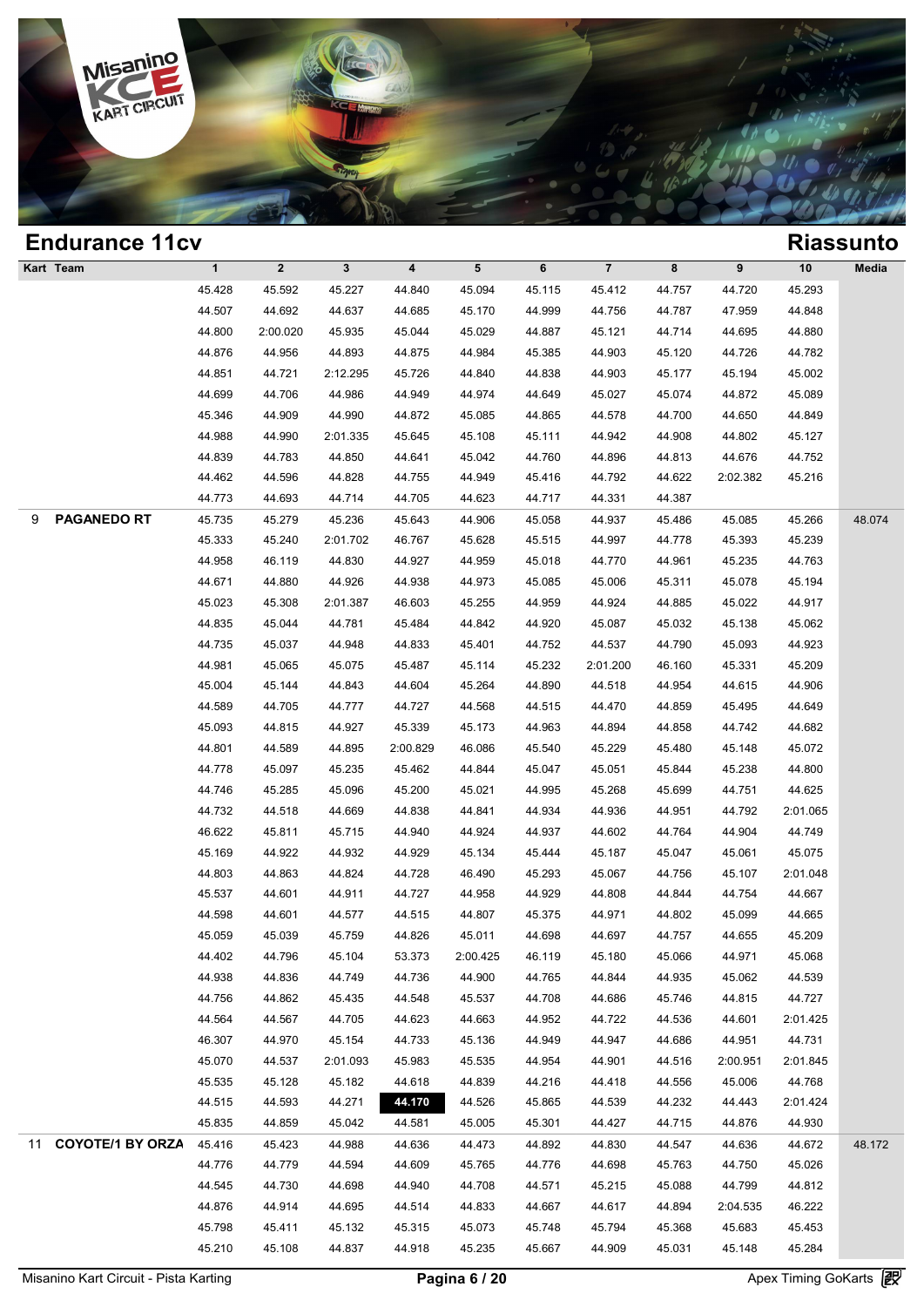## Endurance 11cv

## Riassunto

| Kart | Team | 1 | 2 | 3 | 4 | 5 | 6 | 7 | 8 | 9 | 10 | Media |
|---|---|---|---|---|---|---|---|---|---|---|---|---|
| | | 45.428 | 45.592 | 45.227 | 44.840 | 45.094 | 45.115 | 45.412 | 44.757 | 44.720 | 45.293 | |
| | | 44.507 | 44.692 | 44.637 | 44.685 | 45.170 | 44.999 | 44.756 | 44.787 | 47.959 | 44.848 | |
| | | 44.800 | 2:00.020 | 45.935 | 45.044 | 45.029 | 44.887 | 45.121 | 44.714 | 44.695 | 44.880 | |
| | | 44.876 | 44.956 | 44.893 | 44.875 | 44.984 | 45.385 | 44.903 | 45.120 | 44.726 | 44.782 | |
| | | 44.851 | 44.721 | 2:12.295 | 45.726 | 44.840 | 44.838 | 44.903 | 45.177 | 45.194 | 45.002 | |
| | | 44.699 | 44.706 | 44.986 | 44.949 | 44.974 | 44.649 | 45.027 | 45.074 | 44.872 | 45.089 | |
| | | 45.346 | 44.909 | 44.990 | 44.872 | 45.085 | 44.865 | 44.578 | 44.700 | 44.650 | 44.849 | |
| | | 44.988 | 44.990 | 2:01.335 | 45.645 | 45.108 | 45.111 | 44.942 | 44.908 | 44.802 | 45.127 | |
| | | 44.839 | 44.783 | 44.850 | 44.641 | 45.042 | 44.760 | 44.896 | 44.813 | 44.676 | 44.752 | |
| | | 44.462 | 44.596 | 44.828 | 44.755 | 44.949 | 45.416 | 44.792 | 44.622 | 2:02.382 | 45.216 | |
| | | 44.773 | 44.693 | 44.714 | 44.705 | 44.623 | 44.717 | 44.331 | 44.387 | | | |
| 9 | **PAGANEDO RT** | 45.735 | 45.279 | 45.236 | 45.643 | 44.906 | 45.058 | 44.937 | 45.486 | 45.085 | 45.266 | 48.074 |
| | | 45.333 | 45.240 | 2:01.702 | 46.767 | 45.628 | 45.515 | 44.997 | 44.778 | 45.393 | 45.239 | |
| | | 44.958 | 46.119 | 44.830 | 44.927 | 44.959 | 45.018 | 44.770 | 44.961 | 45.235 | 44.763 | |
| | | 44.671 | 44.880 | 44.926 | 44.938 | 44.973 | 45.085 | 45.006 | 45.311 | 45.078 | 45.194 | |
| | | 45.023 | 45.308 | 2:01.387 | 46.603 | 45.255 | 44.959 | 44.924 | 44.885 | 45.022 | 44.917 | |
| | | 44.835 | 45.044 | 44.781 | 45.484 | 44.842 | 44.920 | 45.087 | 45.032 | 45.138 | 45.062 | |
| | | 44.735 | 45.037 | 44.948 | 44.833 | 45.401 | 44.752 | 44.537 | 44.790 | 45.093 | 44.923 | |
| | | 44.981 | 45.065 | 45.075 | 45.487 | 45.114 | 45.232 | 2:01.200 | 46.160 | 45.331 | 45.209 | |
| | | 45.004 | 45.144 | 44.843 | 44.604 | 45.264 | 44.890 | 44.518 | 44.954 | 44.615 | 44.906 | |
| | | 44.589 | 44.705 | 44.777 | 44.727 | 44.568 | 44.515 | 44.470 | 44.859 | 45.495 | 44.649 | |
| | | 45.093 | 44.815 | 44.927 | 45.339 | 45.173 | 44.963 | 44.894 | 44.858 | 44.742 | 44.682 | |
| | | 44.801 | 44.589 | 44.895 | 2:00.829 | 46.086 | 45.540 | 45.229 | 45.480 | 45.148 | 45.072 | |
| | | 44.778 | 45.097 | 45.235 | 45.462 | 44.844 | 45.047 | 45.051 | 45.844 | 45.238 | 44.800 | |
| | | 44.746 | 45.285 | 45.096 | 45.200 | 45.021 | 44.995 | 45.268 | 45.699 | 44.751 | 44.625 | |
| | | 44.732 | 44.518 | 44.669 | 44.838 | 44.841 | 44.934 | 44.936 | 44.951 | 44.792 | 2:01.065 | |
| | | 46.622 | 45.811 | 45.715 | 44.940 | 44.924 | 44.937 | 44.602 | 44.764 | 44.904 | 44.749 | |
| | | 45.169 | 44.922 | 44.932 | 44.929 | 45.134 | 45.444 | 45.187 | 45.047 | 45.061 | 45.075 | |
| | | 44.803 | 44.863 | 44.824 | 44.728 | 46.490 | 45.293 | 45.067 | 44.756 | 45.107 | 2:01.048 | |
| | | 45.537 | 44.601 | 44.911 | 44.727 | 44.958 | 44.929 | 44.808 | 44.844 | 44.754 | 44.667 | |
| | | 44.598 | 44.601 | 44.577 | 44.515 | 44.807 | 45.375 | 44.971 | 44.802 | 45.099 | 44.665 | |
| | | 45.059 | 45.039 | 45.759 | 44.826 | 45.011 | 44.698 | 44.697 | 44.757 | 44.655 | 45.209 | |
| | | 44.402 | 44.796 | 45.104 | 53.373 | 2:00.425 | 46.119 | 45.180 | 45.066 | 44.971 | 45.068 | |
| | | 44.938 | 44.836 | 44.749 | 44.736 | 44.900 | 44.765 | 44.844 | 44.935 | 45.062 | 44.539 | |
| | | 44.756 | 44.862 | 45.435 | 44.548 | 45.537 | 44.708 | 44.686 | 45.746 | 44.815 | 44.727 | |
| | | 44.564 | 44.567 | 44.705 | 44.623 | 44.663 | 44.952 | 44.722 | 44.536 | 44.601 | 2:01.425 | |
| | | 46.307 | 44.970 | 45.154 | 44.733 | 45.136 | 44.949 | 44.947 | 44.686 | 44.951 | 44.731 | |
| | | 45.070 | 44.537 | 2:01.093 | 45.983 | 45.535 | 44.954 | 44.901 | 44.516 | 2:00.951 | 2:01.845 | |
| | | 45.535 | 45.128 | 45.182 | 44.618 | 44.839 | 44.216 | 44.418 | 44.556 | 45.006 | 44.768 | |
| | | 44.515 | 44.593 | 44.271 | **44.170** | 44.526 | 45.865 | 44.539 | 44.232 | 44.443 | 2:01.424 | |
| | | 45.835 | 44.859 | 45.042 | 44.581 | 45.005 | 45.301 | 44.427 | 44.715 | 44.876 | 44.930 | |
| 11 | **COYOTE/1 BY ORZA** | 45.416 | 45.423 | 44.988 | 44.636 | 44.473 | 44.892 | 44.830 | 44.547 | 44.636 | 44.672 | 48.172 |
| | | 44.776 | 44.779 | 44.594 | 44.609 | 45.765 | 44.776 | 44.698 | 45.763 | 44.750 | 45.026 | |
| | | 44.545 | 44.730 | 44.698 | 44.940 | 44.708 | 44.571 | 45.215 | 45.088 | 44.799 | 44.812 | |
| | | 44.876 | 44.914 | 44.695 | 44.514 | 44.833 | 44.667 | 44.617 | 44.894 | 2:04.535 | 46.222 | |
| | | 45.798 | 45.411 | 45.132 | 45.315 | 45.073 | 45.748 | 45.794 | 45.368 | 45.683 | 45.453 | |
| | | 45.210 | 45.108 | 44.837 | 44.918 | 45.235 | 45.667 | 44.909 | 45.031 | 45.148 | 45.284 | |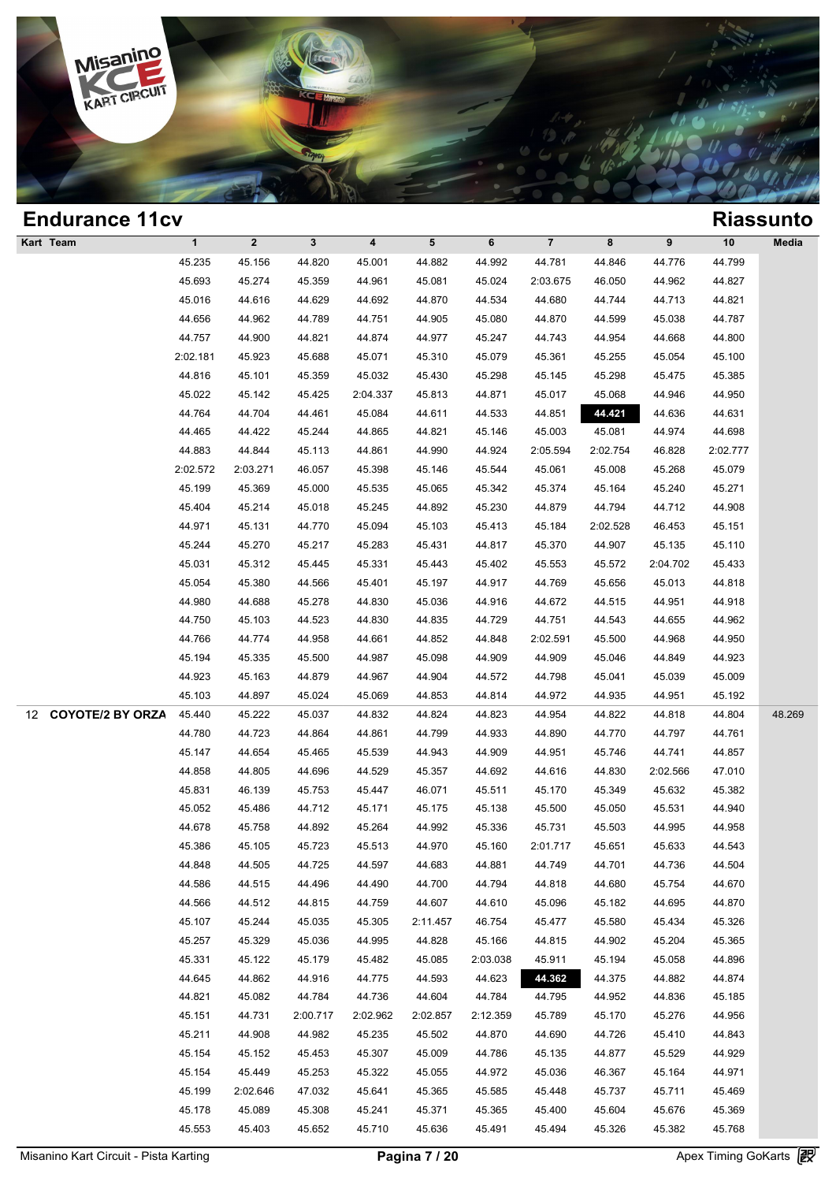## Endurance 11cv

## Riassunto

| Kart | Team | 1 | 2 | 3 | 4 | 5 | 6 | 7 | 8 | 9 | 10 | Media |
|---|---|---|---|---|---|---|---|---|---|---|---|---|
| | | 45.235 | 45.156 | 44.820 | 45.001 | 44.882 | 44.992 | 44.781 | 44.846 | 44.776 | 44.799 | |
| | | 45.693 | 45.274 | 45.359 | 44.961 | 45.081 | 45.024 | 2:03.675 | 46.050 | 44.962 | 44.827 | |
| | | 45.016 | 44.616 | 44.629 | 44.692 | 44.870 | 44.534 | 44.680 | 44.744 | 44.713 | 44.821 | |
| | | 44.656 | 44.962 | 44.789 | 44.751 | 44.905 | 45.080 | 44.870 | 44.599 | 45.038 | 44.787 | |
| | | 44.757 | 44.900 | 44.821 | 44.874 | 44.977 | 45.247 | 44.743 | 44.954 | 44.668 | 44.800 | |
| | | 2:02.181 | 45.923 | 45.688 | 45.071 | 45.310 | 45.079 | 45.361 | 45.255 | 45.054 | 45.100 | |
| | | 44.816 | 45.101 | 45.359 | 45.032 | 45.430 | 45.298 | 45.145 | 45.298 | 45.475 | 45.385 | |
| | | 45.022 | 45.142 | 45.425 | 2:04.337 | 45.813 | 44.871 | 45.017 | 45.068 | 44.946 | 44.950 | |
| | | 44.764 | 44.704 | 44.461 | 45.084 | 44.611 | 44.533 | 44.851 | **44.421** | 44.636 | 44.631 | |
| | | 44.465 | 44.422 | 45.244 | 44.865 | 44.821 | 45.146 | 45.003 | 45.081 | 44.974 | 44.698 | |
| | | 44.883 | 44.844 | 45.113 | 44.861 | 44.990 | 44.924 | 2:05.594 | 2:02.754 | 46.828 | 2:02.777 | |
| | | 2:02.572 | 2:03.271 | 46.057 | 45.398 | 45.146 | 45.544 | 45.061 | 45.008 | 45.268 | 45.079 | |
| | | 45.199 | 45.369 | 45.000 | 45.535 | 45.065 | 45.342 | 45.374 | 45.164 | 45.240 | 45.271 | |
| | | 45.404 | 45.214 | 45.018 | 45.245 | 44.892 | 45.230 | 44.879 | 44.794 | 44.712 | 44.908 | |
| | | 44.971 | 45.131 | 44.770 | 45.094 | 45.103 | 45.413 | 45.184 | 2:02.528 | 46.453 | 45.151 | |
| | | 45.244 | 45.270 | 45.217 | 45.283 | 45.431 | 44.817 | 45.370 | 44.907 | 45.135 | 45.110 | |
| | | 45.031 | 45.312 | 45.445 | 45.331 | 45.443 | 45.402 | 45.553 | 45.572 | 2:04.702 | 45.433 | |
| | | 45.054 | 45.380 | 44.566 | 45.401 | 45.197 | 44.917 | 44.769 | 45.656 | 45.013 | 44.818 | |
| | | 44.980 | 44.688 | 45.278 | 44.830 | 45.036 | 44.916 | 44.672 | 44.515 | 44.951 | 44.918 | |
| | | 44.750 | 45.103 | 44.523 | 44.830 | 44.835 | 44.729 | 44.751 | 44.543 | 44.655 | 44.962 | |
| | | 44.766 | 44.774 | 44.958 | 44.661 | 44.852 | 44.848 | 2:02.591 | 45.500 | 44.968 | 44.950 | |
| | | 45.194 | 45.335 | 45.500 | 44.987 | 45.098 | 44.909 | 44.909 | 45.046 | 44.849 | 44.923 | |
| | | 44.923 | 45.163 | 44.879 | 44.967 | 44.904 | 44.572 | 44.798 | 45.041 | 45.039 | 45.009 | |
| | | 45.103 | 44.897 | 45.024 | 45.069 | 44.853 | 44.814 | 44.972 | 44.935 | 44.951 | 45.192 | |
| 12 | COYOTE/2 BY ORZA | 45.440 | 45.222 | 45.037 | 44.832 | 44.824 | 44.823 | 44.954 | 44.822 | 44.818 | 44.804 | 48.269 |
| | | 44.780 | 44.723 | 44.864 | 44.861 | 44.799 | 44.933 | 44.890 | 44.770 | 44.797 | 44.761 | |
| | | 45.147 | 44.654 | 45.465 | 45.539 | 44.943 | 44.909 | 44.951 | 45.746 | 44.741 | 44.857 | |
| | | 44.858 | 44.805 | 44.696 | 44.529 | 45.357 | 44.692 | 44.616 | 44.830 | 2:02.566 | 47.010 | |
| | | 45.831 | 46.139 | 45.753 | 45.447 | 46.071 | 45.511 | 45.170 | 45.349 | 45.632 | 45.382 | |
| | | 45.052 | 45.486 | 44.712 | 45.171 | 45.175 | 45.138 | 45.500 | 45.050 | 45.531 | 44.940 | |
| | | 44.678 | 45.758 | 44.892 | 45.264 | 44.992 | 45.336 | 45.731 | 45.503 | 44.995 | 44.958 | |
| | | 45.386 | 45.105 | 45.723 | 45.513 | 44.970 | 45.160 | 2:01.717 | 45.651 | 45.633 | 44.543 | |
| | | 44.848 | 44.505 | 44.725 | 44.597 | 44.683 | 44.881 | 44.749 | 44.701 | 44.736 | 44.504 | |
| | | 44.586 | 44.515 | 44.496 | 44.490 | 44.700 | 44.794 | 44.818 | 44.680 | 45.754 | 44.670 | |
| | | 44.566 | 44.512 | 44.815 | 44.759 | 44.607 | 44.610 | 45.096 | 45.182 | 44.695 | 44.870 | |
| | | 45.107 | 45.244 | 45.035 | 45.305 | 2:11.457 | 46.754 | 45.477 | 45.580 | 45.434 | 45.326 | |
| | | 45.257 | 45.329 | 45.036 | 44.995 | 44.828 | 45.166 | 44.815 | 44.902 | 45.204 | 45.365 | |
| | | 45.331 | 45.122 | 45.179 | 45.482 | 45.085 | 2:03.038 | 45.911 | 45.194 | 45.058 | 44.896 | |
| | | 44.645 | 44.862 | 44.916 | 44.775 | 44.593 | 44.623 | **44.362** | 44.375 | 44.882 | 44.874 | |
| | | 44.821 | 45.082 | 44.784 | 44.736 | 44.604 | 44.784 | 44.795 | 44.952 | 44.836 | 45.185 | |
| | | 45.151 | 44.731 | 2:00.717 | 2:02.962 | 2:02.857 | 2:12.359 | 45.789 | 45.170 | 45.276 | 44.956 | |
| | | 45.211 | 44.908 | 44.982 | 45.235 | 45.502 | 44.870 | 44.690 | 44.726 | 45.410 | 44.843 | |
| | | 45.154 | 45.152 | 45.453 | 45.307 | 45.009 | 44.786 | 45.135 | 44.877 | 45.529 | 44.929 | |
| | | 45.154 | 45.449 | 45.253 | 45.322 | 45.055 | 44.972 | 45.036 | 46.367 | 45.164 | 44.971 | |
| | | 45.199 | 2:02.646 | 47.032 | 45.641 | 45.365 | 45.585 | 45.448 | 45.737 | 45.711 | 45.469 | |
| | | 45.178 | 45.089 | 45.308 | 45.241 | 45.371 | 45.365 | 45.400 | 45.604 | 45.676 | 45.369 | |
| | | 45.553 | 45.403 | 45.652 | 45.710 | 45.636 | 45.491 | 45.494 | 45.326 | 45.382 | 45.768 | |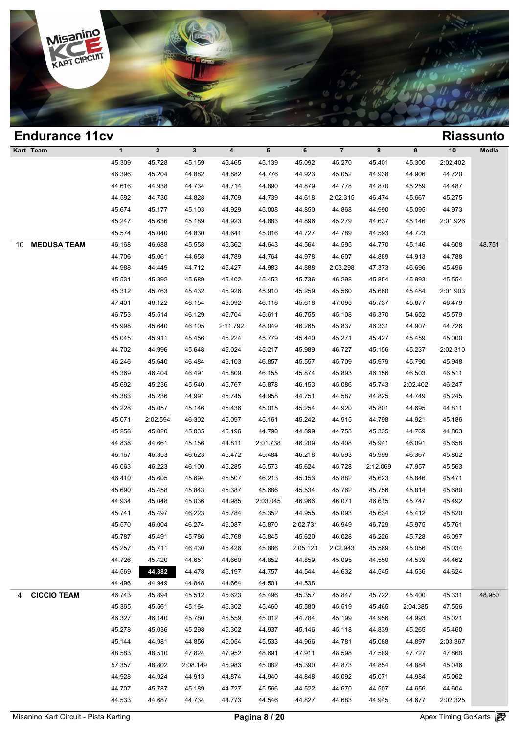## Endurance 11cv

## Riassunto

| Kart | Team | 1 | 2 | 3 | 4 | 5 | 6 | 7 | 8 | 9 | 10 | Media |
|---|---|---|---|---|---|---|---|---|---|---|---|---|
| | | 45.309 | 45.728 | 45.159 | 45.465 | 45.139 | 45.092 | 45.270 | 45.401 | 45.300 | 2:02.402 | |
| | | 46.396 | 45.204 | 44.882 | 44.882 | 44.776 | 44.923 | 45.052 | 44.938 | 44.906 | 44.720 | |
| | | 44.616 | 44.938 | 44.734 | 44.714 | 44.890 | 44.879 | 44.778 | 44.870 | 45.259 | 44.487 | |
| | | 44.592 | 44.730 | 44.828 | 44.709 | 44.739 | 44.618 | 2:02.315 | 46.474 | 45.667 | 45.275 | |
| | | 45.674 | 45.177 | 45.103 | 44.929 | 45.008 | 44.850 | 44.868 | 44.990 | 45.095 | 44.973 | |
| | | 45.247 | 45.636 | 45.189 | 44.923 | 44.883 | 44.896 | 45.279 | 44.637 | 45.146 | 2:01.926 | |
| | | 45.574 | 45.040 | 44.830 | 44.641 | 45.016 | 44.727 | 44.789 | 44.593 | 44.723 | | |
| 10 | **MEDUSA TEAM** | 46.168 | 46.688 | 45.558 | 45.362 | 44.643 | 44.564 | 44.595 | 44.770 | 45.146 | 44.608 | 48.751 |
| | | 44.706 | 45.061 | 44.658 | 44.789 | 44.764 | 44.978 | 44.607 | 44.889 | 44.913 | 44.788 | |
| | | 44.988 | 44.449 | 44.712 | 45.427 | 44.983 | 44.888 | 2:03.298 | 47.373 | 46.696 | 45.496 | |
| | | 45.531 | 45.392 | 45.689 | 45.402 | 45.453 | 45.736 | 46.298 | 45.854 | 45.993 | 45.554 | |
| | | 45.312 | 45.763 | 45.432 | 45.926 | 45.910 | 45.259 | 45.560 | 45.660 | 45.484 | 2:01.903 | |
| | | 47.401 | 46.122 | 46.154 | 46.092 | 46.116 | 45.618 | 47.095 | 45.737 | 45.677 | 46.479 | |
| | | 46.753 | 45.514 | 46.129 | 45.704 | 45.611 | 46.755 | 45.108 | 46.370 | 54.652 | 45.579 | |
| | | 45.998 | 45.640 | 46.105 | 2:11.792 | 48.049 | 46.265 | 45.837 | 46.331 | 44.907 | 44.726 | |
| | | 45.045 | 45.911 | 45.456 | 45.224 | 45.779 | 45.440 | 45.271 | 45.427 | 45.459 | 45.000 | |
| | | 44.702 | 44.996 | 45.648 | 45.024 | 45.217 | 45.989 | 46.727 | 45.156 | 45.237 | 2:02.310 | |
| | | 46.246 | 45.640 | 46.484 | 46.103 | 46.857 | 45.557 | 45.709 | 45.979 | 45.790 | 45.948 | |
| | | 45.369 | 46.404 | 46.491 | 45.809 | 46.155 | 45.874 | 45.893 | 46.156 | 46.503 | 46.511 | |
| | | 45.692 | 45.236 | 45.540 | 45.767 | 45.878 | 46.153 | 45.086 | 45.743 | 2:02.402 | 46.247 | |
| | | 45.383 | 45.236 | 44.991 | 45.745 | 44.958 | 44.751 | 44.587 | 44.825 | 44.749 | 45.245 | |
| | | 45.228 | 45.057 | 45.146 | 45.436 | 45.015 | 45.254 | 44.920 | 45.801 | 44.695 | 44.811 | |
| | | 45.071 | 2:02.594 | 46.302 | 45.097 | 45.161 | 45.242 | 44.915 | 44.798 | 44.921 | 45.186 | |
| | | 45.258 | 45.020 | 45.035 | 45.196 | 44.790 | 44.899 | 44.753 | 45.335 | 44.769 | 44.863 | |
| | | 44.838 | 44.661 | 45.156 | 44.811 | 2:01.738 | 46.209 | 45.408 | 45.941 | 46.091 | 45.658 | |
| | | 46.167 | 46.353 | 46.623 | 45.472 | 45.484 | 46.218 | 45.593 | 45.999 | 46.367 | 45.802 | |
| | | 46.063 | 46.223 | 46.100 | 45.285 | 45.573 | 45.624 | 45.728 | 2:12.069 | 47.957 | 45.563 | |
| | | 46.410 | 45.605 | 45.694 | 45.507 | 46.213 | 45.153 | 45.882 | 45.623 | 45.846 | 45.471 | |
| | | 45.690 | 45.458 | 45.843 | 45.387 | 45.686 | 45.534 | 45.762 | 45.756 | 45.814 | 45.680 | |
| | | 44.934 | 45.048 | 45.036 | 44.985 | 2:03.045 | 46.966 | 46.071 | 46.615 | 45.747 | 45.492 | |
| | | 45.741 | 45.497 | 46.223 | 45.784 | 45.352 | 44.955 | 45.093 | 45.634 | 45.412 | 45.820 | |
| | | 45.570 | 46.004 | 46.274 | 46.087 | 45.870 | 2:02.731 | 46.949 | 46.729 | 45.975 | 45.761 | |
| | | 45.787 | 45.491 | 45.786 | 45.768 | 45.845 | 45.620 | 46.028 | 46.226 | 45.728 | 46.097 | |
| | | 45.257 | 45.711 | 46.430 | 45.426 | 45.886 | 2:05.123 | 2:02.943 | 45.569 | 45.056 | 45.034 | |
| | | 44.726 | 45.420 | 44.651 | 44.660 | 44.852 | 44.859 | 45.095 | 44.550 | 44.539 | 44.462 | |
| | | 44.569 | **44.382** | 44.478 | 45.197 | 44.757 | 44.544 | 44.632 | 44.545 | 44.536 | 44.624 | |
| | | 44.496 | 44.949 | 44.848 | 44.664 | 44.501 | 44.538 | | | | | |
| 4 | **CICCIO TEAM** | 46.743 | 45.894 | 45.512 | 45.623 | 45.496 | 45.357 | 45.847 | 45.722 | 45.400 | 45.331 | 48.950 |
| | | 45.365 | 45.561 | 45.164 | 45.302 | 45.460 | 45.580 | 45.519 | 45.465 | 2:04.385 | 47.556 | |
| | | 46.327 | 46.140 | 45.780 | 45.559 | 45.012 | 44.784 | 45.199 | 44.956 | 44.993 | 45.021 | |
| | | 45.278 | 45.036 | 45.298 | 45.302 | 44.937 | 45.146 | 45.118 | 44.839 | 45.265 | 45.460 | |
| | | 45.144 | 44.981 | 44.856 | 45.054 | 45.533 | 44.966 | 44.781 | 45.088 | 44.897 | 2:03.367 | |
| | | 48.583 | 48.510 | 47.824 | 47.952 | 48.691 | 47.911 | 48.598 | 47.589 | 47.727 | 47.868 | |
| | | 57.357 | 48.802 | 2:08.149 | 45.983 | 45.082 | 45.390 | 44.873 | 44.854 | 44.884 | 45.046 | |
| | | 44.928 | 44.924 | 44.913 | 44.874 | 44.940 | 44.848 | 45.092 | 45.071 | 44.984 | 45.062 | |
| | | 44.707 | 45.787 | 45.189 | 44.727 | 45.566 | 44.522 | 44.670 | 44.507 | 44.656 | 44.604 | |
| | | 44.533 | 44.687 | 44.734 | 44.773 | 44.546 | 44.827 | 44.683 | 44.945 | 44.677 | 2:02.325 | |

Misanino Kart Circuit - Pista Karting — Apex Timing GoKarts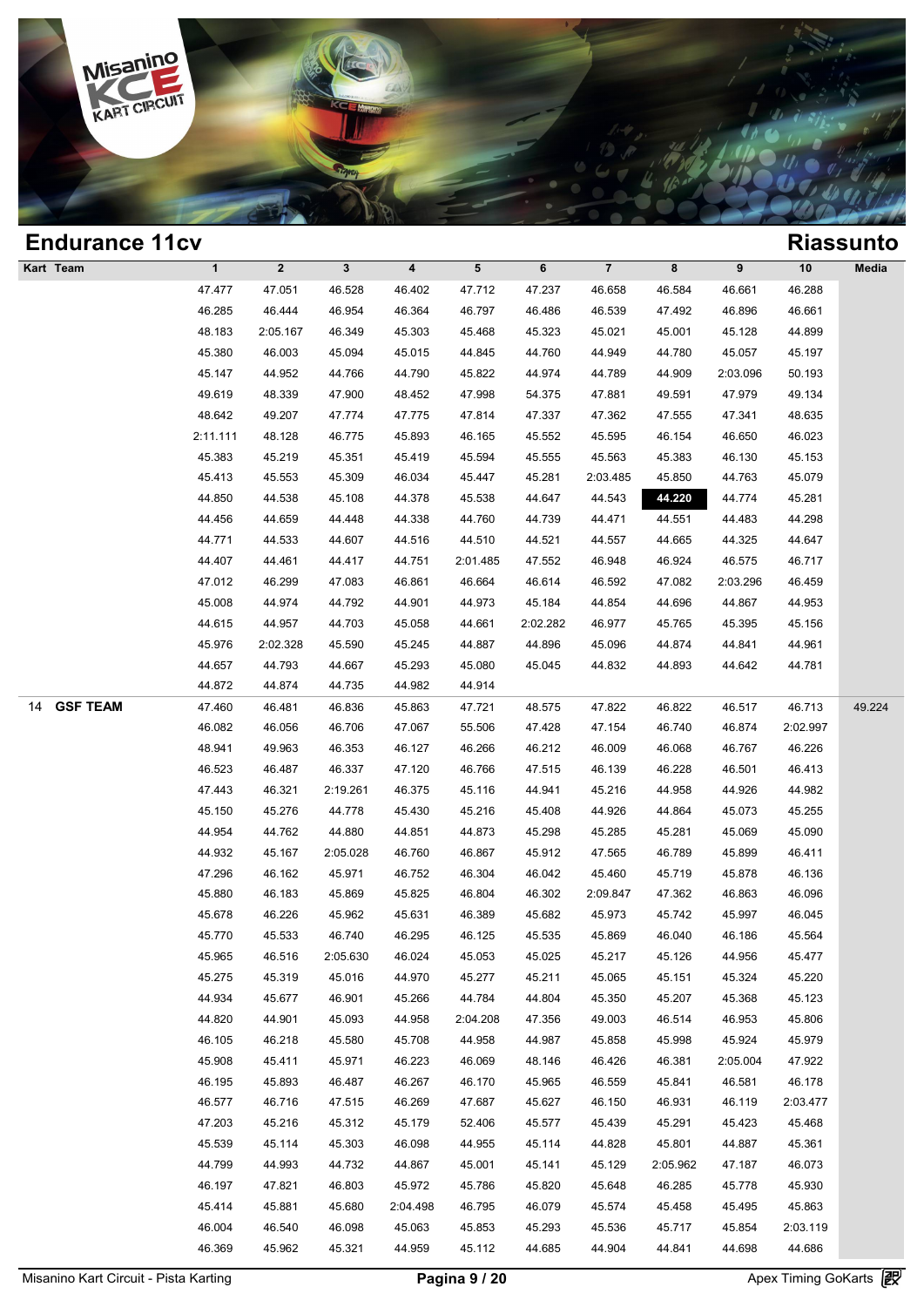# Endurance 11cv

## Riassunto

| Kart | Team | 1 | 2 | 3 | 4 | 5 | 6 | 7 | 8 | 9 | 10 | Media |
|---|---|---|---|---|---|---|---|---|---|---|---|---|
| | | 47.477 | 47.051 | 46.528 | 46.402 | 47.712 | 47.237 | 46.658 | 46.584 | 46.661 | 46.288 | |
| | | 46.285 | 46.444 | 46.954 | 46.364 | 46.797 | 46.486 | 46.539 | 47.492 | 46.896 | 46.661 | |
| | | 48.183 | 2:05.167 | 46.349 | 45.303 | 45.468 | 45.323 | 45.021 | 45.001 | 45.128 | 44.899 | |
| | | 45.380 | 46.003 | 45.094 | 45.015 | 44.845 | 44.760 | 44.949 | 44.780 | 45.057 | 45.197 | |
| | | 45.147 | 44.952 | 44.766 | 44.790 | 45.822 | 44.974 | 44.789 | 44.909 | 2:03.096 | 50.193 | |
| | | 49.619 | 48.339 | 47.900 | 48.452 | 47.998 | 54.375 | 47.881 | 49.591 | 47.979 | 49.134 | |
| | | 48.642 | 49.207 | 47.774 | 47.775 | 47.814 | 47.337 | 47.362 | 47.555 | 47.341 | 48.635 | |
| | | 2:11.111 | 48.128 | 46.775 | 45.893 | 46.165 | 45.552 | 45.595 | 46.154 | 46.650 | 46.023 | |
| | | 45.383 | 45.219 | 45.351 | 45.419 | 45.594 | 45.555 | 45.563 | 45.383 | 46.130 | 45.153 | |
| | | 45.413 | 45.553 | 45.309 | 46.034 | 45.447 | 45.281 | 2:03.485 | 45.850 | 44.763 | 45.079 | |
| | | 44.850 | 44.538 | 45.108 | 44.378 | 45.538 | 44.647 | 44.543 | **44.220** | 44.774 | 45.281 | |
| | | 44.456 | 44.659 | 44.448 | 44.338 | 44.760 | 44.739 | 44.471 | 44.551 | 44.483 | 44.298 | |
| | | 44.771 | 44.533 | 44.607 | 44.516 | 44.510 | 44.521 | 44.557 | 44.665 | 44.325 | 44.647 | |
| | | 44.407 | 44.461 | 44.417 | 44.751 | 2:01.485 | 47.552 | 46.948 | 46.924 | 46.575 | 46.717 | |
| | | 47.012 | 46.299 | 47.083 | 46.861 | 46.664 | 46.614 | 46.592 | 47.082 | 2:03.296 | 46.459 | |
| | | 45.008 | 44.974 | 44.792 | 44.901 | 44.973 | 45.184 | 44.854 | 44.696 | 44.867 | 44.953 | |
| | | 44.615 | 44.957 | 44.703 | 45.058 | 44.661 | 2:02.282 | 46.977 | 45.765 | 45.395 | 45.156 | |
| | | 45.976 | 2:02.328 | 45.590 | 45.245 | 44.887 | 44.896 | 45.096 | 44.874 | 44.841 | 44.961 | |
| | | 44.657 | 44.793 | 44.667 | 45.293 | 45.080 | 45.045 | 44.832 | 44.893 | 44.642 | 44.781 | |
| | | 44.872 | 44.874 | 44.735 | 44.982 | 44.914 | | | | | | |
| 14 | **GSF TEAM** | 47.460 | 46.481 | 46.836 | 45.863 | 47.721 | 48.575 | 47.822 | 46.822 | 46.517 | 46.713 | 49.224 |
| | | 46.082 | 46.056 | 46.706 | 47.067 | 55.506 | 47.428 | 47.154 | 46.740 | 46.874 | 2:02.997 | |
| | | 48.941 | 49.963 | 46.353 | 46.127 | 46.266 | 46.212 | 46.009 | 46.068 | 46.767 | 46.226 | |
| | | 46.523 | 46.487 | 46.337 | 47.120 | 46.766 | 47.515 | 46.139 | 46.228 | 46.501 | 46.413 | |
| | | 47.443 | 46.321 | 2:19.261 | 46.375 | 45.116 | 44.941 | 45.216 | 44.958 | 44.926 | 44.982 | |
| | | 45.150 | 45.276 | 44.778 | 45.430 | 45.216 | 45.408 | 44.926 | 44.864 | 45.073 | 45.255 | |
| | | 44.954 | 44.762 | 44.880 | 44.851 | 44.873 | 45.298 | 45.285 | 45.281 | 45.069 | 45.090 | |
| | | 44.932 | 45.167 | 2:05.028 | 46.760 | 46.867 | 45.912 | 47.565 | 46.789 | 45.899 | 46.411 | |
| | | 47.296 | 46.162 | 45.971 | 46.752 | 46.304 | 46.042 | 45.460 | 45.719 | 45.878 | 46.136 | |
| | | 45.880 | 46.183 | 45.869 | 45.825 | 46.804 | 46.302 | 2:09.847 | 47.362 | 46.863 | 46.096 | |
| | | 45.678 | 46.226 | 45.962 | 45.631 | 46.389 | 45.682 | 45.973 | 45.742 | 45.997 | 46.045 | |
| | | 45.770 | 45.533 | 46.740 | 46.295 | 46.125 | 45.535 | 45.869 | 46.040 | 46.186 | 45.564 | |
| | | 45.965 | 46.516 | 2:05.630 | 46.024 | 45.053 | 45.025 | 45.217 | 45.126 | 44.956 | 45.477 | |
| | | 45.275 | 45.319 | 45.016 | 44.970 | 45.277 | 45.211 | 45.065 | 45.151 | 45.324 | 45.220 | |
| | | 44.934 | 45.677 | 46.901 | 45.266 | 44.784 | 44.804 | 45.350 | 45.207 | 45.368 | 45.123 | |
| | | 44.820 | 44.901 | 45.093 | 44.958 | 2:04.208 | 47.356 | 49.003 | 46.514 | 46.953 | 45.806 | |
| | | 46.105 | 46.218 | 45.580 | 45.708 | 44.958 | 44.987 | 45.858 | 45.998 | 45.924 | 45.979 | |
| | | 45.908 | 45.411 | 45.971 | 46.223 | 46.069 | 48.146 | 46.426 | 46.381 | 2:05.004 | 47.922 | |
| | | 46.195 | 45.893 | 46.487 | 46.267 | 46.170 | 45.965 | 46.559 | 45.841 | 46.581 | 46.178 | |
| | | 46.577 | 46.716 | 47.515 | 46.269 | 47.687 | 45.627 | 46.150 | 46.931 | 46.119 | 2:03.477 | |
| | | 47.203 | 45.216 | 45.312 | 45.179 | 52.406 | 45.577 | 45.439 | 45.291 | 45.423 | 45.468 | |
| | | 45.539 | 45.114 | 45.303 | 46.098 | 44.955 | 45.114 | 44.828 | 45.801 | 44.887 | 45.361 | |
| | | 44.799 | 44.993 | 44.732 | 44.867 | 45.001 | 45.141 | 45.129 | 2:05.962 | 47.187 | 46.073 | |
| | | 46.197 | 47.821 | 46.803 | 45.972 | 45.786 | 45.820 | 45.648 | 46.285 | 45.778 | 45.930 | |
| | | 45.414 | 45.881 | 45.680 | 2:04.498 | 46.795 | 46.079 | 45.574 | 45.458 | 45.495 | 45.863 | |
| | | 46.004 | 46.540 | 46.098 | 45.063 | 45.853 | 45.293 | 45.536 | 45.717 | 45.854 | 2:03.119 | |
| | | 46.369 | 45.962 | 45.321 | 44.959 | 45.112 | 44.685 | 44.904 | 44.841 | 44.698 | 44.686 | |

Misanino Kart Circuit - Pista Karting — Apex Timing GoKarts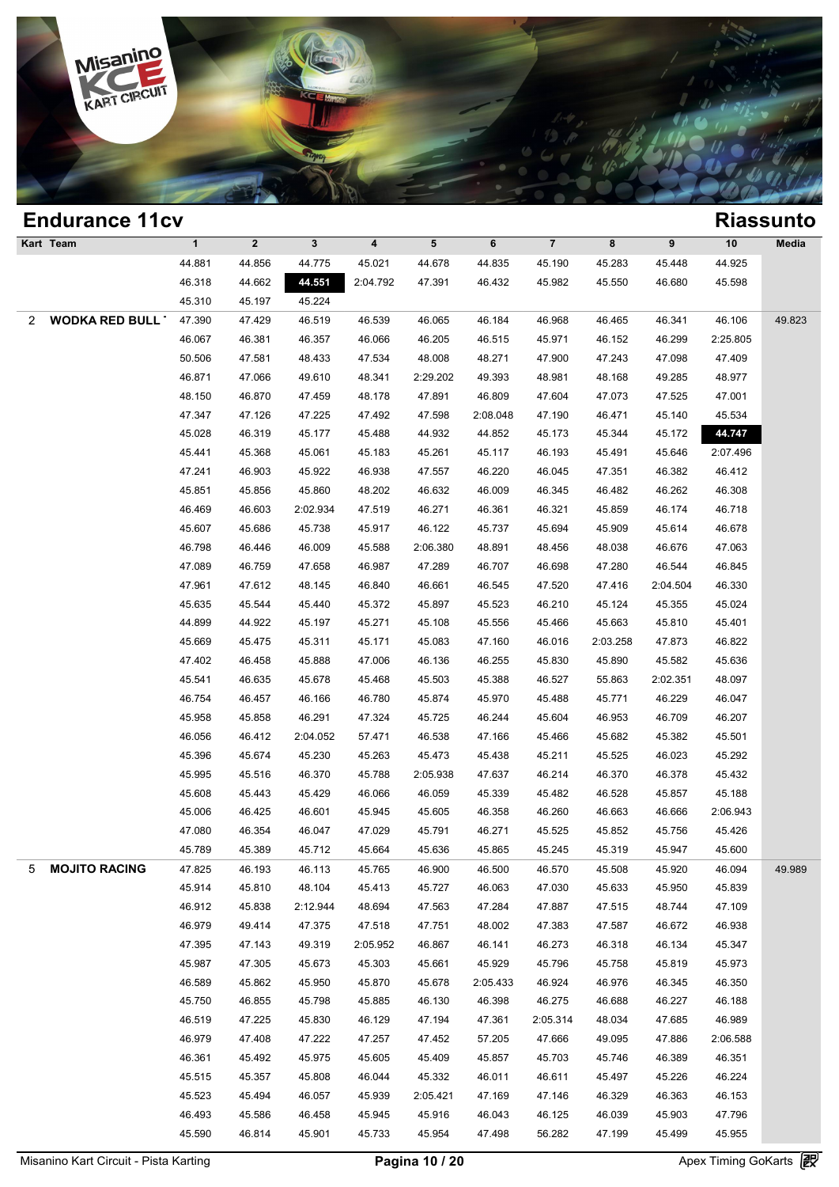## Endurance 11cv

## Riassunto

| Kart | Team | 1 | 2 | 3 | 4 | 5 | 6 | 7 | 8 | 9 | 10 | Media |
|---|---|---|---|---|---|---|---|---|---|---|---|---|
| | | 44.881 | 44.856 | 44.775 | 45.021 | 44.678 | 44.835 | 45.190 | 45.283 | 45.448 | 44.925 | |
| | | 46.318 | 44.662 | **44.551** | 2:04.792 | 47.391 | 46.432 | 45.982 | 45.550 | 46.680 | 45.598 | |
| | | 45.310 | 45.197 | 45.224 | | | | | | | | |
| 2 | **WODKA RED BULL** | 47.390 | 47.429 | 46.519 | 46.539 | 46.065 | 46.184 | 46.968 | 46.465 | 46.341 | 46.106 | 49.823 |
| | | 46.067 | 46.381 | 46.357 | 46.066 | 46.205 | 46.515 | 45.971 | 46.152 | 46.299 | 2:25.805 | |
| | | 50.506 | 47.581 | 48.433 | 47.534 | 48.008 | 48.271 | 47.900 | 47.243 | 47.098 | 47.409 | |
| | | 46.871 | 47.066 | 49.610 | 48.341 | 2:29.202 | 49.393 | 48.981 | 48.168 | 49.285 | 48.977 | |
| | | 48.150 | 46.870 | 47.459 | 48.178 | 47.891 | 46.809 | 47.604 | 47.073 | 47.525 | 47.001 | |
| | | 47.347 | 47.126 | 47.225 | 47.492 | 47.598 | 2:08.048 | 47.190 | 46.471 | 45.140 | 45.534 | |
| | | 45.028 | 46.319 | 45.177 | 45.488 | 44.932 | 44.852 | 45.173 | 45.344 | 45.172 | **44.747** | |
| | | 45.441 | 45.368 | 45.061 | 45.183 | 45.261 | 45.117 | 46.193 | 45.491 | 45.646 | 2:07.496 | |
| | | 47.241 | 46.903 | 45.922 | 46.938 | 47.557 | 46.220 | 46.045 | 47.351 | 46.382 | 46.412 | |
| | | 45.851 | 45.856 | 45.860 | 48.202 | 46.632 | 46.009 | 46.345 | 46.482 | 46.262 | 46.308 | |
| | | 46.469 | 46.603 | 2:02.934 | 47.519 | 46.271 | 46.361 | 46.321 | 45.859 | 46.174 | 46.718 | |
| | | 45.607 | 45.686 | 45.738 | 45.917 | 46.122 | 45.737 | 45.694 | 45.909 | 45.614 | 46.678 | |
| | | 46.798 | 46.446 | 46.009 | 45.588 | 2:06.380 | 48.891 | 48.456 | 48.038 | 46.676 | 47.063 | |
| | | 47.089 | 46.759 | 47.658 | 46.987 | 47.289 | 46.707 | 46.698 | 47.280 | 46.544 | 46.845 | |
| | | 47.961 | 47.612 | 48.145 | 46.840 | 46.661 | 46.545 | 47.520 | 47.416 | 2:04.504 | 46.330 | |
| | | 45.635 | 45.544 | 45.440 | 45.372 | 45.897 | 45.523 | 46.210 | 45.124 | 45.355 | 45.024 | |
| | | 44.899 | 44.922 | 45.197 | 45.271 | 45.108 | 45.556 | 45.466 | 45.663 | 45.810 | 45.401 | |
| | | 45.669 | 45.475 | 45.311 | 45.171 | 45.083 | 47.160 | 46.016 | 2:03.258 | 47.873 | 46.822 | |
| | | 47.402 | 46.458 | 45.888 | 47.006 | 46.136 | 46.255 | 45.830 | 45.890 | 45.582 | 45.636 | |
| | | 45.541 | 46.635 | 45.678 | 45.468 | 45.503 | 45.388 | 46.527 | 55.863 | 2:02.351 | 48.097 | |
| | | 46.754 | 46.457 | 46.166 | 46.780 | 45.874 | 45.970 | 45.488 | 45.771 | 46.229 | 46.047 | |
| | | 45.958 | 45.858 | 46.291 | 47.324 | 45.725 | 46.244 | 45.604 | 46.953 | 46.709 | 46.207 | |
| | | 46.056 | 46.412 | 2:04.052 | 57.471 | 46.538 | 47.166 | 45.466 | 45.682 | 45.382 | 45.501 | |
| | | 45.396 | 45.674 | 45.230 | 45.263 | 45.473 | 45.438 | 45.211 | 45.525 | 46.023 | 45.292 | |
| | | 45.995 | 45.516 | 46.370 | 45.788 | 2:05.938 | 47.637 | 46.214 | 46.370 | 46.378 | 45.432 | |
| | | 45.608 | 45.443 | 45.429 | 46.066 | 46.059 | 45.339 | 45.482 | 46.528 | 45.857 | 45.188 | |
| | | 45.006 | 46.425 | 46.601 | 45.945 | 45.605 | 46.358 | 46.260 | 46.663 | 46.666 | 2:06.943 | |
| | | 47.080 | 46.354 | 46.047 | 47.029 | 45.791 | 46.271 | 45.525 | 45.852 | 45.756 | 45.426 | |
| | | 45.789 | 45.389 | 45.712 | 45.664 | 45.636 | 45.865 | 45.245 | 45.319 | 45.947 | 45.600 | |
| 5 | **MOJITO RACING** | 47.825 | 46.193 | 46.113 | 45.765 | 46.900 | 46.500 | 46.570 | 45.508 | 45.920 | 46.094 | 49.989 |
| | | 45.914 | 45.810 | 48.104 | 45.413 | 45.727 | 46.063 | 47.030 | 45.633 | 45.950 | 45.839 | |
| | | 46.912 | 45.838 | 2:12.944 | 48.694 | 47.563 | 47.284 | 47.887 | 47.515 | 48.744 | 47.109 | |
| | | 46.979 | 49.414 | 47.375 | 47.518 | 47.751 | 48.002 | 47.383 | 47.587 | 46.672 | 46.938 | |
| | | 47.395 | 47.143 | 49.319 | 2:05.952 | 46.867 | 46.141 | 46.273 | 46.318 | 46.134 | 45.347 | |
| | | 45.987 | 47.305 | 45.673 | 45.303 | 45.661 | 45.929 | 45.796 | 45.758 | 45.819 | 45.973 | |
| | | 46.589 | 45.862 | 45.950 | 45.870 | 45.678 | 2:05.433 | 46.924 | 46.976 | 46.345 | 46.350 | |
| | | 45.750 | 46.855 | 45.798 | 45.885 | 46.130 | 46.398 | 46.275 | 46.688 | 46.227 | 46.188 | |
| | | 46.519 | 47.225 | 45.830 | 46.129 | 47.194 | 47.361 | 2:05.314 | 48.034 | 47.685 | 46.989 | |
| | | 46.979 | 47.408 | 47.222 | 47.257 | 47.452 | 57.205 | 47.666 | 49.095 | 47.886 | 2:06.588 | |
| | | 46.361 | 45.492 | 45.975 | 45.605 | 45.409 | 45.857 | 45.703 | 45.746 | 46.389 | 46.351 | |
| | | 45.515 | 45.357 | 45.808 | 46.044 | 45.332 | 46.011 | 46.611 | 45.497 | 45.226 | 46.224 | |
| | | 45.523 | 45.494 | 46.057 | 45.939 | 2:05.421 | 47.169 | 47.146 | 46.329 | 46.363 | 46.153 | |
| | | 46.493 | 45.586 | 46.458 | 45.945 | 45.916 | 46.043 | 46.125 | 46.039 | 45.903 | 47.796 | |
| | | 45.590 | 46.814 | 45.901 | 45.733 | 45.954 | 47.498 | 56.282 | 47.199 | 45.499 | 45.955 | |

Misanino Kart Circuit - Pista Karting — Apex Timing GoKarts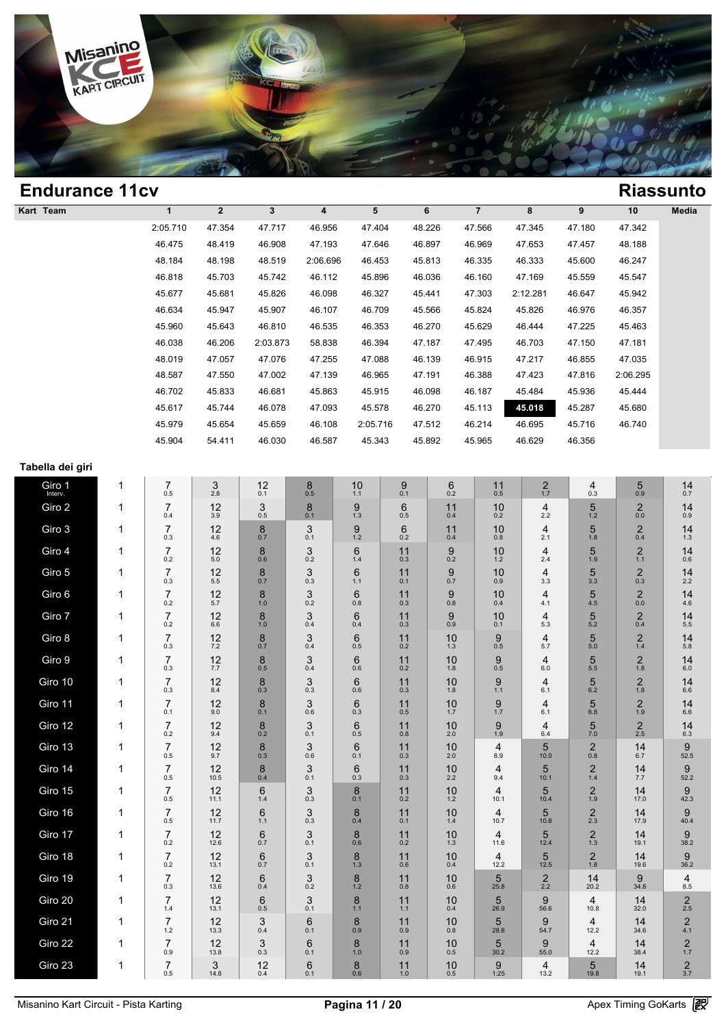## Endurance 11cv

## Riassunto

| Kart | Team | 1 | 2 | 3 | 4 | 5 | 6 | 7 | 8 | 9 | 10 | Media |
|---|---|---|---|---|---|---|---|---|---|---|---|---|
| | | 2:05.710 | 47.354 | 47.717 | 46.956 | 47.404 | 48.226 | 47.566 | 47.345 | 47.180 | 47.342 | |
| | | 46.475 | 48.419 | 46.908 | 47.193 | 47.646 | 46.897 | 46.969 | 47.653 | 47.457 | 48.188 | |
| | | 48.184 | 48.198 | 48.519 | 2:06.696 | 46.453 | 45.813 | 46.335 | 46.333 | 45.600 | 46.247 | |
| | | 46.818 | 45.703 | 45.742 | 46.112 | 45.896 | 46.036 | 46.160 | 47.169 | 45.559 | 45.547 | |
| | | 45.677 | 45.681 | 45.826 | 46.098 | 46.327 | 45.441 | 47.303 | 2:12.281 | 46.647 | 45.942 | |
| | | 46.634 | 45.947 | 45.907 | 46.107 | 46.709 | 45.566 | 45.824 | 45.826 | 46.976 | 46.357 | |
| | | 45.960 | 45.643 | 46.810 | 46.535 | 46.353 | 46.270 | 45.629 | 46.444 | 47.225 | 45.463 | |
| | | 46.038 | 46.206 | 2:03.873 | 58.838 | 46.394 | 47.187 | 47.495 | 46.703 | 47.150 | 47.181 | |
| | | 48.019 | 47.057 | 47.076 | 47.255 | 47.088 | 46.139 | 46.915 | 47.217 | 46.855 | 47.035 | |
| | | 48.587 | 47.550 | 47.002 | 47.139 | 46.965 | 47.191 | 46.388 | 47.423 | 47.816 | 2:06.295 | |
| | | 46.702 | 45.833 | 46.681 | 45.863 | 45.915 | 46.098 | 46.187 | 45.484 | 45.936 | 45.444 | |
| | | 45.617 | 45.744 | 46.078 | 47.093 | 45.578 | 46.270 | 45.113 | **45.018** | 45.287 | 45.680 | |
| | | 45.979 | 45.654 | 45.659 | 46.108 | 2:05.716 | 47.512 | 46.214 | 46.695 | 45.716 | 46.740 | |
| | | 45.904 | 54.411 | 46.030 | 46.587 | 45.343 | 45.892 | 45.965 | 46.629 | 46.356 | | |

### Tabella dei giri

| Giro | | | | | | | | | | | | | |
|---|---|---|---|---|---|---|---|---|---|---|---|---|---|
| Giro 1 Interv. | 1 | 7 0.5 | 3 2.8 | 12 0.1 | 8 0.5 | 10 1.1 | 9 0.1 | 6 0.2 | 11 0.5 | 2 1.7 | 4 0.3 | 5 0.9 | 14 0.7 |
| Giro 2 | 1 | 7 0.4 | 12 3.9 | 3 0.5 | 8 0.1 | 9 1.3 | 6 0.5 | 11 0.4 | 10 0.2 | 4 2.2 | 5 1.2 | 2 0.0 | 14 0.9 |
| Giro 3 | 1 | 7 0.3 | 12 4.6 | 8 0.7 | 3 0.1 | 9 1.2 | 6 0.2 | 11 0.4 | 10 0.8 | 4 2.1 | 5 1.8 | 2 0.4 | 14 1.3 |
| Giro 4 | 1 | 7 0.2 | 12 5.0 | 8 0.6 | 3 0.2 | 6 1.4 | 11 0.3 | 9 0.2 | 10 1.2 | 4 2.4 | 5 1.9 | 2 1.1 | 14 0.6 |
| Giro 5 | 1 | 7 0.3 | 12 5.5 | 8 0.7 | 3 0.3 | 6 1.1 | 11 0.1 | 9 0.7 | 10 0.9 | 4 3.3 | 5 3.3 | 2 0.3 | 14 2.2 |
| Giro 6 | 1 | 7 0.2 | 12 5.7 | 8 1.0 | 3 0.2 | 6 0.8 | 11 0.3 | 9 0.8 | 10 0.4 | 4 4.1 | 5 4.5 | 2 0.0 | 14 4.6 |
| Giro 7 | 1 | 7 0.2 | 12 6.6 | 8 1.0 | 3 0.4 | 6 0.4 | 11 0.3 | 9 0.9 | 10 0.1 | 4 5.3 | 5 5.2 | 2 0.4 | 14 5.5 |
| Giro 8 | 1 | 7 0.3 | 12 7.2 | 8 0.7 | 3 0.4 | 6 0.5 | 11 0.2 | 10 1.3 | 9 0.5 | 4 5.7 | 5 5.0 | 2 1.4 | 14 5.8 |
| Giro 9 | 1 | 7 0.3 | 12 7.7 | 8 0.5 | 3 0.4 | 6 0.6 | 11 0.2 | 10 1.8 | 9 0.5 | 4 6.0 | 5 5.5 | 2 1.8 | 14 6.0 |
| Giro 10 | 1 | 7 0.3 | 12 8.4 | 8 0.3 | 3 0.3 | 6 0.6 | 11 0.3 | 10 1.8 | 9 1.1 | 4 6.1 | 5 6.2 | 2 1.8 | 14 6.6 |
| Giro 11 | 1 | 7 0.1 | 12 9.0 | 8 0.1 | 3 0.6 | 6 0.3 | 11 0.5 | 10 1.7 | 9 1.7 | 4 6.1 | 5 6.8 | 2 1.9 | 14 6.6 |
| Giro 12 | 1 | 7 0.2 | 12 9.4 | 8 0.2 | 3 0.1 | 6 0.5 | 11 0.8 | 10 2.0 | 9 1.9 | 4 6.4 | 5 7.0 | 2 2.5 | 14 6.3 |
| Giro 13 | 1 | 7 0.5 | 12 9.7 | 8 0.3 | 3 0.6 | 6 0.1 | 11 0.3 | 10 2.0 | 4 8.9 | 5 10.0 | 2 0.8 | 14 6.7 | 9 52.5 |
| Giro 14 | 1 | 7 0.5 | 12 10.5 | 8 0.4 | 3 0.1 | 6 0.3 | 11 0.3 | 10 2.2 | 4 9.4 | 5 10.1 | 2 1.4 | 14 7.7 | 9 52.2 |
| Giro 15 | 1 | 7 0.5 | 12 11.1 | 6 1.4 | 3 0.3 | 8 0.1 | 11 0.2 | 10 1.2 | 4 10.1 | 5 10.4 | 2 1.9 | 14 17.0 | 9 42.3 |
| Giro 16 | 1 | 7 0.5 | 12 11.7 | 6 1.1 | 3 0.3 | 8 0.4 | 11 0.1 | 10 1.4 | 4 10.7 | 5 10.8 | 2 2.3 | 14 17.9 | 9 40.4 |
| Giro 17 | 1 | 7 0.2 | 12 12.6 | 6 0.7 | 3 0.1 | 8 0.6 | 11 0.2 | 10 1.3 | 4 11.6 | 5 12.4 | 2 1.3 | 14 19.1 | 9 38.2 |
| Giro 18 | 1 | 7 0.2 | 12 13.1 | 6 0.7 | 3 0.1 | 8 1.3 | 11 0.6 | 10 0.4 | 4 12.2 | 5 12.5 | 2 1.8 | 14 19.6 | 9 36.2 |
| Giro 19 | 1 | 7 0.3 | 12 13.6 | 6 0.4 | 3 0.2 | 8 1.2 | 11 0.8 | 10 0.6 | 5 25.8 | 2 2.2 | 14 20.2 | 9 34.8 | 4 8.5 |
| Giro 20 | 1 | 7 1.4 | 12 13.1 | 6 0.5 | 3 0.1 | 8 1.1 | 11 1.1 | 10 0.4 | 5 26.9 | 9 56.6 | 4 10.8 | 14 32.0 | 2 2.5 |
| Giro 21 | 1 | 7 1.2 | 12 13.3 | 3 0.4 | 6 0.1 | 8 0.9 | 11 0.9 | 10 0.8 | 5 28.8 | 9 54.7 | 4 12.2 | 14 34.6 | 2 4.1 |
| Giro 22 | 1 | 7 0.9 | 12 13.8 | 3 0.3 | 6 0.1 | 8 1.0 | 11 0.9 | 10 0.5 | 5 30.2 | 9 55.0 | 4 12.2 | 14 38.4 | 2 1.7 |
| Giro 23 | 1 | 7 0.5 | 3 14.8 | 12 0.4 | 6 0.1 | 8 0.6 | 11 1.0 | 10 0.5 | 9 1:25 | 4 13.2 | 5 19.8 | 14 19.1 | 2 3.7 |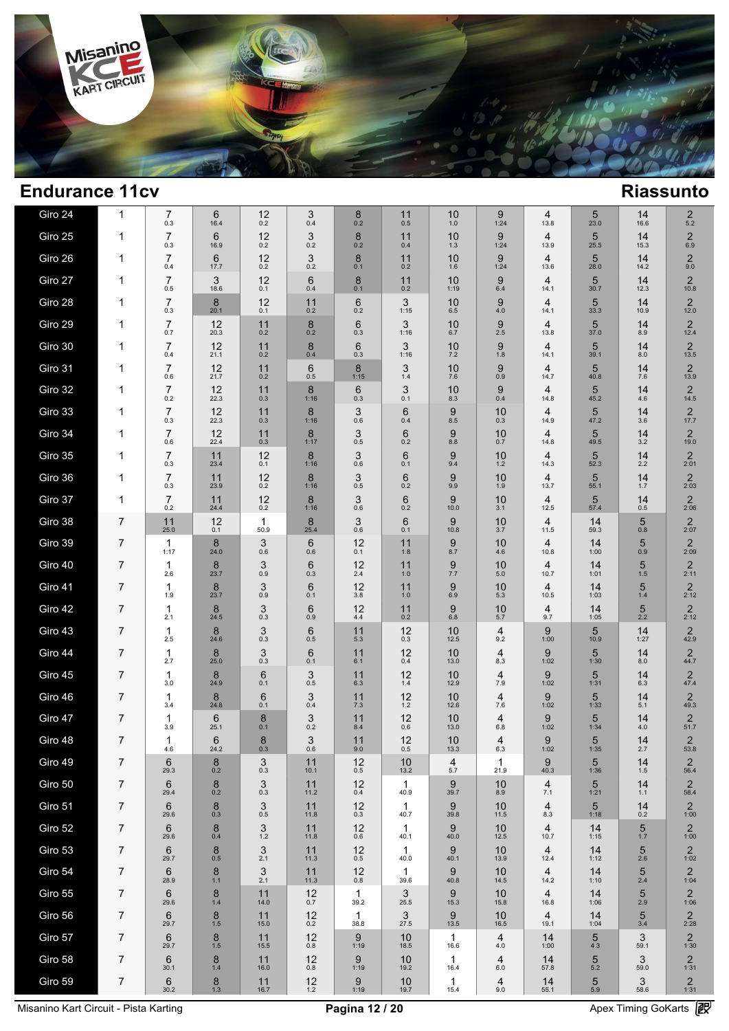## Endurance 11cv

## Riassunto

| Giro | Leader | P1 | P2 | P3 | P4 | P5 | P6 | P7 | P8 | P9 | P10 | P11 | P12 |
|---|---|---|---|---|---|---|---|---|---|---|---|---|---|
| Giro 24 | 1 | 7 0.3 | 6 16.4 | 12 0.2 | 3 0.4 | 8 0.2 | 11 0.5 | 10 1.0 | 9 1:24 | 4 13.8 | 5 23.0 | 14 16.6 | 2 5.2 |
| Giro 25 | 1 | 7 0.3 | 6 16.9 | 12 0.2 | 3 0.2 | 8 0.2 | 11 0.4 | 10 1.3 | 9 1:24 | 4 13.9 | 5 25.5 | 14 15.3 | 2 6.9 |
| Giro 26 | 1 | 7 0.4 | 6 17.7 | 12 0.2 | 3 0.2 | 8 0.1 | 11 0.2 | 10 1.6 | 9 1:24 | 4 13.6 | 5 28.0 | 14 14.2 | 2 9.0 |
| Giro 27 | 1 | 7 0.5 | 3 18.6 | 12 0.1 | 6 0.4 | 8 0.1 | 11 0.2 | 10 1:19 | 9 6.4 | 4 14.1 | 5 30.7 | 14 12.3 | 2 10.8 |
| Giro 28 | 1 | 7 0.3 | 8 20.1 | 12 0.1 | 11 0.2 | 6 0.2 | 3 1:15 | 10 6.5 | 9 4.0 | 4 14.1 | 5 33.3 | 14 10.9 | 2 12.0 |
| Giro 29 | 1 | 7 0.7 | 12 20.3 | 11 0.2 | 8 0.2 | 6 0.3 | 3 1:16 | 10 6.7 | 9 2.5 | 4 13.8 | 5 37.0 | 14 8.9 | 2 12.4 |
| Giro 30 | 1 | 7 0.4 | 12 21.1 | 11 0.2 | 8 0.4 | 6 0.3 | 3 1:16 | 10 7.2 | 9 1.8 | 4 14.1 | 5 39.1 | 14 8.0 | 2 13.5 |
| Giro 31 | 1 | 7 0.6 | 12 21.7 | 11 0.2 | 6 0.5 | 8 1:15 | 3 1.4 | 10 7.6 | 9 0.9 | 4 14.7 | 5 40.8 | 14 7.6 | 2 13.9 |
| Giro 32 | 1 | 7 0.2 | 12 22.3 | 11 0.3 | 8 1:16 | 6 0.3 | 3 0.1 | 10 8.3 | 9 0.4 | 4 14.8 | 5 45.2 | 14 4.6 | 2 14.5 |
| Giro 33 | 1 | 7 0.3 | 12 22.3 | 11 0.3 | 8 1:16 | 3 0.6 | 6 0.4 | 9 8.5 | 10 0.3 | 4 14.9 | 5 47.2 | 14 3.6 | 2 17.7 |
| Giro 34 | 1 | 7 0.6 | 12 22.4 | 11 0.3 | 8 1:17 | 3 0.5 | 6 0.2 | 9 8.8 | 10 0.7 | 4 14.8 | 5 49.5 | 14 3.2 | 2 19.0 |
| Giro 35 | 1 | 7 0.3 | 11 23.4 | 12 0.1 | 8 1:16 | 3 0.6 | 6 0.1 | 9 9.4 | 10 1.2 | 4 14.3 | 5 52.3 | 14 2.2 | 2 2:01 |
| Giro 36 | 1 | 7 0.3 | 11 23.9 | 12 0.2 | 8 1:16 | 3 0.5 | 6 0.2 | 9 9.9 | 10 1.9 | 4 13.7 | 5 55.1 | 14 1.7 | 2 2:03 |
| Giro 37 | 1 | 7 0.2 | 11 24.4 | 12 0.2 | 8 1:16 | 3 0.6 | 6 0.2 | 9 10.0 | 10 3.1 | 4 12.5 | 5 57.4 | 14 0.5 | 2 2:06 |
| Giro 38 | 7 | 11 25.0 | 12 0.1 | 1 50.9 | 8 25.4 | 3 0.6 | 6 0.1 | 9 10.8 | 10 3.7 | 4 11.5 | 14 59.3 | 5 0.8 | 2 2:07 |
| Giro 39 | 7 | 1 1:17 | 8 24.0 | 3 0.6 | 6 0.6 | 12 0.1 | 11 1.8 | 9 8.7 | 10 4.6 | 4 10.8 | 14 1:00 | 5 0.9 | 2 2:09 |
| Giro 40 | 7 | 1 2.6 | 8 23.7 | 3 0.9 | 6 0.3 | 12 2.4 | 11 1.0 | 9 7.7 | 10 5.0 | 4 10.7 | 14 1:01 | 5 1.5 | 2 2:11 |
| Giro 41 | 7 | 1 1.9 | 8 23.7 | 3 0.9 | 6 0.1 | 12 3.8 | 11 1.0 | 9 6.9 | 10 5.3 | 4 10.5 | 14 1:03 | 5 1.4 | 2 2:12 |
| Giro 42 | 7 | 1 2.1 | 8 24.5 | 3 0.3 | 6 0.9 | 12 4.4 | 11 0.2 | 9 6.8 | 10 5.7 | 4 9.7 | 14 1:05 | 5 2.2 | 2 2:12 |
| Giro 43 | 7 | 1 2.5 | 8 24.6 | 3 0.3 | 6 0.5 | 11 5.3 | 12 0.3 | 10 12.5 | 4 9.2 | 9 1:00 | 5 10.9 | 14 1:27 | 2 42.9 |
| Giro 44 | 7 | 1 2.7 | 8 25.0 | 3 0.3 | 6 0.1 | 11 6.1 | 12 0.4 | 10 13.0 | 4 8.3 | 9 1:02 | 5 1:30 | 14 8.0 | 2 44.7 |
| Giro 45 | 7 | 1 3.0 | 8 24.9 | 6 0.1 | 3 0.5 | 11 6.3 | 12 1.4 | 10 12.9 | 4 7.9 | 9 1:02 | 5 1:31 | 14 6.3 | 2 47.4 |
| Giro 46 | 7 | 1 3.4 | 8 24.8 | 6 0.1 | 3 0.4 | 11 7.3 | 12 1.2 | 10 12.6 | 4 7.6 | 9 1:02 | 5 1:33 | 14 5.1 | 2 49.3 |
| Giro 47 | 7 | 1 3.9 | 6 25.1 | 8 0.1 | 3 0.2 | 11 8.4 | 12 0.6 | 10 13.0 | 4 6.8 | 9 1:02 | 5 1:34 | 14 4.0 | 2 51.7 |
| Giro 48 | 7 | 1 4.6 | 6 24.2 | 8 0.3 | 3 0.6 | 11 9.0 | 12 0.5 | 10 13.3 | 4 6.3 | 9 1:02 | 5 1:35 | 14 2.7 | 2 53.8 |
| Giro 49 | 7 | 6 29.3 | 8 0.2 | 3 0.3 | 11 10.1 | 12 0.5 | 10 13.2 | 4 5.7 | 1 21.9 | 9 40.3 | 5 1:36 | 14 1.5 | 2 56.4 |
| Giro 50 | 7 | 6 29.4 | 8 0.2 | 3 0.3 | 11 11.2 | 12 0.4 | 1 40.9 | 9 39.7 | 10 8.9 | 4 7.1 | 5 1:21 | 14 1.1 | 2 58.4 |
| Giro 51 | 7 | 6 29.6 | 8 0.3 | 3 0.5 | 11 11.8 | 12 0.3 | 1 40.7 | 9 39.8 | 10 11.5 | 4 8.3 | 5 1:18 | 14 0.2 | 2 1:00 |
| Giro 52 | 7 | 6 29.6 | 8 0.4 | 3 1.2 | 11 11.8 | 12 0.6 | 1 40.1 | 9 40.0 | 10 12.5 | 4 10.7 | 14 1:15 | 5 1.7 | 2 1:00 |
| Giro 53 | 7 | 6 29.7 | 8 0.5 | 3 2.1 | 11 11.3 | 12 0.5 | 1 40.0 | 9 40.1 | 10 13.9 | 4 12.4 | 14 1:12 | 5 2.6 | 2 1:02 |
| Giro 54 | 7 | 6 28.9 | 8 1.1 | 3 2.1 | 11 11.3 | 12 0.8 | 1 39.6 | 9 40.8 | 10 14.5 | 4 14.2 | 14 1:10 | 5 2.4 | 2 1:04 |
| Giro 55 | 7 | 6 29.6 | 8 1.4 | 11 14.0 | 12 0.7 | 1 39.2 | 3 25.5 | 9 15.3 | 10 15.8 | 4 16.8 | 14 1:06 | 5 2.9 | 2 1:06 |
| Giro 56 | 7 | 6 29.7 | 8 1.5 | 11 15.0 | 12 0.2 | 1 38.8 | 3 27.5 | 9 13.5 | 10 16.5 | 4 19.1 | 14 1:04 | 5 3.4 | 2 2:28 |
| Giro 57 | 7 | 6 29.7 | 8 1.5 | 11 15.5 | 12 0.8 | 9 1:19 | 10 18.5 | 1 16.6 | 4 4.0 | 14 1:00 | 5 4.3 | 3 59.1 | 2 1:30 |
| Giro 58 | 7 | 6 30.1 | 8 1.4 | 11 16.0 | 12 0.8 | 9 1:19 | 10 19.2 | 1 16.4 | 4 6.0 | 14 57.8 | 5 5.2 | 3 59.0 | 2 1:31 |
| Giro 59 | 7 | 6 30.2 | 8 1.3 | 11 16.7 | 12 1.2 | 9 1:19 | 10 19.7 | 1 15.4 | 4 9.0 | 14 55.1 | 5 5.9 | 3 58.6 | 2 1:31 |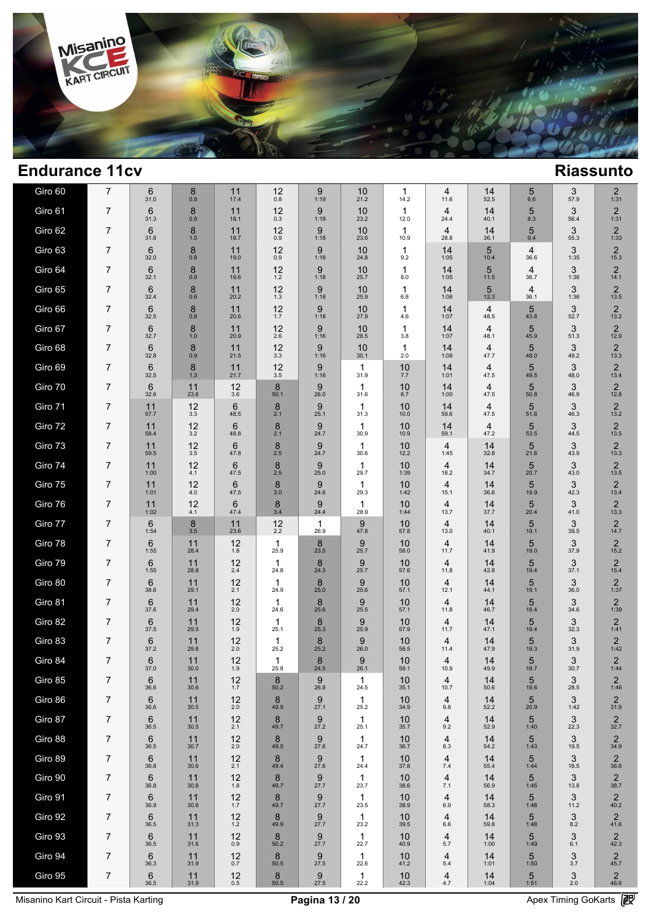## Endurance 11cv

## Riassunto

| Giro | | | | | | | | | | | | | |
|---|---|---|---|---|---|---|---|---|---|---|---|---|---|
| Giro 60 | 7 | 6 31.0 | 8 0.8 | 11 17.4 | 12 0.8 | 9 1:19 | 10 21.2 | 1 14.2 | 4 11.6 | 14 52.5 | 5 6.6 | 3 57.9 | 2 1:31 |
| Giro 61 | 7 | 6 31.3 | 8 0.8 | 11 18.1 | 12 0.3 | 9 1:19 | 10 23.2 | 1 12.0 | 4 24.4 | 14 40.1 | 5 8.3 | 3 56.4 | 2 1:31 |
| Giro 62 | 7 | 6 31.6 | 8 1.0 | 11 18.7 | 12 0.9 | 9 1:18 | 10 23.6 | 1 10.9 | 4 28.8 | 14 36.1 | 5 9.4 | 3 55.3 | 2 1:33 |
| Giro 63 | 7 | 6 32.0 | 8 0.8 | 11 19.0 | 12 0.9 | 9 1:18 | 10 24.8 | 1 9.2 | 14 1:05 | 5 10.4 | 4 36.6 | 3 1:35 | 2 15.3 |
| Giro 64 | 7 | 6 32.1 | 8 0.9 | 11 19.6 | 12 1.2 | 9 1:18 | 10 25.7 | 1 8.0 | 14 1:05 | 5 11.5 | 4 36.7 | 3 1:36 | 2 14.1 |
| Giro 65 | 7 | 6 32.4 | 8 0.6 | 11 20.2 | 12 1.3 | 9 1:18 | 10 25.9 | 1 6.8 | 14 1:06 | 5 12.3 | 4 36.1 | 3 1:36 | 2 13.5 |
| Giro 66 | 7 | 6 32.5 | 8 0.8 | 11 20.6 | 12 1.7 | 9 1:18 | 10 27.9 | 1 4.6 | 14 1:07 | 4 48.5 | 5 43.8 | 3 52.7 | 2 13.2 |
| Giro 67 | 7 | 6 32.7 | 8 1.0 | 11 20.9 | 12 2.6 | 9 1:16 | 10 28.5 | 1 3.8 | 14 1:07 | 4 48.1 | 5 45.9 | 3 51.3 | 2 12.9 |
| Giro 68 | 7 | 6 32.8 | 8 0.9 | 11 21.5 | 12 3.3 | 9 1:16 | 10 30.1 | 1 2.0 | 14 1:08 | 4 47.7 | 5 48.0 | 3 49.2 | 2 13.3 |
| Giro 69 | 7 | 6 32.5 | 8 1.3 | 11 21.7 | 12 3.5 | 9 1:16 | 1 31.9 | 10 7.7 | 14 1:01 | 4 47.5 | 5 49.5 | 3 48.0 | 2 13.4 |
| Giro 70 | 7 | 6 32.6 | 11 23.6 | 12 3.6 | 8 50.1 | 9 26.0 | 1 31.6 | 10 8.7 | 14 1:00 | 4 47.5 | 5 50.8 | 3 46.9 | 2 12.8 |
| Giro 71 | 7 | 11 57.7 | 12 3.3 | 6 48.5 | 8 2.1 | 9 25.1 | 1 31.3 | 10 10.0 | 14 59.6 | 4 47.5 | 5 51.6 | 3 46.3 | 2 13.2 |
| Giro 72 | 7 | 11 58.4 | 12 3.2 | 6 48.8 | 8 2.1 | 9 24.7 | 1 30.9 | 10 10.9 | 14 59.1 | 4 47.2 | 5 53.5 | 3 44.5 | 2 13.5 |
| Giro 73 | 7 | 11 59.5 | 12 3.5 | 6 47.8 | 8 2.5 | 9 24.7 | 1 30.6 | 10 12.2 | 4 1:45 | 14 32.8 | 5 21.6 | 3 43.9 | 2 13.3 |
| Giro 74 | 7 | 11 1:00 | 12 4.1 | 6 47.5 | 8 2.5 | 9 25.0 | 1 29.7 | 10 1:39 | 4 18.2 | 14 34.7 | 5 20.7 | 3 43.0 | 2 13.5 |
| Giro 75 | 7 | 11 1:01 | 12 4.0 | 6 47.5 | 8 3.0 | 9 24.6 | 1 29.3 | 10 1:42 | 4 15.1 | 14 36.6 | 5 19.9 | 3 42.3 | 2 13.4 |
| Giro 76 | 7 | 11 1:02 | 12 4.1 | 6 47.4 | 8 3.4 | 9 24.4 | 1 28.9 | 10 1:44 | 4 13.7 | 14 37.7 | 5 20.4 | 3 41.0 | 2 13.3 |
| Giro 77 | 7 | 6 1:54 | 8 3.5 | 11 23.6 | 12 2.2 | 1 26.9 | 9 47.8 | 10 57.8 | 4 13.0 | 14 40.1 | 5 19.1 | 3 39.5 | 2 14.7 |
| Giro 78 | 7 | 6 1:55 | 11 28.4 | 12 1.8 | 1 25.9 | 8 23.5 | 9 25.7 | 10 58.0 | 4 11.7 | 14 41.9 | 5 19.0 | 3 37.9 | 2 15.2 |
| Giro 79 | 7 | 6 1:55 | 11 28.8 | 12 2.4 | 1 24.8 | 8 24.3 | 9 25.7 | 10 57.6 | 4 11.8 | 14 42.8 | 5 19.4 | 3 37.1 | 2 15.4 |
| Giro 80 | 7 | 6 38.6 | 11 29.1 | 12 2.1 | 1 24.9 | 8 25.0 | 9 25.6 | 10 57.1 | 4 12.1 | 14 44.1 | 5 19.1 | 3 36.0 | 2 1:37 |
| Giro 81 | 7 | 6 37.6 | 11 29.4 | 12 2.0 | 1 24.6 | 8 25.6 | 9 25.5 | 10 57.1 | 4 11.8 | 14 46.7 | 5 18.4 | 3 34.6 | 2 1:39 |
| Giro 82 | 7 | 6 37.5 | 11 29.5 | 12 1.9 | 1 25.1 | 8 25.3 | 9 25.9 | 10 57.9 | 4 11.7 | 14 47.1 | 5 19.4 | 3 32.3 | 2 1:41 |
| Giro 83 | 7 | 6 37.2 | 11 29.8 | 12 2.0 | 1 25.2 | 8 25.2 | 9 26.0 | 10 58.5 | 4 11.4 | 14 47.9 | 5 19.3 | 3 31.9 | 2 1:42 |
| Giro 84 | 7 | 6 37.0 | 11 30.0 | 12 1.9 | 1 25.8 | 8 24.5 | 9 26.1 | 10 59.1 | 4 10.9 | 14 49.9 | 5 18.7 | 3 30.7 | 2 1:44 |
| Giro 85 | 7 | 6 36.6 | 11 30.6 | 12 1.7 | 8 50.2 | 9 26.8 | 1 24.5 | 10 35.1 | 4 10.7 | 14 50.6 | 5 19.6 | 3 28.5 | 2 1:46 |
| Giro 86 | 7 | 6 36.6 | 11 30.5 | 12 2.0 | 8 49.9 | 9 27.1 | 1 25.2 | 10 34.9 | 4 9.8 | 14 52.2 | 5 20.9 | 3 1:42 | 2 31.9 |
| Giro 87 | 7 | 6 36.5 | 11 30.5 | 12 2.1 | 8 49.7 | 9 27.2 | 1 25.1 | 10 35.7 | 4 9.2 | 14 52.9 | 5 1:40 | 3 22.3 | 2 32.7 |
| Giro 88 | 7 | 6 36.5 | 11 30.7 | 12 2.0 | 8 49.5 | 9 27.6 | 1 24.7 | 10 36.7 | 4 8.3 | 14 54.2 | 5 1:43 | 3 19.5 | 2 34.9 |
| Giro 89 | 7 | 6 36.8 | 11 30.6 | 12 2.1 | 8 49.4 | 9 27.6 | 1 24.4 | 10 37.8 | 4 7.4 | 14 55.4 | 5 1:44 | 3 16.5 | 2 36.6 |
| Giro 90 | 7 | 6 36.8 | 11 30.8 | 12 1.8 | 8 49.7 | 9 27.7 | 1 23.7 | 10 38.6 | 4 7.1 | 14 56.9 | 5 1:45 | 3 13.8 | 2 38.7 |
| Giro 91 | 7 | 6 36.9 | 11 30.8 | 12 1.7 | 8 49.7 | 9 27.7 | 1 23.5 | 10 38.9 | 4 6.9 | 14 58.3 | 5 1:46 | 3 11.2 | 2 40.2 |
| Giro 92 | 7 | 6 36.5 | 11 31.3 | 12 1.2 | 8 49.9 | 9 27.7 | 1 23.2 | 10 39.5 | 4 6.6 | 14 59.8 | 5 1:48 | 3 8.2 | 2 41.6 |
| Giro 93 | 7 | 6 36.5 | 11 31.6 | 12 0.9 | 8 50.2 | 9 27.7 | 1 22.7 | 10 40.9 | 4 5.7 | 14 1:00 | 5 1:49 | 3 6.1 | 2 42.3 |
| Giro 94 | 7 | 6 36.3 | 11 31.9 | 12 0.7 | 8 50.5 | 9 27.5 | 1 22.6 | 10 41.2 | 4 5.4 | 14 1:01 | 5 1:50 | 3 3.7 | 2 45.7 |
| Giro 95 | 7 | 6 36.5 | 11 31.9 | 12 0.5 | 8 50.5 | 9 27.5 | 1 22.2 | 10 42.3 | 4 4.7 | 14 1:04 | 5 1:51 | 3 2.0 | 2 46.6 |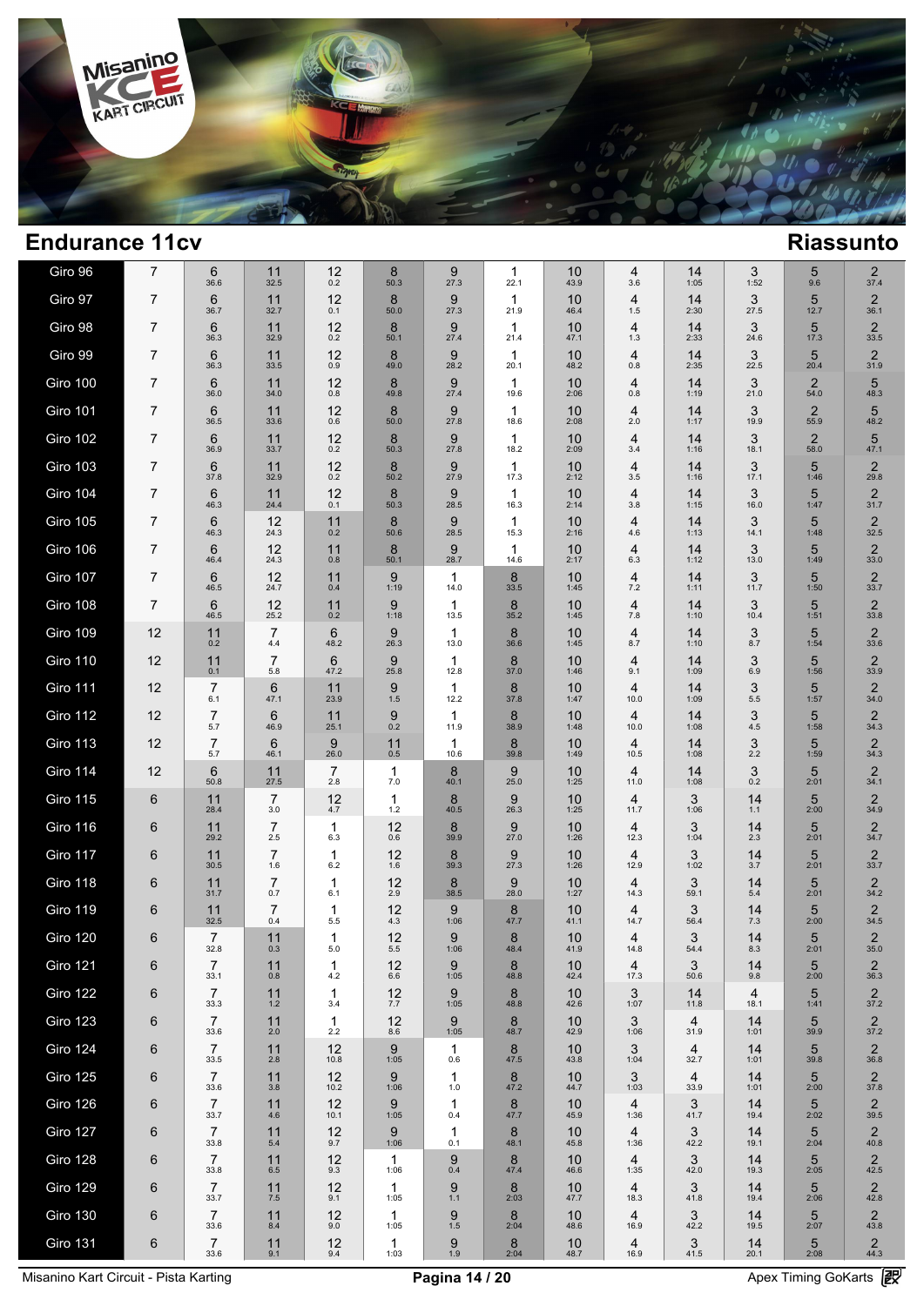## Endurance 11cv

## Riassunto

| Giro | | | | | | | | | | | | | | |
|---|---|---|---|---|---|---|---|---|---|---|---|---|---|---|
| Giro 96 | 7 | 6 36.6 | 11 32.5 | 12 0.2 | 8 50.3 | 9 27.3 | 1 22.1 | 10 43.9 | 4 3.6 | 14 1:05 | 3 1:52 | 5 9.6 | 2 37.4 |
| Giro 97 | 7 | 6 36.7 | 11 32.7 | 12 0.1 | 8 50.0 | 9 27.3 | 1 21.9 | 10 46.4 | 4 1.5 | 14 2:30 | 3 27.5 | 5 12.7 | 2 36.1 |
| Giro 98 | 7 | 6 36.3 | 11 32.9 | 12 0.2 | 8 50.1 | 9 27.4 | 1 21.4 | 10 47.1 | 4 1.3 | 14 2:33 | 3 24.6 | 5 17.3 | 2 33.5 |
| Giro 99 | 7 | 6 36.3 | 11 33.5 | 12 0.9 | 8 49.0 | 9 28.2 | 1 20.1 | 10 48.2 | 4 0.8 | 14 2:35 | 3 22.5 | 5 20.4 | 2 31.9 |
| Giro 100 | 7 | 6 36.0 | 11 34.0 | 12 0.8 | 8 49.8 | 9 27.4 | 1 19.6 | 10 2:06 | 4 0.8 | 14 1:19 | 3 21.0 | 2 54.0 | 5 48.3 |
| Giro 101 | 7 | 6 36.5 | 11 33.6 | 12 0.6 | 8 50.0 | 9 27.8 | 1 18.6 | 10 2:08 | 4 2.0 | 14 1:17 | 3 19.9 | 2 55.9 | 5 48.2 |
| Giro 102 | 7 | 6 36.9 | 11 33.7 | 12 0.2 | 8 50.3 | 9 27.8 | 1 18.2 | 10 2:09 | 4 3.4 | 14 1:16 | 3 18.1 | 2 58.0 | 5 47.1 |
| Giro 103 | 7 | 6 37.8 | 11 32.9 | 12 0.2 | 8 50.2 | 9 27.9 | 1 17.3 | 10 2:12 | 4 3.5 | 14 1:16 | 3 17.1 | 5 1:46 | 2 29.8 |
| Giro 104 | 7 | 6 46.3 | 11 24.4 | 12 0.1 | 8 50.3 | 9 28.5 | 1 16.3 | 10 2:14 | 4 3.8 | 14 1:15 | 3 16.0 | 5 1:47 | 2 31.7 |
| Giro 105 | 7 | 6 46.3 | 12 24.3 | 11 0.2 | 8 50.6 | 9 28.5 | 1 15.3 | 10 2:16 | 4 4.6 | 14 1:13 | 3 14.1 | 5 1:48 | 2 32.5 |
| Giro 106 | 7 | 6 46.4 | 12 24.3 | 11 0.8 | 8 50.1 | 9 28.7 | 1 14.6 | 10 2:17 | 4 6.3 | 14 1:12 | 3 13.0 | 5 1:49 | 2 33.0 |
| Giro 107 | 7 | 6 46.5 | 12 24.7 | 11 0.4 | 9 1:19 | 1 14.0 | 8 33.5 | 10 1:45 | 4 7.2 | 14 1:11 | 3 11.7 | 5 1:50 | 2 33.7 |
| Giro 108 | 7 | 6 46.5 | 12 25.2 | 11 0.2 | 9 1:18 | 1 13.5 | 8 35.2 | 10 1:45 | 4 7.8 | 14 1:10 | 3 10.4 | 5 1:51 | 2 33.8 |
| Giro 109 | 12 | 11 0.2 | 7 4.4 | 6 48.2 | 9 26.3 | 1 13.0 | 8 36.6 | 10 1:45 | 4 8.7 | 14 1:10 | 3 8.7 | 5 1:54 | 2 33.6 |
| Giro 110 | 12 | 11 0.1 | 7 5.8 | 6 47.2 | 9 25.8 | 1 12.8 | 8 37.0 | 10 1:46 | 4 9.1 | 14 1:09 | 3 6.9 | 5 1:56 | 2 33.9 |
| Giro 111 | 12 | 7 6.1 | 6 47.1 | 11 23.9 | 9 1.5 | 1 12.2 | 8 37.8 | 10 1:47 | 4 10.0 | 14 1:09 | 3 5.5 | 5 1:57 | 2 34.0 |
| Giro 112 | 12 | 7 5.7 | 6 46.9 | 11 25.1 | 9 0.2 | 1 11.9 | 8 38.9 | 10 1:48 | 4 10.0 | 14 1:08 | 3 4.5 | 5 1:58 | 2 34.3 |
| Giro 113 | 12 | 7 5.7 | 6 46.1 | 9 26.0 | 11 0.5 | 1 10.6 | 8 39.8 | 10 1:49 | 4 10.5 | 14 1:08 | 3 2.2 | 5 1:59 | 2 34.3 |
| Giro 114 | 12 | 6 50.8 | 11 27.5 | 7 2.8 | 1 7.0 | 8 40.1 | 9 25.0 | 10 1:25 | 4 11.0 | 14 1:08 | 3 0.2 | 5 2:01 | 2 34.1 |
| Giro 115 | 6 | 11 28.4 | 7 3.0 | 12 4.7 | 1 1.2 | 8 40.5 | 9 26.3 | 10 1:25 | 4 11.7 | 3 1:06 | 14 1.1 | 5 2:00 | 2 34.9 |
| Giro 116 | 6 | 11 29.2 | 7 2.5 | 1 6.3 | 12 0.6 | 8 39.9 | 9 27.0 | 10 1:26 | 4 12.3 | 3 1:04 | 14 2.3 | 5 2:01 | 2 34.7 |
| Giro 117 | 6 | 11 30.5 | 7 1.6 | 1 6.2 | 12 1.6 | 8 39.3 | 9 27.3 | 10 1:26 | 4 12.9 | 3 1:02 | 14 3.7 | 5 2:01 | 2 33.7 |
| Giro 118 | 6 | 11 31.7 | 7 0.7 | 1 6.1 | 12 2.9 | 8 38.5 | 9 28.0 | 10 1:27 | 4 14.3 | 3 59.1 | 14 5.4 | 5 2:01 | 2 34.2 |
| Giro 119 | 6 | 11 32.5 | 7 0.4 | 1 5.5 | 12 4.3 | 9 1:06 | 8 47.7 | 10 41.1 | 4 14.7 | 3 56.4 | 14 7.3 | 5 2:00 | 2 34.5 |
| Giro 120 | 6 | 7 32.8 | 11 0.3 | 1 5.0 | 12 5.5 | 9 1:06 | 8 48.4 | 10 41.9 | 4 14.8 | 3 54.4 | 14 8.3 | 5 2:01 | 2 35.0 |
| Giro 121 | 6 | 7 33.1 | 11 0.8 | 1 4.2 | 12 6.6 | 9 1:05 | 8 48.8 | 10 42.4 | 4 17.3 | 3 50.6 | 14 9.8 | 5 2:00 | 2 36.3 |
| Giro 122 | 6 | 7 33.3 | 11 1.2 | 1 3.4 | 12 7.7 | 9 1:05 | 8 48.8 | 10 42.6 | 3 1:07 | 14 11.8 | 4 18.1 | 5 1:41 | 2 37.2 |
| Giro 123 | 6 | 7 33.6 | 11 2.0 | 1 2.2 | 12 8.6 | 9 1:05 | 8 48.7 | 10 42.9 | 3 1:06 | 4 31.9 | 14 1:01 | 5 39.9 | 2 37.2 |
| Giro 124 | 6 | 7 33.5 | 11 2.8 | 12 10.8 | 9 1:05 | 1 0.6 | 8 47.5 | 10 43.8 | 3 1:04 | 4 32.7 | 14 1:01 | 5 39.8 | 2 36.8 |
| Giro 125 | 6 | 7 33.6 | 11 3.8 | 12 10.2 | 9 1:06 | 1 1.0 | 8 47.2 | 10 44.7 | 3 1:03 | 4 33.9 | 14 1:01 | 5 2:00 | 2 37.8 |
| Giro 126 | 6 | 7 33.7 | 11 4.6 | 12 10.1 | 9 1:05 | 1 0.4 | 8 47.7 | 10 45.9 | 4 1:36 | 3 41.7 | 14 19.4 | 5 2:02 | 2 39.5 |
| Giro 127 | 6 | 7 33.8 | 11 5.4 | 12 9.7 | 9 1:06 | 1 0.1 | 8 48.1 | 10 45.8 | 4 1:36 | 3 42.2 | 14 19.1 | 5 2:04 | 2 40.8 |
| Giro 128 | 6 | 7 33.8 | 11 6.5 | 12 9.3 | 1 1:06 | 9 0.4 | 8 47.4 | 10 46.6 | 4 1:35 | 3 42.0 | 14 19.3 | 5 2:05 | 2 42.5 |
| Giro 129 | 6 | 7 33.7 | 11 7.5 | 12 9.1 | 1 1:05 | 9 1.1 | 8 2:03 | 10 47.7 | 4 18.3 | 3 41.8 | 14 19.4 | 5 2:06 | 2 42.8 |
| Giro 130 | 6 | 7 33.6 | 11 8.4 | 12 9.0 | 1 1:05 | 9 1.5 | 8 2:04 | 10 48.6 | 4 16.9 | 3 42.2 | 14 19.5 | 5 2:07 | 2 43.8 |
| Giro 131 | 6 | 7 33.6 | 11 9.1 | 12 9.4 | 1 1:03 | 9 1.9 | 8 2:04 | 10 48.7 | 4 16.9 | 3 41.5 | 14 20.1 | 5 2:08 | 2 44.3 |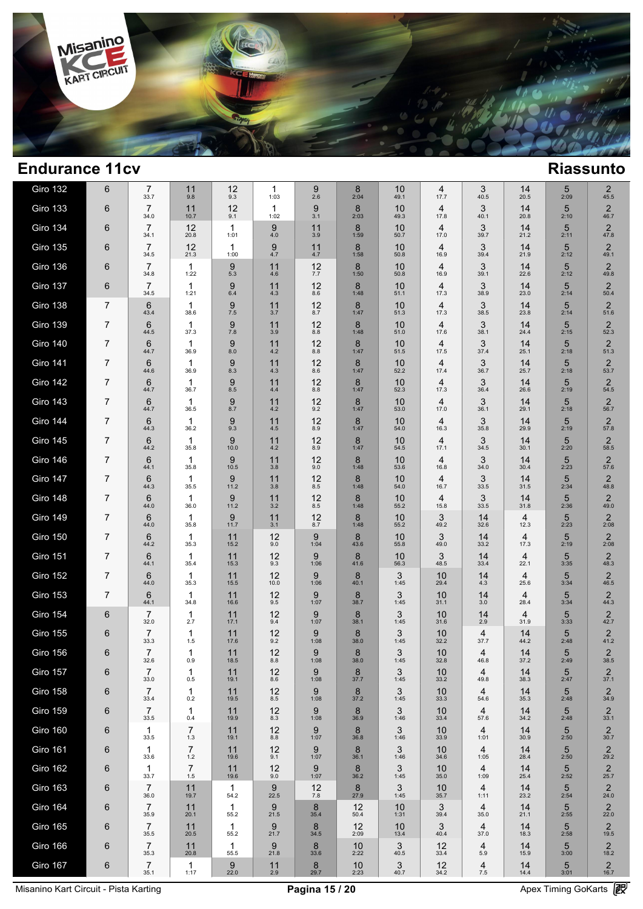## Endurance 11cv

## Riassunto

| Giro | | | | | | | | | | | | | | |
|---|---|---|---|---|---|---|---|---|---|---|---|---|---|---|
| Giro 132 | 6 | 7 33.7 | 11 9.8 | 12 9.3 | 1 1:03 | 9 2.6 | 8 2:04 | 10 49.1 | 4 17.7 | 3 40.5 | 14 20.5 | 5 2:09 | 2 45.5 |
| Giro 133 | 6 | 7 34.0 | 11 10.7 | 12 9.1 | 1 1:02 | 9 3.1 | 8 2:03 | 10 49.3 | 4 17.8 | 3 40.1 | 14 20.8 | 5 2:10 | 2 46.7 |
| Giro 134 | 6 | 7 34.1 | 12 20.8 | 1 1:01 | 9 4.0 | 11 3.9 | 8 1:59 | 10 50.7 | 4 17.0 | 3 39.7 | 14 21.2 | 5 2:11 | 2 47.8 |
| Giro 135 | 6 | 7 34.5 | 12 21.3 | 1 1:00 | 9 4.7 | 11 4.7 | 8 1:58 | 10 50.8 | 4 16.9 | 3 39.4 | 14 21.9 | 5 2:12 | 2 49.1 |
| Giro 136 | 6 | 7 34.8 | 1 1:22 | 9 5.3 | 11 4.6 | 12 7.7 | 8 1:50 | 10 50.8 | 4 16.9 | 3 39.1 | 14 22.6 | 5 2:12 | 2 49.8 |
| Giro 137 | 6 | 7 34.5 | 1 1:21 | 9 6.4 | 11 4.3 | 12 8.6 | 8 1:48 | 10 51.1 | 4 17.3 | 3 38.9 | 14 23.0 | 5 2:14 | 2 50.4 |
| Giro 138 | 7 | 6 43.4 | 1 38.6 | 9 7.5 | 11 3.7 | 12 8.7 | 8 1:47 | 10 51.3 | 4 17.3 | 3 38.5 | 14 23.8 | 5 2:14 | 2 51.6 |
| Giro 139 | 7 | 6 44.5 | 1 37.3 | 9 7.8 | 11 3.9 | 12 8.8 | 8 1:48 | 10 51.0 | 4 17.6 | 3 38.1 | 14 24.4 | 5 2:15 | 2 52.3 |
| Giro 140 | 7 | 6 44.7 | 1 36.9 | 9 8.0 | 11 4.2 | 12 8.8 | 8 1:47 | 10 51.5 | 4 17.5 | 3 37.4 | 14 25.1 | 5 2:18 | 2 51.3 |
| Giro 141 | 7 | 6 44.6 | 1 36.9 | 9 8.3 | 11 4.3 | 12 8.6 | 8 1:47 | 10 52.2 | 4 17.4 | 3 36.7 | 14 25.7 | 5 2:18 | 2 53.7 |
| Giro 142 | 7 | 6 44.7 | 1 36.7 | 9 8.5 | 11 4.4 | 12 8.8 | 8 1:47 | 10 52.3 | 4 17.3 | 3 36.4 | 14 26.6 | 5 2:19 | 2 54.5 |
| Giro 143 | 7 | 6 44.7 | 1 36.5 | 9 8.7 | 11 4.2 | 12 9.2 | 8 1:47 | 10 53.0 | 4 17.0 | 3 36.1 | 14 29.1 | 5 2:18 | 2 56.7 |
| Giro 144 | 7 | 6 44.3 | 1 36.2 | 9 9.3 | 11 4.5 | 12 8.9 | 8 1:47 | 10 54.0 | 4 16.3 | 3 35.8 | 14 29.9 | 5 2:19 | 2 57.8 |
| Giro 145 | 7 | 6 44.2 | 1 35.8 | 9 10.0 | 11 4.2 | 12 8.9 | 8 1:47 | 10 54.5 | 4 17.1 | 3 34.5 | 14 30.1 | 5 2:20 | 2 58.5 |
| Giro 146 | 7 | 6 44.1 | 1 35.8 | 9 10.5 | 11 3.8 | 12 9.0 | 8 1:48 | 10 53.6 | 4 16.8 | 3 34.0 | 14 30.4 | 5 2:23 | 2 57.6 |
| Giro 147 | 7 | 6 44.3 | 1 35.5 | 9 11.2 | 11 3.8 | 12 8.5 | 8 1:48 | 10 54.0 | 4 16.7 | 3 33.5 | 14 31.5 | 5 2:34 | 2 48.8 |
| Giro 148 | 7 | 6 44.0 | 1 36.0 | 9 11.2 | 11 3.2 | 12 8.5 | 8 1:48 | 10 55.2 | 4 15.8 | 3 33.5 | 14 31.8 | 5 2:36 | 2 49.0 |
| Giro 149 | 7 | 6 44.0 | 1 35.8 | 9 11.7 | 11 3.1 | 12 8.7 | 8 1:48 | 10 55.2 | 3 49.2 | 14 32.6 | 4 12.3 | 5 2:23 | 2 2:08 |
| Giro 150 | 7 | 6 44.2 | 1 35.3 | 11 15.2 | 12 9.0 | 9 1:04 | 8 43.6 | 10 55.8 | 3 49.0 | 14 33.2 | 4 17.3 | 5 2:19 | 2 2:08 |
| Giro 151 | 7 | 6 44.1 | 1 35.4 | 11 15.3 | 12 9.3 | 9 1:06 | 8 41.6 | 10 56.3 | 3 48.5 | 14 33.4 | 4 22.1 | 5 3:35 | 2 48.3 |
| Giro 152 | 7 | 6 44.0 | 1 35.3 | 11 15.5 | 12 10.0 | 9 1:06 | 8 40.1 | 3 1:45 | 10 29.4 | 14 4.3 | 4 25.6 | 5 3:34 | 2 46.5 |
| Giro 153 | 7 | 6 44.1 | 1 34.8 | 11 16.6 | 12 9.5 | 9 1:07 | 8 38.7 | 3 1:45 | 10 31.1 | 14 3.0 | 4 28.4 | 5 3:34 | 2 44.3 |
| Giro 154 | 6 | 7 32.0 | 1 2.7 | 11 17.1 | 12 9.4 | 9 1:07 | 8 38.1 | 3 1:45 | 10 31.6 | 14 2.9 | 4 31.9 | 5 3:33 | 2 42.7 |
| Giro 155 | 6 | 7 33.3 | 1 1.5 | 11 17.6 | 12 9.2 | 9 1:08 | 8 38.0 | 3 1:45 | 10 32.2 | 4 37.7 | 14 44.2 | 5 2:48 | 2 41.2 |
| Giro 156 | 6 | 7 32.6 | 1 0.9 | 11 18.5 | 12 8.8 | 9 1:08 | 8 38.0 | 3 1:45 | 10 32.8 | 4 46.8 | 14 37.2 | 5 2:49 | 2 38.5 |
| Giro 157 | 6 | 7 33.0 | 1 0.5 | 11 19.1 | 12 8.6 | 9 1:08 | 8 37.7 | 3 1:45 | 10 33.2 | 4 49.8 | 14 38.3 | 5 2:47 | 2 37.1 |
| Giro 158 | 6 | 7 33.4 | 1 0.2 | 11 19.5 | 12 8.5 | 9 1:08 | 8 37.2 | 3 1:45 | 10 33.3 | 4 54.6 | 14 35.3 | 5 2:48 | 2 34.9 |
| Giro 159 | 6 | 7 33.5 | 1 0.4 | 11 19.9 | 12 8.3 | 9 1:08 | 8 36.9 | 3 1:46 | 10 33.4 | 4 57.6 | 14 34.2 | 5 2:48 | 2 33.1 |
| Giro 160 | 6 | 1 33.5 | 7 1.3 | 11 19.1 | 12 8.8 | 9 1:07 | 8 36.8 | 3 1:46 | 10 33.9 | 4 1:01 | 14 30.9 | 5 2:50 | 2 30.7 |
| Giro 161 | 6 | 1 33.6 | 7 1.2 | 11 19.6 | 12 9.1 | 9 1:07 | 8 36.1 | 3 1:46 | 10 34.6 | 4 1:05 | 14 28.4 | 5 2:50 | 2 29.2 |
| Giro 162 | 6 | 1 33.7 | 7 1.5 | 11 19.6 | 12 9.0 | 9 1:07 | 8 36.2 | 3 1:45 | 10 35.0 | 4 1:09 | 14 25.4 | 5 2:52 | 2 25.7 |
| Giro 163 | 6 | 7 36.0 | 11 19.7 | 1 54.2 | 9 22.5 | 12 7.8 | 8 27.9 | 3 1:45 | 10 35.7 | 4 1:11 | 14 23.2 | 5 2:54 | 2 24.0 |
| Giro 164 | 6 | 7 35.9 | 11 20.1 | 1 55.2 | 9 21.5 | 8 35.4 | 12 50.4 | 10 1:31 | 3 39.4 | 4 35.0 | 14 21.1 | 5 2:55 | 2 22.0 |
| Giro 165 | 6 | 7 35.5 | 11 20.5 | 1 55.2 | 9 21.7 | 8 34.5 | 12 2:09 | 10 13.4 | 3 40.4 | 4 37.0 | 14 18.3 | 5 2:58 | 2 19.5 |
| Giro 166 | 6 | 7 35.3 | 11 20.8 | 1 55.5 | 9 21.8 | 8 33.6 | 10 2:22 | 3 40.5 | 12 33.4 | 4 5.9 | 14 15.9 | 5 3:00 | 2 18.2 |
| Giro 167 | 6 | 7 35.1 | 1 1:17 | 9 22.0 | 11 2.9 | 8 29.7 | 10 2:23 | 3 40.7 | 12 34.2 | 4 7.5 | 14 14.4 | 5 3:01 | 2 16.7 |

Misanino Kart Circuit - Pista Karting | Apex Timing GoKarts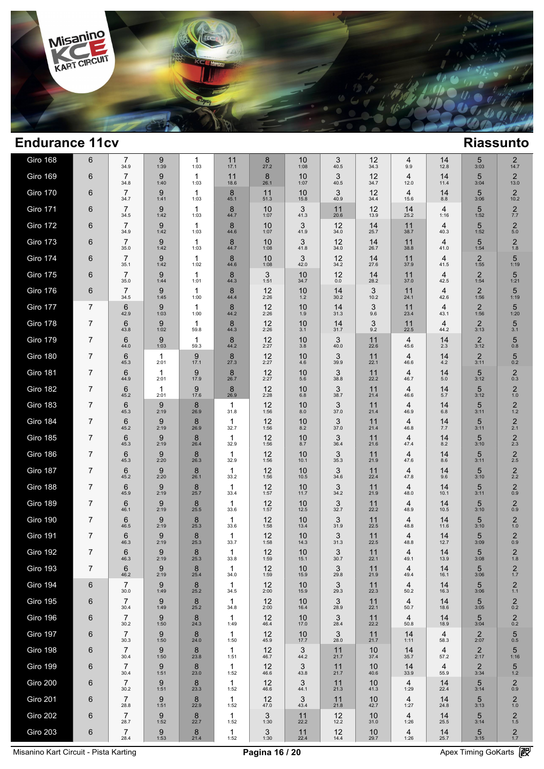## Endurance 11cv

## Riassunto

| | | | | | | | | | | | | | | |
|---|---|---|---|---|---|---|---|---|---|---|---|---|---|---|
| Giro 168 | 6 | 7 34.9 | 9 1:39 | 1 1:03 | 11 17.1 | 8 27.2 | 10 1:08 | 3 40.5 | 12 34.3 | 4 9.9 | 14 12.8 | 5 3:03 | 2 14.7 |
| Giro 169 | 6 | 7 34.8 | 9 1:40 | 1 1:03 | 11 18.6 | 8 26.1 | 10 1:07 | 3 40.5 | 12 34.7 | 4 12.0 | 14 11.4 | 5 3:04 | 2 13.0 |
| Giro 170 | 6 | 7 34.7 | 9 1:41 | 1 1:03 | 8 45.1 | 11 51.3 | 10 15.8 | 3 40.9 | 12 34.4 | 4 15.6 | 14 8.8 | 5 3:06 | 2 10.2 |
| Giro 171 | 6 | 7 34.5 | 9 1:42 | 1 1:03 | 8 44.7 | 10 1:07 | 3 41.3 | 11 20.6 | 12 13.9 | 14 25.2 | 4 1:16 | 5 1:52 | 2 7.7 |
| Giro 172 | 6 | 7 34.9 | 9 1:42 | 1 1:03 | 8 44.6 | 10 1:07 | 3 41.9 | 12 34.0 | 14 25.7 | 11 38.7 | 4 40.3 | 5 1:52 | 2 5.0 |
| Giro 173 | 6 | 7 35.0 | 9 1:42 | 1 1:03 | 8 44.7 | 10 1:08 | 3 41.8 | 12 34.0 | 14 26.7 | 11 38.8 | 4 41.0 | 5 1:54 | 2 1.8 |
| Giro 174 | 6 | 7 35.1 | 9 1:42 | 1 1:02 | 8 44.6 | 10 1:08 | 3 42.0 | 12 34.2 | 14 27.6 | 11 37.9 | 4 41.5 | 2 1:55 | 5 1:19 |
| Giro 175 | 6 | 7 35.0 | 9 1:44 | 1 1:01 | 8 44.3 | 3 1:51 | 10 34.7 | 12 0.0 | 14 28.2 | 11 37.0 | 4 42.5 | 2 1:54 | 5 1:21 |
| Giro 176 | 6 | 7 34.5 | 9 1:45 | 1 1:00 | 8 44.4 | 12 2:26 | 10 1.2 | 14 30.2 | 3 10.2 | 11 24.1 | 4 42.6 | 2 1:56 | 5 1:19 |
| Giro 177 | 7 | 6 42.9 | 9 1:03 | 1 1:00 | 8 44.2 | 12 2:26 | 10 1.9 | 14 31.3 | 3 9.6 | 11 23.4 | 4 43.1 | 2 1:56 | 5 1:20 |
| Giro 178 | 7 | 6 43.8 | 9 1:02 | 1 59.8 | 8 44.3 | 12 2:26 | 10 3.1 | 14 31.7 | 3 9.2 | 11 22.5 | 4 44.2 | 2 3:13 | 5 3.1 |
| Giro 179 | 7 | 6 44.0 | 9 1:03 | 1 59.3 | 8 44.2 | 12 2:27 | 10 3.8 | 3 40.0 | 11 22.6 | 4 45.6 | 14 2.3 | 2 3:12 | 5 0.8 |
| Giro 180 | 7 | 6 45.3 | 1 2:01 | 9 17.1 | 8 27.3 | 12 2:27 | 10 4.6 | 3 39.9 | 11 22.1 | 4 46.6 | 14 4.2 | 2 3:11 | 5 0.2 |
| Giro 181 | 7 | 6 44.9 | 1 2:01 | 9 17.9 | 8 26.7 | 12 2:27 | 10 5.6 | 3 38.8 | 11 22.2 | 4 46.7 | 14 5.0 | 5 3:12 | 2 0.3 |
| Giro 182 | 7 | 6 45.2 | 1 2:01 | 9 17.6 | 8 26.9 | 12 2:28 | 10 6.8 | 3 38.7 | 11 21.4 | 4 46.6 | 14 5.7 | 5 3:12 | 2 1.0 |
| Giro 183 | 7 | 6 45.3 | 9 2:19 | 8 26.9 | 1 31.8 | 12 1:56 | 10 8.0 | 3 37.0 | 11 21.4 | 4 46.9 | 14 6.8 | 5 3:11 | 2 1.2 |
| Giro 184 | 7 | 6 45.2 | 9 2:19 | 8 26.9 | 1 32.7 | 12 1:56 | 10 8.2 | 3 37.0 | 11 21.4 | 4 46.8 | 14 7.7 | 5 3:11 | 2 2.1 |
| Giro 185 | 7 | 6 45.3 | 9 2:19 | 8 26.4 | 1 32.9 | 12 1:56 | 10 8.7 | 3 36.4 | 11 21.6 | 4 47.4 | 14 8.2 | 5 3:10 | 2 2.3 |
| Giro 186 | 7 | 6 45.3 | 9 2:20 | 8 26.3 | 1 32.9 | 12 1:56 | 10 10.1 | 3 35.3 | 11 21.9 | 4 47.6 | 14 8.6 | 5 3:11 | 2 2.5 |
| Giro 187 | 7 | 6 45.2 | 9 2:20 | 8 26.1 | 1 33.2 | 12 1:56 | 10 10.5 | 3 34.6 | 11 22.4 | 4 47.8 | 14 9.6 | 5 3:10 | 2 2.2 |
| Giro 188 | 7 | 6 45.9 | 9 2:19 | 8 25.7 | 1 33.4 | 12 1:57 | 10 11.7 | 3 34.2 | 11 21.9 | 4 48.0 | 14 10.1 | 5 3:11 | 2 0.9 |
| Giro 189 | 7 | 6 46.1 | 9 2:19 | 8 25.5 | 1 33.6 | 12 1:57 | 10 12.5 | 3 32.7 | 11 22.2 | 4 48.9 | 14 10.5 | 5 3:10 | 2 0.9 |
| Giro 190 | 7 | 6 46.5 | 9 2:19 | 8 25.3 | 1 33.6 | 12 1:58 | 10 13.4 | 3 31.9 | 11 22.5 | 4 48.8 | 14 11.6 | 5 3:10 | 2 1.0 |
| Giro 191 | 7 | 6 46.3 | 9 2:19 | 8 25.3 | 1 33.7 | 12 1:58 | 10 14.3 | 3 31.3 | 11 22.5 | 4 48.8 | 14 12.7 | 5 3:09 | 2 0.9 |
| Giro 192 | 7 | 6 46.3 | 9 2:19 | 8 25.3 | 1 33.8 | 12 1:59 | 10 15.1 | 3 30.7 | 11 22.1 | 4 49.1 | 14 13.9 | 5 3:08 | 2 1.8 |
| Giro 193 | 7 | 6 46.2 | 9 2:19 | 8 25.4 | 1 34.0 | 12 1:59 | 10 15.9 | 3 29.8 | 11 21.9 | 4 49.4 | 14 16.1 | 5 3:06 | 2 1.7 |
| Giro 194 | 6 | 7 30.0 | 9 1:49 | 8 25.2 | 1 34.5 | 12 2:00 | 10 15.9 | 3 29.3 | 11 22.3 | 4 50.2 | 14 16.3 | 5 3:06 | 2 1.1 |
| Giro 195 | 6 | 7 30.4 | 9 1:49 | 8 25.2 | 1 34.8 | 12 2:00 | 10 16.4 | 3 28.9 | 11 22.1 | 4 50.7 | 14 18.6 | 5 3:05 | 2 0.2 |
| Giro 196 | 6 | 7 30.2 | 9 1:50 | 8 24.3 | 1 1:49 | 12 46.4 | 10 17.0 | 3 28.4 | 11 22.2 | 4 50.8 | 14 18.9 | 5 3:04 | 2 0.2 |
| Giro 197 | 6 | 7 30.3 | 9 1:50 | 8 24.0 | 1 1:50 | 12 45.9 | 10 17.7 | 3 28.0 | 11 21.7 | 14 1:11 | 4 58.3 | 2 2:07 | 5 0.5 |
| Giro 198 | 6 | 7 30.4 | 9 1:50 | 8 23.8 | 1 1:51 | 12 46.7 | 3 44.2 | 11 21.7 | 10 37.4 | 14 35.7 | 4 57.2 | 2 2:17 | 5 1:16 |
| Giro 199 | 6 | 7 30.4 | 9 1:51 | 8 23.0 | 1 1:52 | 12 46.6 | 3 43.8 | 11 21.7 | 10 40.6 | 14 33.9 | 4 55.9 | 2 3:34 | 5 1.2 |
| Giro 200 | 6 | 7 30.2 | 9 1:51 | 8 23.3 | 1 1:52 | 12 46.6 | 3 44.1 | 11 21.3 | 10 41.3 | 4 1:29 | 14 22.4 | 5 3:14 | 2 0.9 |
| Giro 201 | 6 | 7 28.8 | 9 1:51 | 8 22.9 | 1 1:52 | 12 47.0 | 3 43.4 | 11 21.8 | 10 42.7 | 4 1:27 | 14 24.8 | 5 3:13 | 2 1.0 |
| Giro 202 | 6 | 7 28.7 | 9 1:52 | 8 22.7 | 1 1:52 | 3 1:30 | 11 22.2 | 12 12.2 | 10 31.0 | 4 1:26 | 14 25.5 | 5 3:14 | 2 1.5 |
| Giro 203 | 6 | 7 28.4 | 9 1:53 | 8 21.4 | 1 1:52 | 3 1:30 | 11 22.4 | 12 14.4 | 10 29.7 | 4 1:26 | 14 25.7 | 5 3:15 | 2 1.7 |

Misanino Kart Circuit - Pista Karting | Apex Timing GoKarts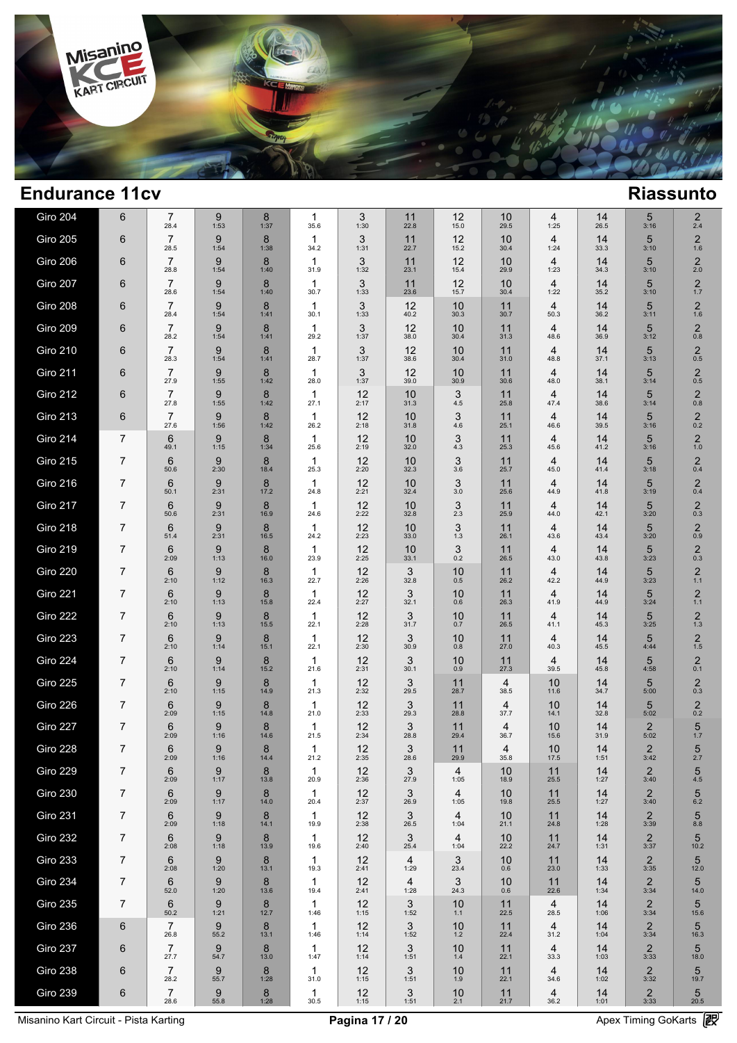# Endurance 11cv

## Riassunto

| Giro | | | | | | | | | | | | | | |
|---|---|---|---|---|---|---|---|---|---|---|---|---|---|---|
| Giro 204 | 6 | 7 28.4 | 9 1:53 | 8 1:37 | 1 35.6 | 3 1:30 | 11 22.8 | 12 15.0 | 10 29.5 | 4 1:25 | 14 26.5 | 5 3:16 | 2 2.4 |
| Giro 205 | 6 | 7 28.5 | 9 1:54 | 8 1:38 | 1 34.2 | 3 1:31 | 11 22.7 | 12 15.2 | 10 30.4 | 4 1:24 | 14 33.3 | 5 3:10 | 2 1.6 |
| Giro 206 | 6 | 7 28.8 | 9 1:54 | 8 1:40 | 1 31.9 | 3 1:32 | 11 23.1 | 12 15.4 | 10 29.9 | 4 1:23 | 14 34.3 | 5 3:10 | 2 2.0 |
| Giro 207 | 6 | 7 28.6 | 9 1:54 | 8 1:40 | 1 30.7 | 3 1:33 | 11 23.6 | 12 15.7 | 10 30.4 | 4 1:22 | 14 35.2 | 5 3:10 | 2 1.7 |
| Giro 208 | 6 | 7 28.4 | 9 1:54 | 8 1:41 | 1 30.1 | 3 1:33 | 12 40.2 | 10 30.3 | 11 30.7 | 4 50.3 | 14 36.2 | 5 3:11 | 2 1.6 |
| Giro 209 | 6 | 7 28.2 | 9 1:54 | 8 1:41 | 1 29.2 | 3 1:37 | 12 38.0 | 10 30.4 | 11 31.3 | 4 48.6 | 14 36.9 | 5 3:12 | 2 0.8 |
| Giro 210 | 6 | 7 28.3 | 9 1:54 | 8 1:41 | 1 28.7 | 3 1:37 | 12 38.6 | 10 30.4 | 11 31.0 | 4 48.8 | 14 37.1 | 5 3:13 | 2 0.5 |
| Giro 211 | 6 | 7 27.9 | 9 1:55 | 8 1:42 | 1 28.0 | 3 1:37 | 12 39.0 | 10 30.9 | 11 30.6 | 4 48.0 | 14 38.1 | 5 3:14 | 2 0.5 |
| Giro 212 | 6 | 7 27.8 | 9 1:55 | 8 1:42 | 1 27.1 | 12 2:17 | 10 31.3 | 3 4.5 | 11 25.8 | 4 47.4 | 14 38.6 | 5 3:14 | 2 0.8 |
| Giro 213 | 6 | 7 27.6 | 9 1:56 | 8 1:42 | 1 26.2 | 12 2:18 | 10 31.8 | 3 4.6 | 11 25.1 | 4 46.6 | 14 39.5 | 5 3:16 | 2 0.2 |
| Giro 214 | 7 | 6 49.1 | 9 1:15 | 8 1:34 | 1 25.6 | 12 2:19 | 10 32.0 | 3 4.3 | 11 25.3 | 4 45.6 | 14 41.2 | 5 3:16 | 2 1.0 |
| Giro 215 | 7 | 6 50.6 | 9 2:30 | 8 18.4 | 1 25.3 | 12 2:20 | 10 32.3 | 3 3.6 | 11 25.7 | 4 45.0 | 14 41.4 | 5 3:18 | 2 0.4 |
| Giro 216 | 7 | 6 50.1 | 9 2:31 | 8 17.2 | 1 24.8 | 12 2:21 | 10 32.4 | 3 3.0 | 11 25.6 | 4 44.9 | 14 41.8 | 5 3:19 | 2 0.4 |
| Giro 217 | 7 | 6 50.6 | 9 2:31 | 8 16.9 | 1 24.6 | 12 2:22 | 10 32.8 | 3 2.3 | 11 25.9 | 4 44.0 | 14 42.1 | 5 3:20 | 2 0.3 |
| Giro 218 | 7 | 6 51.4 | 9 2:31 | 8 16.5 | 1 24.2 | 12 2:23 | 10 33.0 | 3 1.3 | 11 26.1 | 4 43.6 | 14 43.4 | 5 3:20 | 2 0.9 |
| Giro 219 | 7 | 6 2:09 | 9 1:13 | 8 16.0 | 1 23.9 | 12 2:25 | 10 33.1 | 3 0.2 | 11 26.5 | 4 43.0 | 14 43.8 | 5 3:23 | 2 0.3 |
| Giro 220 | 7 | 6 2:10 | 9 1:12 | 8 16.3 | 1 22.7 | 12 2:26 | 3 32.8 | 10 0.5 | 11 26.2 | 4 42.2 | 14 44.9 | 5 3:23 | 2 1.1 |
| Giro 221 | 7 | 6 2:10 | 9 1:13 | 8 15.8 | 1 22.4 | 12 2:27 | 3 32.1 | 10 0.6 | 11 26.3 | 4 41.9 | 14 44.9 | 5 3:24 | 2 1.1 |
| Giro 222 | 7 | 6 2:10 | 9 1:13 | 8 15.5 | 1 22.1 | 12 2:28 | 3 31.7 | 10 0.7 | 11 26.5 | 4 41.1 | 14 45.3 | 5 3:25 | 2 1.3 |
| Giro 223 | 7 | 6 2:10 | 9 1:14 | 8 15.1 | 1 22.1 | 12 2:30 | 3 30.9 | 10 0.8 | 11 27.0 | 4 40.3 | 14 45.5 | 5 4:44 | 2 1.5 |
| Giro 224 | 7 | 6 2:10 | 9 1:14 | 8 15.2 | 1 21.6 | 12 2:31 | 3 30.1 | 10 0.9 | 11 27.3 | 4 39.5 | 14 45.8 | 5 4:58 | 2 0.1 |
| Giro 225 | 7 | 6 2:10 | 9 1:15 | 8 14.9 | 1 21.3 | 12 2:32 | 3 29.5 | 11 28.7 | 4 38.5 | 10 11.6 | 14 34.7 | 5 5:00 | 2 0.3 |
| Giro 226 | 7 | 6 2:09 | 9 1:15 | 8 14.8 | 1 21.0 | 12 2:33 | 3 29.3 | 11 28.8 | 4 37.7 | 10 14.1 | 14 32.8 | 5 5:02 | 2 0.2 |
| Giro 227 | 7 | 6 2:09 | 9 1:16 | 8 14.6 | 1 21.5 | 12 2:34 | 3 28.8 | 11 29.4 | 4 36.7 | 10 15.6 | 14 31.9 | 2 5:02 | 5 1.7 |
| Giro 228 | 7 | 6 2:09 | 9 1:16 | 8 14.4 | 1 21.2 | 12 2:35 | 3 28.6 | 11 29.9 | 4 35.8 | 10 17.5 | 14 1:51 | 2 3:42 | 5 2.7 |
| Giro 229 | 7 | 6 2:09 | 9 1:17 | 8 13.8 | 1 20.9 | 12 2:36 | 3 27.9 | 4 1:05 | 10 18.9 | 11 25.5 | 14 1:27 | 2 3:40 | 5 4.5 |
| Giro 230 | 7 | 6 2:09 | 9 1:17 | 8 14.0 | 1 20.4 | 12 2:37 | 3 26.9 | 4 1:05 | 10 19.8 | 11 25.5 | 14 1:27 | 2 3:40 | 5 6.2 |
| Giro 231 | 7 | 6 2:09 | 9 1:18 | 8 14.1 | 1 19.9 | 12 2:38 | 3 26.5 | 4 1:04 | 10 21.1 | 11 24.8 | 14 1:28 | 2 3:39 | 5 8.8 |
| Giro 232 | 7 | 6 2:08 | 9 1:18 | 8 13.9 | 1 19.6 | 12 2:40 | 3 25.4 | 4 1:04 | 10 22.2 | 11 24.7 | 14 1:31 | 2 3:37 | 5 10.2 |
| Giro 233 | 7 | 6 2:08 | 9 1:20 | 8 13.1 | 1 19.3 | 12 2:41 | 4 1:29 | 3 23.4 | 10 0.6 | 11 23.0 | 14 1:33 | 2 3:35 | 5 12.0 |
| Giro 234 | 7 | 6 52.0 | 9 1:20 | 8 13.6 | 1 19.4 | 12 2:41 | 4 1:28 | 3 24.3 | 10 0.6 | 11 22.6 | 14 1:34 | 2 3:34 | 5 14.0 |
| Giro 235 | 7 | 6 50.2 | 9 1:21 | 8 12.7 | 1 1:46 | 12 1:15 | 3 1:52 | 10 1.1 | 11 22.5 | 4 28.5 | 14 1:06 | 2 3:34 | 5 15.6 |
| Giro 236 | 6 | 7 26.8 | 9 55.2 | 8 13.1 | 1 1:46 | 12 1:14 | 3 1:52 | 10 1.2 | 11 22.4 | 4 31.2 | 14 1:04 | 2 3:34 | 5 16.3 |
| Giro 237 | 6 | 7 27.7 | 9 54.7 | 8 13.0 | 1 1:47 | 12 1:14 | 3 1:51 | 10 1.4 | 11 22.1 | 4 33.3 | 14 1:03 | 2 3:33 | 5 18.0 |
| Giro 238 | 6 | 7 28.2 | 9 55.7 | 8 1:28 | 1 31.0 | 12 1:15 | 3 1:51 | 10 1.9 | 11 22.1 | 4 34.6 | 14 1:02 | 2 3:32 | 5 19.7 |
| Giro 239 | 6 | 7 28.6 | 9 55.8 | 8 1:28 | 1 30.5 | 12 1:15 | 3 1:51 | 10 2.1 | 11 21.7 | 4 36.2 | 14 1:01 | 2 3:33 | 5 20.5 |

Misanino Kart Circuit - Pista Karting

Apex Timing GoKarts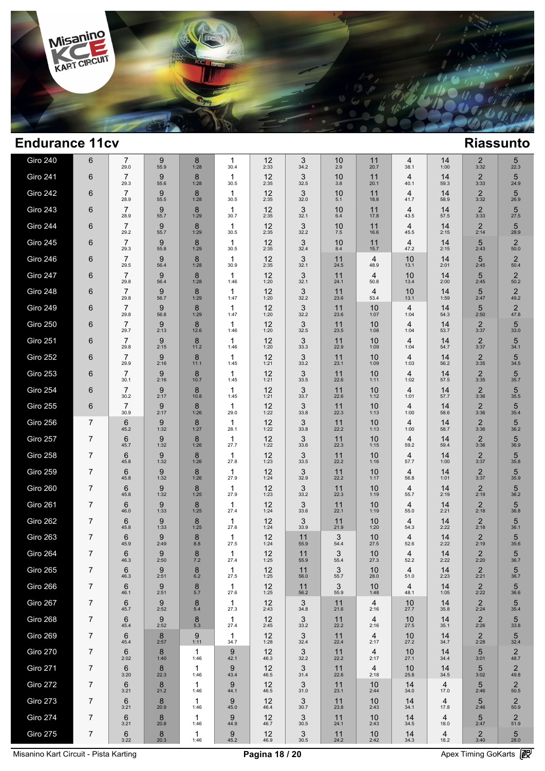## Endurance 11cv

## Riassunto

| Giro | | | | | | | | | | | | | | |
|---|---|---|---|---|---|---|---|---|---|---|---|---|---|---|
| Giro 240 | 6 | 7 29.0 | 9 55.9 | 8 1:28 | 1 30.4 | 12 2:33 | 3 34.2 | 10 2.9 | 11 20.7 | 4 38.1 | 14 1:00 | 2 3:32 | 5 22.3 |
| Giro 241 | 6 | 7 29.3 | 9 55.6 | 8 1:28 | 1 30.5 | 12 2:35 | 3 32.5 | 10 3.8 | 11 20.1 | 4 40.1 | 14 59.3 | 2 3:33 | 5 24.9 |
| Giro 242 | 6 | 7 28.9 | 9 55.5 | 8 1:28 | 1 30.5 | 12 2:35 | 3 32.0 | 10 5.1 | 11 18.8 | 4 41.7 | 14 58.9 | 2 3:32 | 5 26.9 |
| Giro 243 | 6 | 7 28.9 | 9 55.7 | 8 1:29 | 1 30.7 | 12 2:35 | 3 32.1 | 10 6.4 | 11 17.8 | 4 43.5 | 14 57.5 | 2 3:33 | 5 27.5 |
| Giro 244 | 6 | 7 29.2 | 9 55.7 | 8 1:29 | 1 30.5 | 12 2:35 | 3 32.2 | 10 7.5 | 11 16.6 | 4 45.5 | 14 2:15 | 2 2:14 | 5 28.9 |
| Giro 245 | 6 | 7 29.3 | 9 55.8 | 8 1:29 | 1 30.5 | 12 2:35 | 3 32.4 | 10 8.4 | 11 15.7 | 4 47.2 | 14 2:15 | 5 2:43 | 2 50.0 |
| Giro 246 | 6 | 7 29.5 | 9 56.4 | 8 1:28 | 1 30.9 | 12 2:35 | 3 32.1 | 11 24.5 | 4 48.9 | 10 13.1 | 14 2:01 | 5 2:45 | 2 50.4 |
| Giro 247 | 6 | 7 29.8 | 9 56.4 | 8 1:28 | 1 1:46 | 12 1:20 | 3 32.1 | 11 24.1 | 4 50.8 | 10 13.4 | 14 2:00 | 5 2:45 | 2 50.2 |
| Giro 248 | 6 | 7 29.8 | 9 56.7 | 8 1:29 | 1 1:47 | 12 1:20 | 3 32.2 | 11 23.6 | 4 53.4 | 10 13.1 | 14 1:59 | 5 2:47 | 2 49.2 |
| Giro 249 | 6 | 7 29.8 | 9 56.8 | 8 1:29 | 1 1:47 | 12 1:20 | 3 32.2 | 11 23.6 | 10 1:07 | 4 1:04 | 14 54.3 | 5 2:50 | 2 47.8 |
| Giro 250 | 6 | 7 29.7 | 9 2:13 | 8 12.6 | 1 1:46 | 12 1:20 | 3 32.5 | 11 23.5 | 10 1:08 | 4 1:04 | 14 53.7 | 2 3:37 | 5 33.0 |
| Giro 251 | 6 | 7 29.8 | 9 2:15 | 8 11.2 | 1 1:46 | 12 1:20 | 3 33.3 | 11 22.9 | 10 1:09 | 4 1:04 | 14 54.7 | 2 3:37 | 5 34.1 |
| Giro 252 | 6 | 7 29.9 | 9 2:16 | 8 11.1 | 1 1:45 | 12 1:21 | 3 33.2 | 11 23.1 | 10 1:09 | 4 1:03 | 14 56.2 | 2 3:35 | 5 34.5 |
| Giro 253 | 6 | 7 30.1 | 9 2:16 | 8 10.7 | 1 1:45 | 12 1:21 | 3 33.5 | 11 22.6 | 10 1:11 | 4 1:02 | 14 57.5 | 2 3:35 | 5 35.7 |
| Giro 254 | 6 | 7 30.2 | 9 2:17 | 8 10.8 | 1 1:45 | 12 1:21 | 3 33.7 | 11 22.6 | 10 1:12 | 4 1:01 | 14 57.7 | 2 3:36 | 5 35.5 |
| Giro 255 | 6 | 7 30.9 | 9 2:17 | 8 1:26 | 1 29.0 | 12 1:22 | 3 33.8 | 11 22.3 | 10 1:13 | 4 1:00 | 14 58.6 | 2 3:36 | 5 35.4 |
| Giro 256 | 7 | 6 45.2 | 9 1:32 | 8 1:27 | 1 28.1 | 12 1:22 | 3 33.8 | 11 22.2 | 10 1:13 | 4 1:00 | 14 58.7 | 2 3:36 | 5 36.2 |
| Giro 257 | 7 | 6 45.7 | 9 1:32 | 8 1:26 | 1 27.7 | 12 1:22 | 3 33.6 | 11 22.3 | 10 1:15 | 4 59.2 | 14 59.4 | 2 3:36 | 5 36.9 |
| Giro 258 | 7 | 6 45.8 | 9 1:32 | 8 1:26 | 1 27.8 | 12 1:23 | 3 33.5 | 11 22.2 | 10 1:16 | 4 57.7 | 14 1:00 | 2 3:37 | 5 35.8 |
| Giro 259 | 7 | 6 45.8 | 9 1:32 | 8 1:26 | 1 27.9 | 12 1:24 | 3 32.9 | 11 22.2 | 10 1:17 | 4 56.8 | 14 1:01 | 2 3:37 | 5 35.9 |
| Giro 260 | 7 | 6 45.8 | 9 1:32 | 8 1:25 | 1 27.9 | 12 1:23 | 3 33.2 | 11 22.3 | 10 1:19 | 4 55.7 | 14 2:19 | 2 2:19 | 5 36.2 |
| Giro 261 | 7 | 6 46.0 | 9 1:33 | 8 1:25 | 1 27.4 | 12 1:24 | 3 33.6 | 11 22.1 | 10 1:19 | 4 55.0 | 14 2:21 | 2 2:18 | 5 36.8 |
| Giro 262 | 7 | 6 45.8 | 9 1:33 | 8 1:25 | 1 27.6 | 12 1:24 | 3 33.9 | 11 21.9 | 10 1:20 | 4 54.3 | 14 2:22 | 2 2:18 | 5 36.1 |
| Giro 263 | 7 | 6 45.9 | 9 2:49 | 8 8.8 | 1 27.5 | 12 1:24 | 11 55.9 | 3 54.4 | 10 27.5 | 4 52.6 | 14 2:22 | 2 2:19 | 5 35.6 |
| Giro 264 | 7 | 6 46.3 | 9 2:50 | 8 7.2 | 1 27.4 | 12 1:25 | 11 55.9 | 3 55.4 | 10 27.3 | 4 52.2 | 14 2:22 | 2 2:20 | 5 36.7 |
| Giro 265 | 7 | 6 46.3 | 9 2:51 | 8 6.2 | 1 27.5 | 12 1:25 | 11 56.0 | 3 55.7 | 10 28.0 | 4 51.0 | 14 2:23 | 2 2:21 | 5 36.7 |
| Giro 266 | 7 | 6 46.1 | 9 2:51 | 8 5.7 | 1 27.6 | 12 1:25 | 11 56.2 | 3 55.9 | 10 1:48 | 4 48.1 | 14 1:05 | 2 2:22 | 5 36.6 |
| Giro 267 | 7 | 6 45.7 | 9 2:52 | 8 5.4 | 1 27.3 | 12 2:43 | 3 34.8 | 11 21.6 | 4 2:16 | 10 27.7 | 14 35.8 | 2 2:24 | 5 35.4 |
| Giro 268 | 7 | 6 45.4 | 9 2:52 | 8 5.3 | 1 27.4 | 12 2:45 | 3 33.2 | 11 22.2 | 4 2:16 | 10 27.5 | 14 35.1 | 2 2:26 | 5 33.8 |
| Giro 269 | 7 | 6 45.4 | 8 2:57 | 9 1:11 | 1 34.7 | 12 1:28 | 3 32.4 | 11 22.4 | 4 2:17 | 10 27.2 | 14 34.7 | 2 2:28 | 5 32.4 |
| Giro 270 | 7 | 6 2:02 | 8 1:40 | 1 1:46 | 9 42.1 | 12 46.3 | 3 32.2 | 11 22.2 | 4 2:17 | 10 27.1 | 14 34.4 | 5 3:01 | 2 48.7 |
| Giro 271 | 7 | 6 3:20 | 8 22.3 | 1 1:46 | 9 43.4 | 12 46.5 | 3 31.4 | 11 22.6 | 4 2:18 | 10 25.8 | 14 34.5 | 5 3:02 | 2 49.8 |
| Giro 272 | 7 | 6 3:21 | 8 21.2 | 1 1:46 | 9 44.1 | 12 46.5 | 3 31.0 | 11 23.1 | 10 2:44 | 14 34.0 | 4 17.0 | 5 2:46 | 2 50.5 |
| Giro 273 | 7 | 6 3:21 | 8 20.9 | 1 1:46 | 9 45.0 | 12 46.4 | 3 30.7 | 11 23.8 | 10 2:43 | 14 34.1 | 4 17.8 | 5 2:46 | 2 50.9 |
| Giro 274 | 7 | 6 3:21 | 8 20.8 | 1 1:46 | 9 44.9 | 12 46.7 | 3 30.5 | 11 24.1 | 10 2:43 | 14 34.5 | 4 18.0 | 5 2:47 | 2 51.9 |
| Giro 275 | 7 | 6 3:22 | 8 20.3 | 1 1:46 | 9 45.2 | 12 46.9 | 3 30.5 | 11 24.2 | 10 2:42 | 14 34.3 | 4 18.2 | 2 3:40 | 5 28.0 |

Misanino Kart Circuit - Pista Karting

Apex Timing GoKarts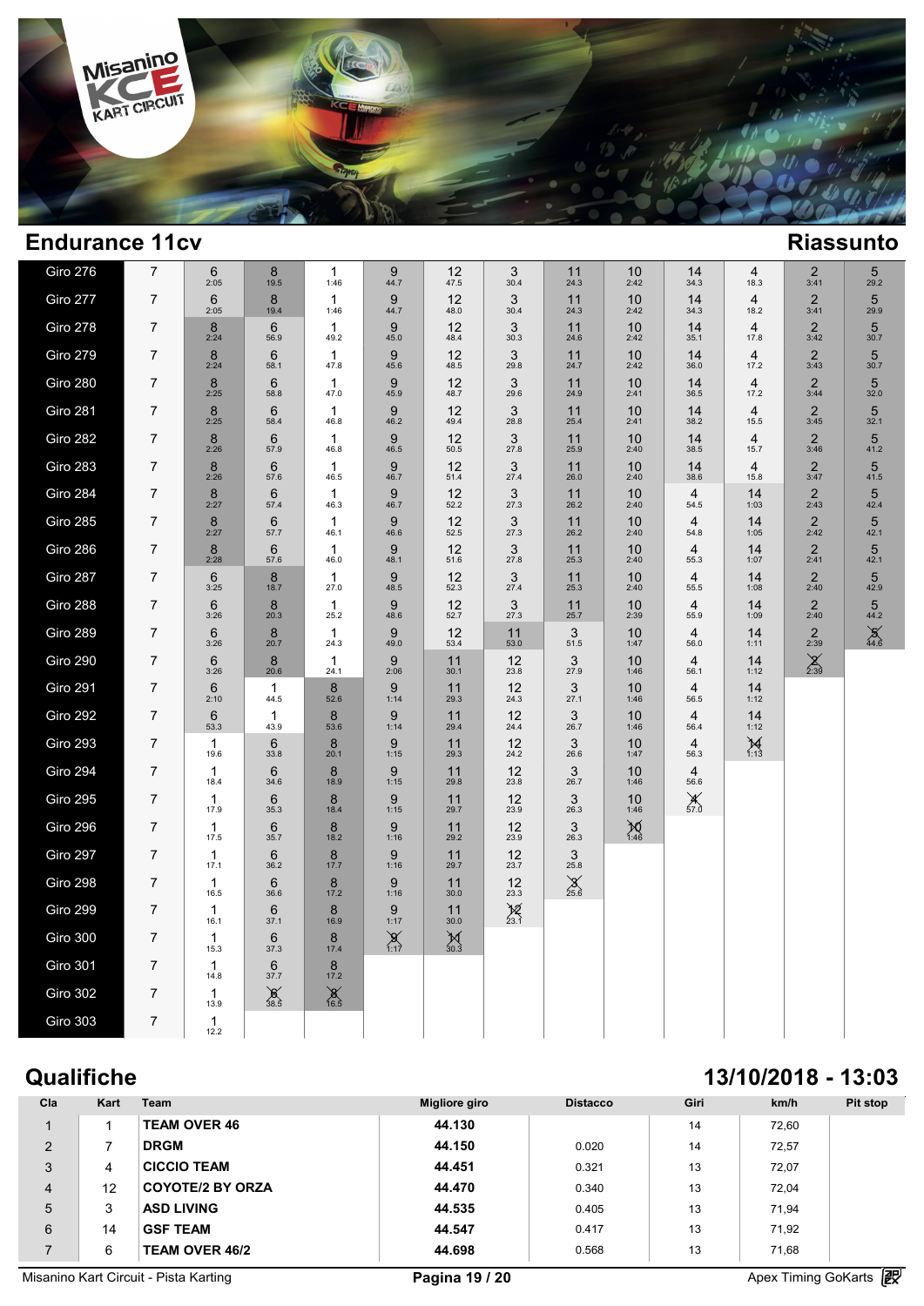## Endurance 11cv

## Riassunto

| Giro | | | | | | | | | | | | | | |
|---|---|---|---|---|---|---|---|---|---|---|---|---|---|---|
| Giro 276 | 7 | 6 2:05 | 8 19.5 | 1 1:46 | 9 44.7 | 12 47.5 | 3 30.4 | 11 24.3 | 10 2:42 | 14 34.3 | 4 18.3 | 2 3:41 | 5 29.2 |
| Giro 277 | 7 | 6 2:05 | 8 19.4 | 1 1:46 | 9 44.7 | 12 48.0 | 3 30.4 | 11 24.3 | 10 2:42 | 14 34.3 | 4 18.2 | 2 3:41 | 5 29.9 |
| Giro 278 | 7 | 8 2:24 | 6 56.9 | 1 49.2 | 9 45.0 | 12 48.4 | 3 30.3 | 11 24.6 | 10 2:42 | 14 35.1 | 4 17.8 | 2 3:42 | 5 30.7 |
| Giro 279 | 7 | 8 2:24 | 6 58.1 | 1 47.8 | 9 45.6 | 12 48.5 | 3 29.8 | 11 24.7 | 10 2:42 | 14 36.0 | 4 17.2 | 2 3:43 | 5 30.7 |
| Giro 280 | 7 | 8 2:25 | 6 58.8 | 1 47.0 | 9 45.9 | 12 48.7 | 3 29.6 | 11 24.9 | 10 2:41 | 14 36.5 | 4 17.2 | 2 3:44 | 5 32.0 |
| Giro 281 | 7 | 8 2:25 | 6 58.4 | 1 46.8 | 9 46.2 | 12 49.4 | 3 28.8 | 11 25.4 | 10 2:41 | 14 38.2 | 4 15.5 | 2 3:45 | 5 32.1 |
| Giro 282 | 7 | 8 2:26 | 6 57.9 | 1 46.8 | 9 46.5 | 12 50.5 | 3 27.8 | 11 25.9 | 10 2:40 | 14 38.5 | 4 15.7 | 2 3:46 | 5 41.2 |
| Giro 283 | 7 | 8 2:26 | 6 57.6 | 1 46.5 | 9 46.7 | 12 51.4 | 3 27.4 | 11 26.0 | 10 2:40 | 14 38.6 | 4 15.8 | 2 3:47 | 5 41.5 |
| Giro 284 | 7 | 8 2:27 | 6 57.4 | 1 46.3 | 9 46.7 | 12 52.2 | 3 27.3 | 11 26.2 | 10 2:40 | 4 54.5 | 14 1:03 | 2 2:43 | 5 42.4 |
| Giro 285 | 7 | 8 2:27 | 6 57.7 | 1 46.1 | 9 46.6 | 12 52.5 | 3 27.3 | 11 26.2 | 10 2:40 | 4 54.8 | 14 1:05 | 2 2:42 | 5 42.1 |
| Giro 286 | 7 | 8 2:28 | 6 57.6 | 1 46.0 | 9 48.1 | 12 51.6 | 3 27.8 | 11 25.3 | 10 2:40 | 4 55.3 | 14 1:07 | 2 2:41 | 5 42.1 |
| Giro 287 | 7 | 6 3:25 | 8 18.7 | 1 27.0 | 9 48.5 | 12 52.3 | 3 27.4 | 11 25.3 | 10 2:40 | 4 55.5 | 14 1:08 | 2 2:40 | 5 42.9 |
| Giro 288 | 7 | 6 3:26 | 8 20.3 | 1 25.2 | 9 48.6 | 12 52.7 | 3 27.3 | 11 25.7 | 10 2:39 | 4 55.9 | 14 1:09 | 2 2:40 | 5 44.2 |
| Giro 289 | 7 | 6 3:26 | 8 20.7 | 1 24.3 | 9 49.0 | 12 53.4 | 11 53.0 | 3 51.5 | 10 1:47 | 4 56.0 | 14 1:11 | 2 2:39 | 5 44.6 |
| Giro 290 | 7 | 6 3:26 | 8 20.6 | 1 24.1 | 9 2:06 | 11 30.1 | 12 23.8 | 3 27.9 | 10 1:46 | 4 56.1 | 14 1:12 | 2 2:39 | |
| Giro 291 | 7 | 6 2:10 | 1 44.5 | 8 52.6 | 9 1:14 | 11 29.3 | 12 24.3 | 3 27.1 | 10 1:46 | 4 56.5 | 14 1:12 | | |
| Giro 292 | 7 | 6 53.3 | 1 43.9 | 8 53.6 | 9 1:14 | 11 29.4 | 12 24.4 | 3 26.7 | 10 1:46 | 4 56.4 | 14 1:12 | | |
| Giro 293 | 7 | 1 19.6 | 6 33.8 | 8 20.1 | 9 1:15 | 11 29.3 | 12 24.2 | 3 26.6 | 10 1:47 | 4 56.3 | 14 1:13 | | |
| Giro 294 | 7 | 1 18.4 | 6 34.6 | 8 18.9 | 9 1:15 | 11 29.8 | 12 23.8 | 3 26.7 | 10 1:46 | 4 56.6 | | | |
| Giro 295 | 7 | 1 17.9 | 6 35.3 | 8 18.4 | 9 1:15 | 11 29.7 | 12 23.9 | 3 26.3 | 10 1:46 | 4 57.0 | | | |
| Giro 296 | 7 | 1 17.5 | 6 35.7 | 8 18.2 | 9 1:16 | 11 29.2 | 12 23.9 | 3 26.3 | 10 1:46 | | | | |
| Giro 297 | 7 | 1 17.1 | 6 36.2 | 8 17.7 | 9 1:16 | 11 29.7 | 12 23.7 | 3 25.8 | | | | | |
| Giro 298 | 7 | 1 16.5 | 6 36.6 | 8 17.2 | 9 1:16 | 11 30.0 | 12 23.3 | 3 25.6 | | | | | |
| Giro 299 | 7 | 1 16.1 | 6 37.1 | 8 16.9 | 9 1:17 | 11 30.0 | 12 23.1 | | | | | | |
| Giro 300 | 7 | 1 15.3 | 6 37.3 | 8 17.4 | 9 1:17 | 11 30.3 | | | | | | | |
| Giro 301 | 7 | 1 14.8 | 6 37.7 | 8 17.2 | | | | | | | | | |
| Giro 302 | 7 | 1 13.9 | 6 38.5 | 8 16.5 | | | | | | | | | |
| Giro 303 | 7 | 1 12.2 | | | | | | | | | | | |

## Qualifiche

**13/10/2018 - 13:03**

| Cla | Kart | Team | Migliore giro | Distacco | Giri | km/h | Pit stop |
|---|---|---|---|---|---|---|---|
| 1 | 1 | TEAM OVER 46 | 44.130 | | 14 | 72,60 | |
| 2 | 7 | DRGM | 44.150 | 0.020 | 14 | 72,57 | |
| 3 | 4 | CICCIO TEAM | 44.451 | 0.321 | 13 | 72,07 | |
| 4 | 12 | COYOTE/2 BY ORZA | 44.470 | 0.340 | 13 | 72,04 | |
| 5 | 3 | ASD LIVING | 44.535 | 0.405 | 13 | 71,94 | |
| 6 | 14 | GSF TEAM | 44.547 | 0.417 | 13 | 71,92 | |
| 7 | 6 | TEAM OVER 46/2 | 44.698 | 0.568 | 13 | 71,68 | |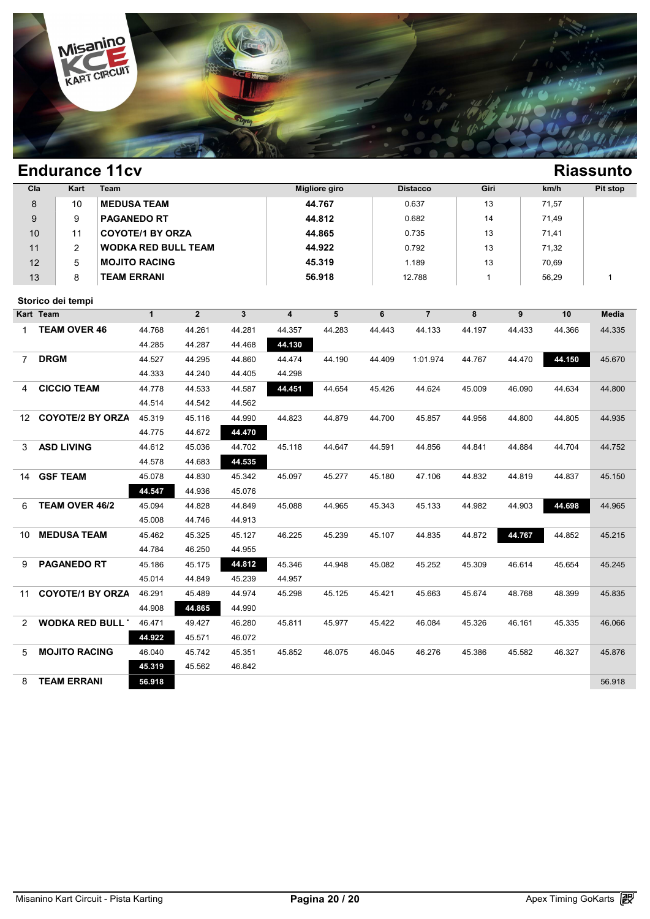## Endurance 11cv

## Riassunto

| Cla | Kart | Team | Migliore giro | Distacco | Giri | km/h | Pit stop |
|---|---|---|---|---|---|---|---|
| 8 | 10 | **MEDUSA TEAM** | **44.767** | 0.637 | 13 | 71,57 | |
| 9 | 9 | **PAGANEDO RT** | **44.812** | 0.682 | 14 | 71,49 | |
| 10 | 11 | **COYOTE/1 BY ORZA** | **44.865** | 0.735 | 13 | 71,41 | |
| 11 | 2 | **WODKA RED BULL TEAM** | **44.922** | 0.792 | 13 | 71,32 | |
| 12 | 5 | **MOJITO RACING** | **45.319** | 1.189 | 13 | 70,69 | |
| 13 | 8 | **TEAM ERRANI** | **56.918** | 12.788 | 1 | 56,29 | 1 |

### Storico dei tempi

| Kart | Team | 1 | 2 | 3 | 4 | 5 | 6 | 7 | 8 | 9 | 10 | Media |
|---|---|---|---|---|---|---|---|---|---|---|---|---|
| 1 | **TEAM OVER 46** | 44.768 | 44.261 | 44.281 | 44.357 | 44.283 | 44.443 | 44.133 | 44.197 | 44.433 | 44.366 | 44.335 |
| | | 44.285 | 44.287 | 44.468 | **44.130** | | | | | | | |
| 7 | **DRGM** | 44.527 | 44.295 | 44.860 | 44.474 | 44.190 | 44.409 | 1:01.974 | 44.767 | 44.470 | **44.150** | 45.670 |
| | | 44.333 | 44.240 | 44.405 | 44.298 | | | | | | | |
| 4 | **CICCIO TEAM** | 44.778 | 44.533 | 44.587 | **44.451** | 44.654 | 45.426 | 44.624 | 45.009 | 46.090 | 44.634 | 44.800 |
| | | 44.514 | 44.542 | 44.562 | | | | | | | | |
| 12 | **COYOTE/2 BY ORZA** | 45.319 | 45.116 | 44.990 | 44.823 | 44.879 | 44.700 | 45.857 | 44.956 | 44.800 | 44.805 | 44.935 |
| | | 44.775 | 44.672 | **44.470** | | | | | | | | |
| 3 | **ASD LIVING** | 44.612 | 45.036 | 44.702 | 45.118 | 44.647 | 44.591 | 44.856 | 44.841 | 44.884 | 44.704 | 44.752 |
| | | 44.578 | 44.683 | **44.535** | | | | | | | | |
| 14 | **GSF TEAM** | 45.078 | 44.830 | 45.342 | 45.097 | 45.277 | 45.180 | 47.106 | 44.832 | 44.819 | 44.837 | 45.150 |
| | | **44.547** | 44.936 | 45.076 | | | | | | | | |
| 6 | **TEAM OVER 46/2** | 45.094 | 44.828 | 44.849 | 45.088 | 44.965 | 45.343 | 45.133 | 44.982 | 44.903 | **44.698** | 44.965 |
| | | 45.008 | 44.746 | 44.913 | | | | | | | | |
| 10 | **MEDUSA TEAM** | 45.462 | 45.325 | 45.127 | 46.225 | 45.239 | 45.107 | 44.835 | 44.872 | **44.767** | 44.852 | 45.215 |
| | | 44.784 | 46.250 | 44.955 | | | | | | | | |
| 9 | **PAGANEDO RT** | 45.186 | 45.175 | **44.812** | 45.346 | 44.948 | 45.082 | 45.252 | 45.309 | 46.614 | 45.654 | 45.245 |
| | | 45.014 | 44.849 | 45.239 | 44.957 | | | | | | | |
| 11 | **COYOTE/1 BY ORZA** | 46.291 | 45.489 | 44.974 | 45.298 | 45.125 | 45.421 | 45.663 | 45.674 | 48.768 | 48.399 | 45.835 |
| | | 44.908 | **44.865** | 44.990 | | | | | | | | |
| 2 | **WODKA RED BULL** | 46.471 | 49.427 | 46.280 | 45.811 | 45.977 | 45.422 | 46.084 | 45.326 | 46.161 | 45.335 | 46.066 |
| | | **44.922** | 45.571 | 46.072 | | | | | | | | |
| 5 | **MOJITO RACING** | 46.040 | 45.742 | 45.351 | 45.852 | 46.075 | 46.045 | 46.276 | 45.386 | 45.582 | 46.327 | 45.876 |
| | | **45.319** | 45.562 | 46.842 | | | | | | | | |
| 8 | **TEAM ERRANI** | **56.918** | | | | | | | | | | 56.918 |